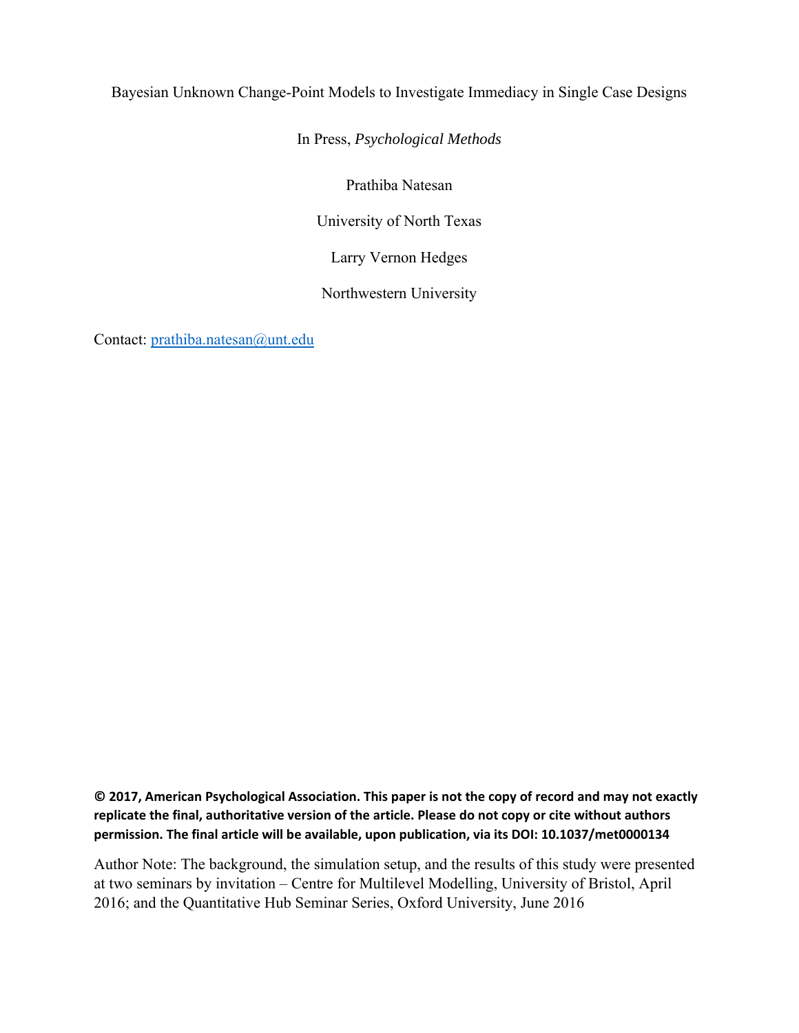# Bayesian Unknown Change-Point Models to Investigate Immediacy in Single Case Designs

In Press, *Psychological Methods*

Prathiba Natesan

University of North Texas

Larry Vernon Hedges

Northwestern University

Contact: prathiba.natesan@unt.edu

**© 2017, American Psychological Association. This paper is not the copy of record and may not exactly replicate the final, authoritative version of the article. Please do not copy or cite without authors permission. The final article will be available, upon publication, via its DOI: 10.1037/met0000134**

Author Note: The background, the simulation setup, and the results of this study were presented at two seminars by invitation – Centre for Multilevel Modelling, University of Bristol, April 2016; and the Quantitative Hub Seminar Series, Oxford University, June 2016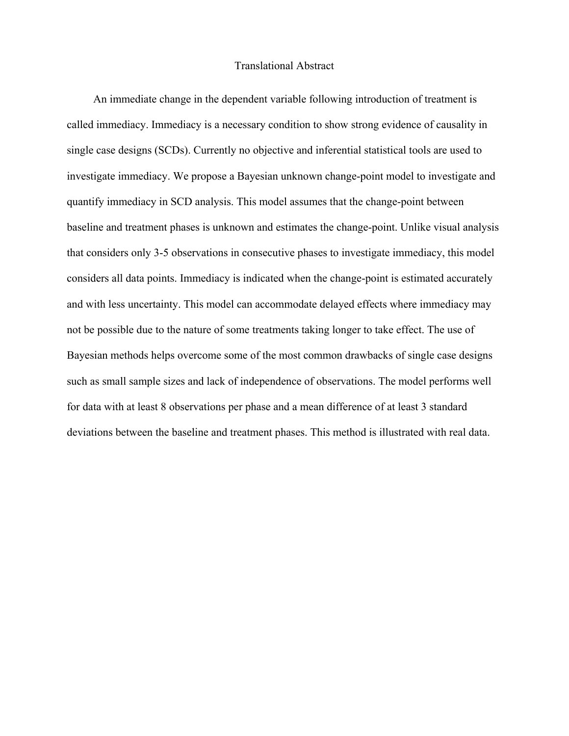# Translational Abstract

An immediate change in the dependent variable following introduction of treatment is called immediacy. Immediacy is a necessary condition to show strong evidence of causality in single case designs (SCDs). Currently no objective and inferential statistical tools are used to investigate immediacy. We propose a Bayesian unknown change-point model to investigate and quantify immediacy in SCD analysis. This model assumes that the change-point between baseline and treatment phases is unknown and estimates the change-point. Unlike visual analysis that considers only 3-5 observations in consecutive phases to investigate immediacy, this model considers all data points. Immediacy is indicated when the change-point is estimated accurately and with less uncertainty. This model can accommodate delayed effects where immediacy may not be possible due to the nature of some treatments taking longer to take effect. The use of Bayesian methods helps overcome some of the most common drawbacks of single case designs such as small sample sizes and lack of independence of observations. The model performs well for data with at least 8 observations per phase and a mean difference of at least 3 standard deviations between the baseline and treatment phases. This method is illustrated with real data.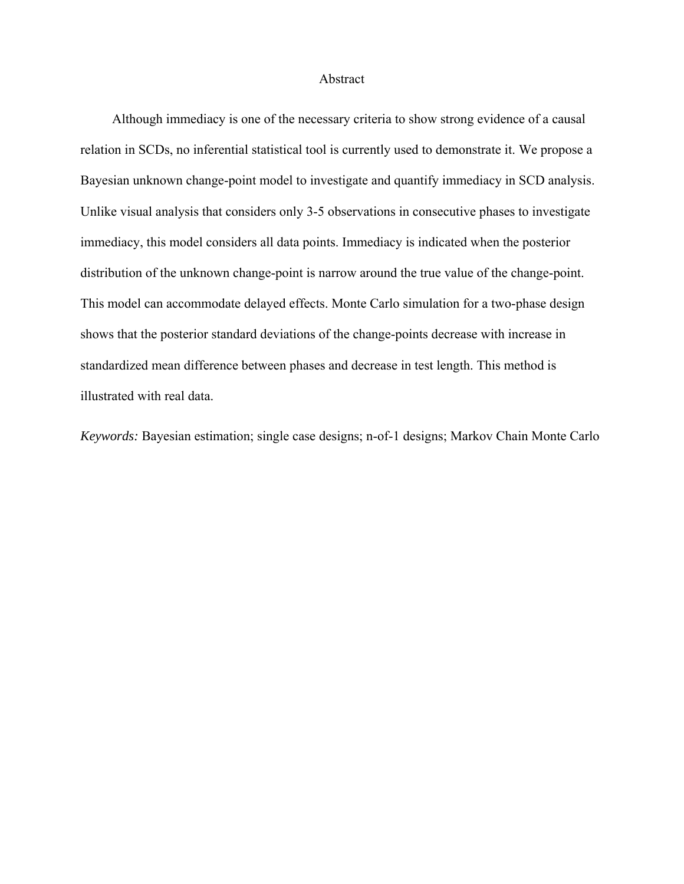# Abstract

Although immediacy is one of the necessary criteria to show strong evidence of a causal relation in SCDs, no inferential statistical tool is currently used to demonstrate it. We propose a Bayesian unknown change-point model to investigate and quantify immediacy in SCD analysis. Unlike visual analysis that considers only 3-5 observations in consecutive phases to investigate immediacy, this model considers all data points. Immediacy is indicated when the posterior distribution of the unknown change-point is narrow around the true value of the change-point. This model can accommodate delayed effects. Monte Carlo simulation for a two-phase design shows that the posterior standard deviations of the change-points decrease with increase in standardized mean difference between phases and decrease in test length. This method is illustrated with real data.

*Keywords:* Bayesian estimation; single case designs; n-of-1 designs; Markov Chain Monte Carlo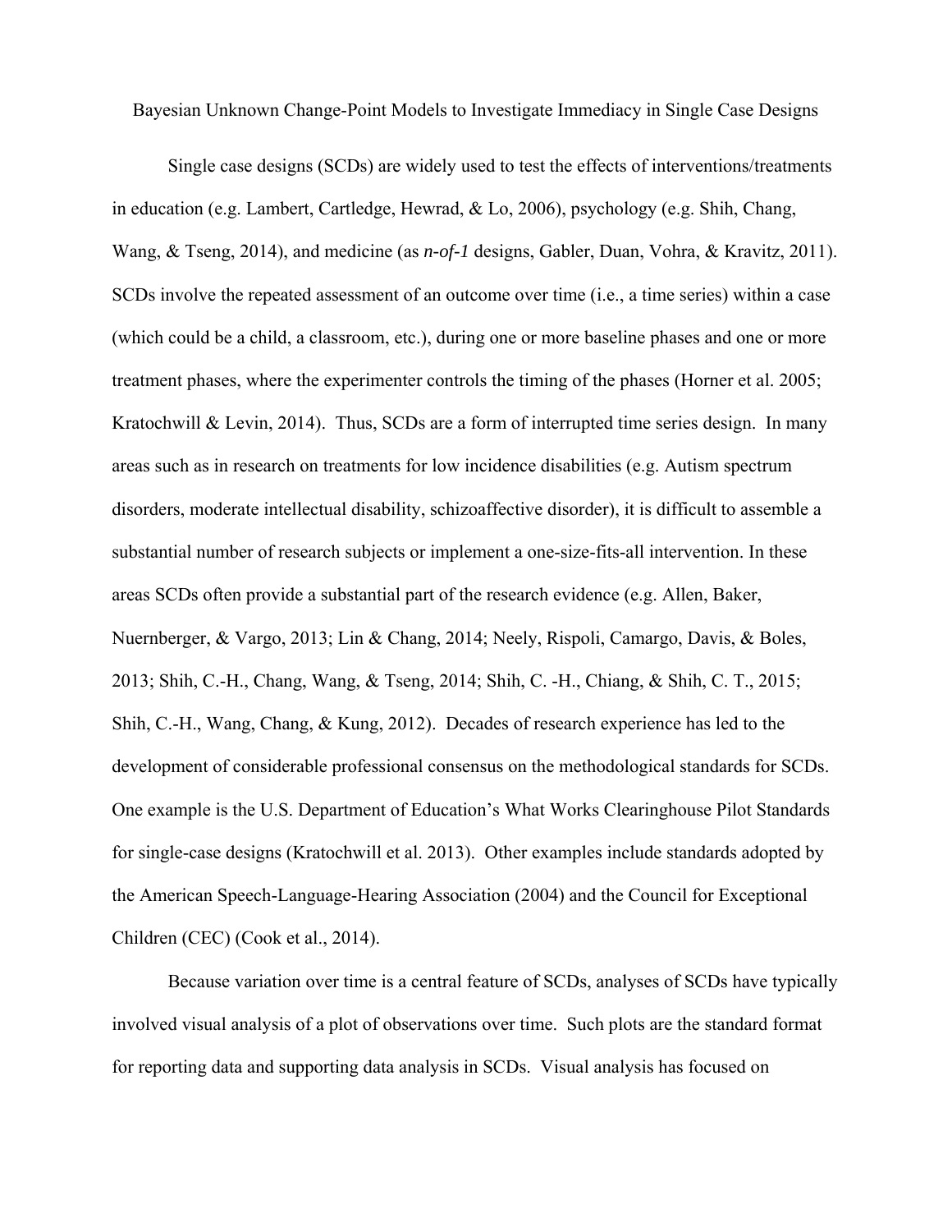Bayesian Unknown Change-Point Models to Investigate Immediacy in Single Case Designs

Single case designs (SCDs) are widely used to test the effects of interventions/treatments in education (e.g. Lambert, Cartledge, Hewrad, & Lo, 2006), psychology (e.g. Shih, Chang, Wang, & Tseng, 2014), and medicine (as *n-of-1* designs, Gabler, Duan, Vohra, & Kravitz, 2011). SCDs involve the repeated assessment of an outcome over time (i.e., a time series) within a case (which could be a child, a classroom, etc.), during one or more baseline phases and one or more treatment phases, where the experimenter controls the timing of the phases (Horner et al. 2005; Kratochwill & Levin, 2014). Thus, SCDs are a form of interrupted time series design. In many areas such as in research on treatments for low incidence disabilities (e.g. Autism spectrum disorders, moderate intellectual disability, schizoaffective disorder), it is difficult to assemble a substantial number of research subjects or implement a one-size-fits-all intervention. In these areas SCDs often provide a substantial part of the research evidence (e.g. Allen, Baker, Nuernberger, & Vargo, 2013; Lin & Chang, 2014; Neely, Rispoli, Camargo, Davis, & Boles, 2013; Shih, C.-H., Chang, Wang, & Tseng, 2014; Shih, C. -H., Chiang, & Shih, C. T., 2015; Shih, C.-H., Wang, Chang, & Kung, 2012). Decades of research experience has led to the development of considerable professional consensus on the methodological standards for SCDs. One example is the U.S. Department of Education's What Works Clearinghouse Pilot Standards for single-case designs (Kratochwill et al. 2013). Other examples include standards adopted by the American Speech-Language-Hearing Association (2004) and the Council for Exceptional Children (CEC) (Cook et al., 2014).

Because variation over time is a central feature of SCDs, analyses of SCDs have typically involved visual analysis of a plot of observations over time. Such plots are the standard format for reporting data and supporting data analysis in SCDs. Visual analysis has focused on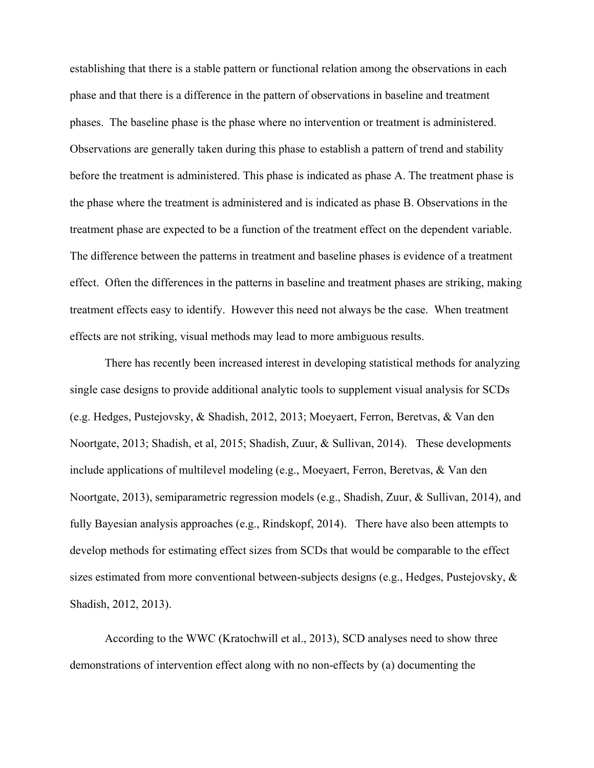establishing that there is a stable pattern or functional relation among the observations in each phase and that there is a difference in the pattern of observations in baseline and treatment phases. The baseline phase is the phase where no intervention or treatment is administered. Observations are generally taken during this phase to establish a pattern of trend and stability before the treatment is administered. This phase is indicated as phase A. The treatment phase is the phase where the treatment is administered and is indicated as phase B. Observations in the treatment phase are expected to be a function of the treatment effect on the dependent variable. The difference between the patterns in treatment and baseline phases is evidence of a treatment effect. Often the differences in the patterns in baseline and treatment phases are striking, making treatment effects easy to identify. However this need not always be the case. When treatment effects are not striking, visual methods may lead to more ambiguous results.

There has recently been increased interest in developing statistical methods for analyzing single case designs to provide additional analytic tools to supplement visual analysis for SCDs (e.g. Hedges, Pustejovsky, & Shadish, 2012, 2013; Moeyaert, Ferron, Beretvas, & Van den Noortgate, 2013; Shadish, et al, 2015; Shadish, Zuur, & Sullivan, 2014). These developments include applications of multilevel modeling (e.g., Moeyaert, Ferron, Beretvas, & Van den Noortgate, 2013), semiparametric regression models (e.g., Shadish, Zuur, & Sullivan, 2014), and fully Bayesian analysis approaches (e.g., Rindskopf, 2014). There have also been attempts to develop methods for estimating effect sizes from SCDs that would be comparable to the effect sizes estimated from more conventional between-subjects designs (e.g., Hedges, Pustejovsky, & Shadish, 2012, 2013).

According to the WWC (Kratochwill et al., 2013), SCD analyses need to show three demonstrations of intervention effect along with no non-effects by (a) documenting the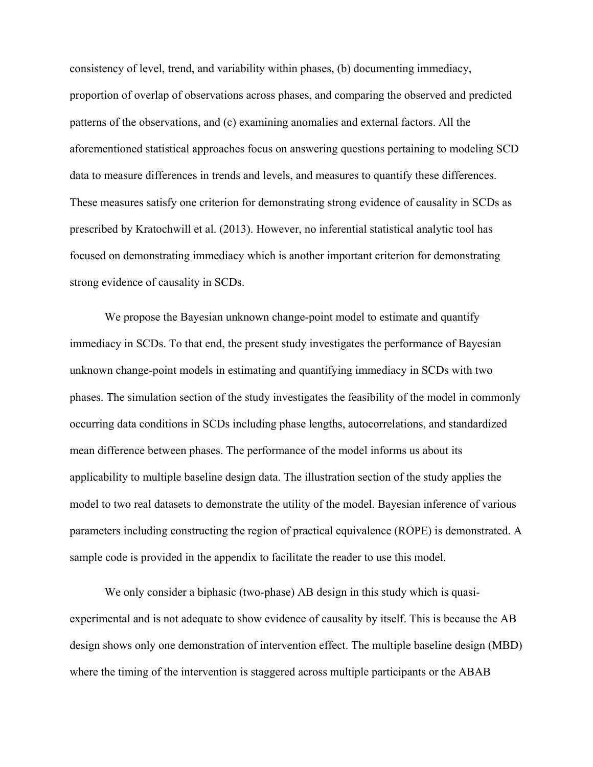consistency of level, trend, and variability within phases, (b) documenting immediacy, proportion of overlap of observations across phases, and comparing the observed and predicted patterns of the observations, and (c) examining anomalies and external factors. All the aforementioned statistical approaches focus on answering questions pertaining to modeling SCD data to measure differences in trends and levels, and measures to quantify these differences. These measures satisfy one criterion for demonstrating strong evidence of causality in SCDs as prescribed by Kratochwill et al. (2013). However, no inferential statistical analytic tool has focused on demonstrating immediacy which is another important criterion for demonstrating strong evidence of causality in SCDs.

We propose the Bayesian unknown change-point model to estimate and quantify immediacy in SCDs. To that end, the present study investigates the performance of Bayesian unknown change-point models in estimating and quantifying immediacy in SCDs with two phases. The simulation section of the study investigates the feasibility of the model in commonly occurring data conditions in SCDs including phase lengths, autocorrelations, and standardized mean difference between phases. The performance of the model informs us about its applicability to multiple baseline design data. The illustration section of the study applies the model to two real datasets to demonstrate the utility of the model. Bayesian inference of various parameters including constructing the region of practical equivalence (ROPE) is demonstrated. A sample code is provided in the appendix to facilitate the reader to use this model.

We only consider a biphasic (two-phase) AB design in this study which is quasi-experimental and is not adequate to show evidence of causality by itself. This is because the AB design shows only one demonstration of intervention effect. The multiple baseline design (MBD) where the timing of the intervention is staggered across multiple participants or the ABAB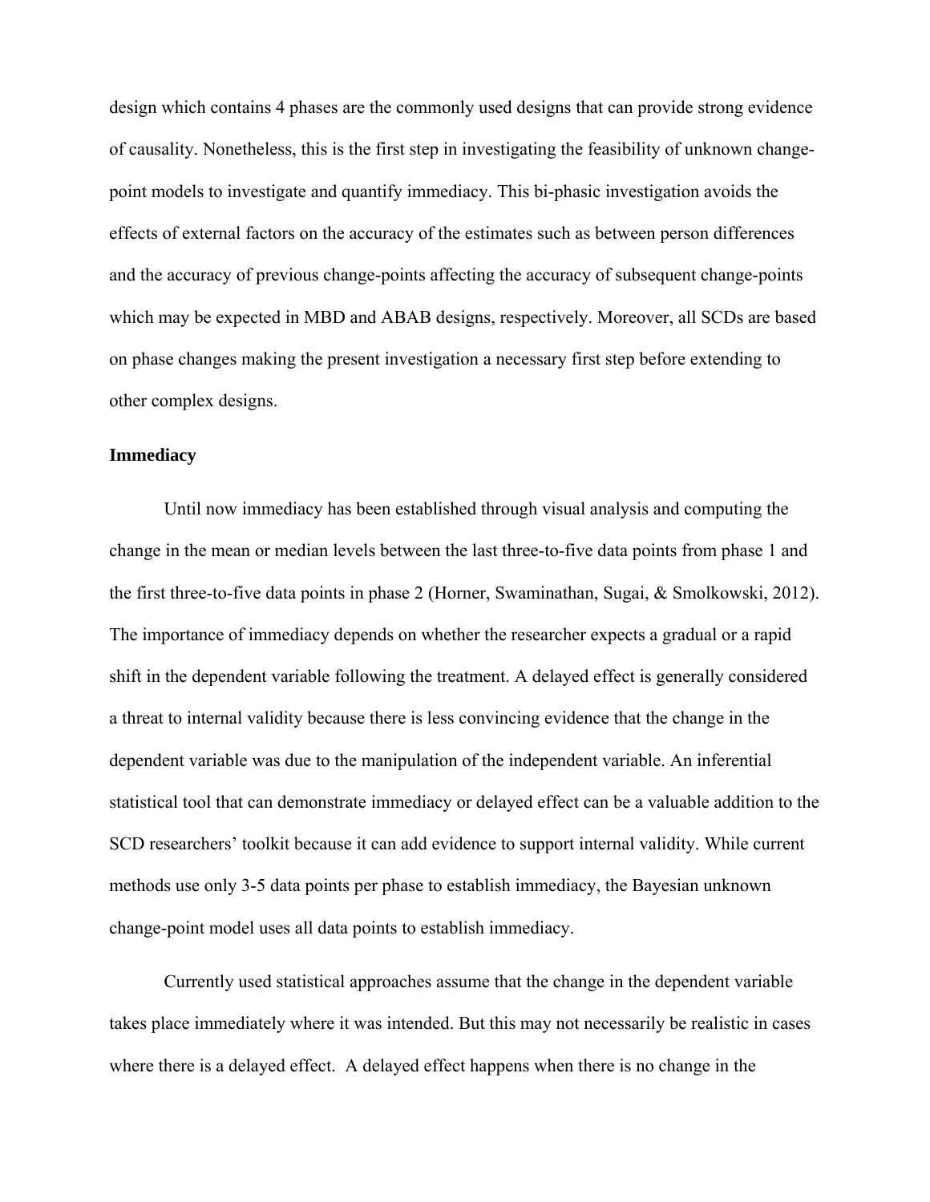design which contains 4 phases are the commonly used designs that can provide strong evidence of causality. Nonetheless, this is the first step in investigating the feasibility of unknown change-point models to investigate and quantify immediacy. This bi-phasic investigation avoids the effects of external factors on the accuracy of the estimates such as between person differences and the accuracy of previous change-points affecting the accuracy of subsequent change-points which may be expected in MBD and ABAB designs, respectively. Moreover, all SCDs are based on phase changes making the present investigation a necessary first step before extending to other complex designs.

**Immediacy**

Until now immediacy has been established through visual analysis and computing the change in the mean or median levels between the last three-to-five data points from phase 1 and the first three-to-five data points in phase 2 (Horner, Swaminathan, Sugai, & Smolkowski, 2012). The importance of immediacy depends on whether the researcher expects a gradual or a rapid shift in the dependent variable following the treatment. A delayed effect is generally considered a threat to internal validity because there is less convincing evidence that the change in the dependent variable was due to the manipulation of the independent variable. An inferential statistical tool that can demonstrate immediacy or delayed effect can be a valuable addition to the SCD researchers' toolkit because it can add evidence to support internal validity. While current methods use only 3-5 data points per phase to establish immediacy, the Bayesian unknown change-point model uses all data points to establish immediacy.

Currently used statistical approaches assume that the change in the dependent variable takes place immediately where it was intended. But this may not necessarily be realistic in cases where there is a delayed effect. A delayed effect happens when there is no change in the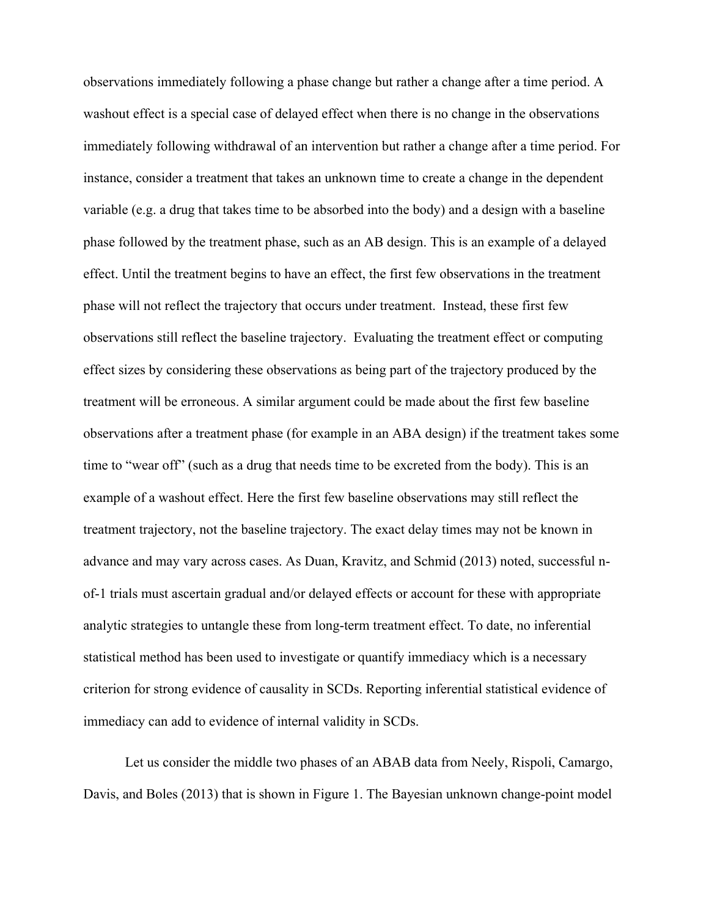observations immediately following a phase change but rather a change after a time period. A washout effect is a special case of delayed effect when there is no change in the observations immediately following withdrawal of an intervention but rather a change after a time period. For instance, consider a treatment that takes an unknown time to create a change in the dependent variable (e.g. a drug that takes time to be absorbed into the body) and a design with a baseline phase followed by the treatment phase, such as an AB design. This is an example of a delayed effect. Until the treatment begins to have an effect, the first few observations in the treatment phase will not reflect the trajectory that occurs under treatment. Instead, these first few observations still reflect the baseline trajectory. Evaluating the treatment effect or computing effect sizes by considering these observations as being part of the trajectory produced by the treatment will be erroneous. A similar argument could be made about the first few baseline observations after a treatment phase (for example in an ABA design) if the treatment takes some time to "wear off" (such as a drug that needs time to be excreted from the body). This is an example of a washout effect. Here the first few baseline observations may still reflect the treatment trajectory, not the baseline trajectory. The exact delay times may not be known in advance and may vary across cases. As Duan, Kravitz, and Schmid (2013) noted, successful n-of-1 trials must ascertain gradual and/or delayed effects or account for these with appropriate analytic strategies to untangle these from long-term treatment effect. To date, no inferential statistical method has been used to investigate or quantify immediacy which is a necessary criterion for strong evidence of causality in SCDs. Reporting inferential statistical evidence of immediacy can add to evidence of internal validity in SCDs.

Let us consider the middle two phases of an ABAB data from Neely, Rispoli, Camargo, Davis, and Boles (2013) that is shown in Figure 1. The Bayesian unknown change-point model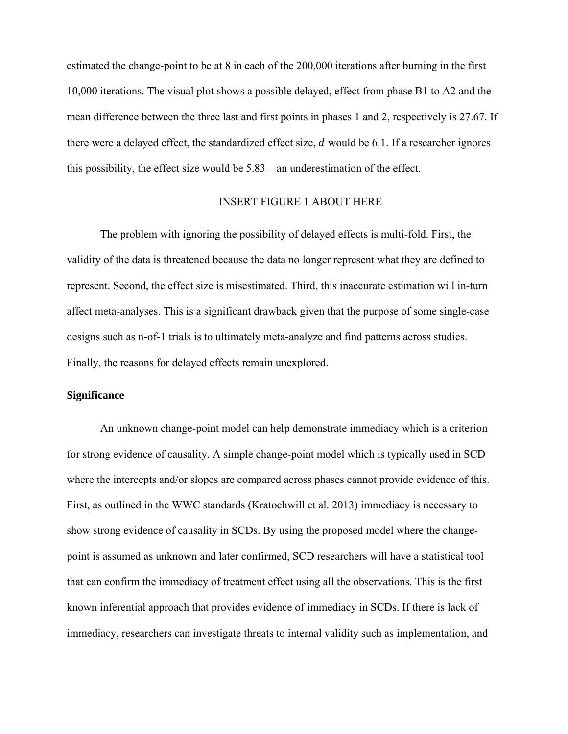estimated the change-point to be at 8 in each of the 200,000 iterations after burning in the first 10,000 iterations. The visual plot shows a possible delayed, effect from phase B1 to A2 and the mean difference between the three last and first points in phases 1 and 2, respectively is 27.67. If there were a delayed effect, the standardized effect size, $d$ would be 6.1. If a researcher ignores this possibility, the effect size would be 5.83 – an underestimation of the effect.

INSERT FIGURE 1 ABOUT HERE

The problem with ignoring the possibility of delayed effects is multi-fold. First, the validity of the data is threatened because the data no longer represent what they are defined to represent. Second, the effect size is misestimated. Third, this inaccurate estimation will in-turn affect meta-analyses. This is a significant drawback given that the purpose of some single-case designs such as n-of-1 trials is to ultimately meta-analyze and find patterns across studies. Finally, the reasons for delayed effects remain unexplored.

**Significance**

An unknown change-point model can help demonstrate immediacy which is a criterion for strong evidence of causality. A simple change-point model which is typically used in SCD where the intercepts and/or slopes are compared across phases cannot provide evidence of this. First, as outlined in the WWC standards (Kratochwill et al. 2013) immediacy is necessary to show strong evidence of causality in SCDs. By using the proposed model where the change-point is assumed as unknown and later confirmed, SCD researchers will have a statistical tool that can confirm the immediacy of treatment effect using all the observations. This is the first known inferential approach that provides evidence of immediacy in SCDs. If there is lack of immediacy, researchers can investigate threats to internal validity such as implementation, and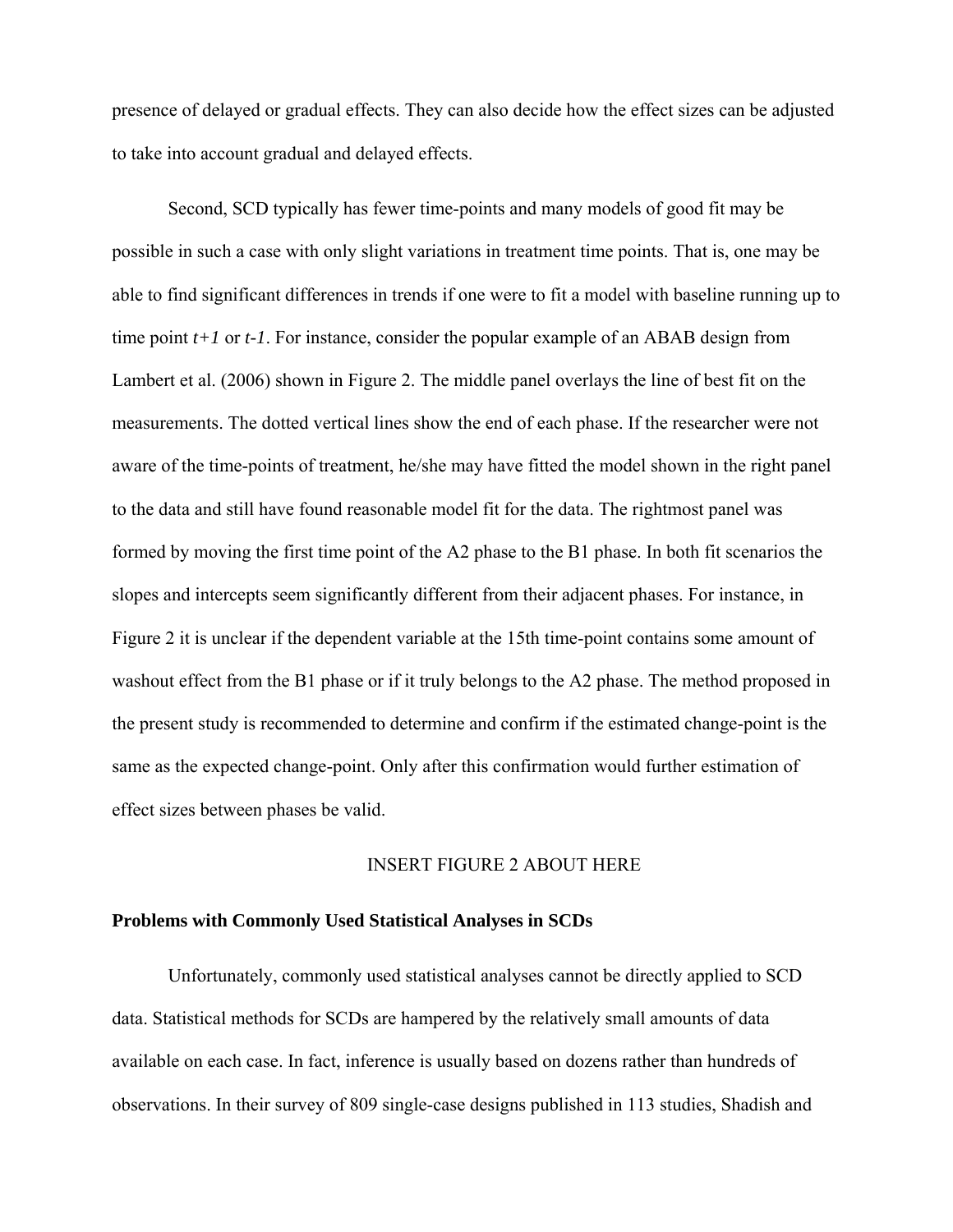presence of delayed or gradual effects. They can also decide how the effect sizes can be adjusted to take into account gradual and delayed effects.

Second, SCD typically has fewer time-points and many models of good fit may be possible in such a case with only slight variations in treatment time points. That is, one may be able to find significant differences in trends if one were to fit a model with baseline running up to time point *t+1* or *t-1*. For instance, consider the popular example of an ABAB design from Lambert et al. (2006) shown in Figure 2. The middle panel overlays the line of best fit on the measurements. The dotted vertical lines show the end of each phase. If the researcher were not aware of the time-points of treatment, he/she may have fitted the model shown in the right panel to the data and still have found reasonable model fit for the data. The rightmost panel was formed by moving the first time point of the A2 phase to the B1 phase. In both fit scenarios the slopes and intercepts seem significantly different from their adjacent phases. For instance, in Figure 2 it is unclear if the dependent variable at the 15th time-point contains some amount of washout effect from the B1 phase or if it truly belongs to the A2 phase. The method proposed in the present study is recommended to determine and confirm if the estimated change-point is the same as the expected change-point. Only after this confirmation would further estimation of effect sizes between phases be valid.

INSERT FIGURE 2 ABOUT HERE

**Problems with Commonly Used Statistical Analyses in SCDs**

Unfortunately, commonly used statistical analyses cannot be directly applied to SCD data. Statistical methods for SCDs are hampered by the relatively small amounts of data available on each case. In fact, inference is usually based on dozens rather than hundreds of observations. In their survey of 809 single-case designs published in 113 studies, Shadish and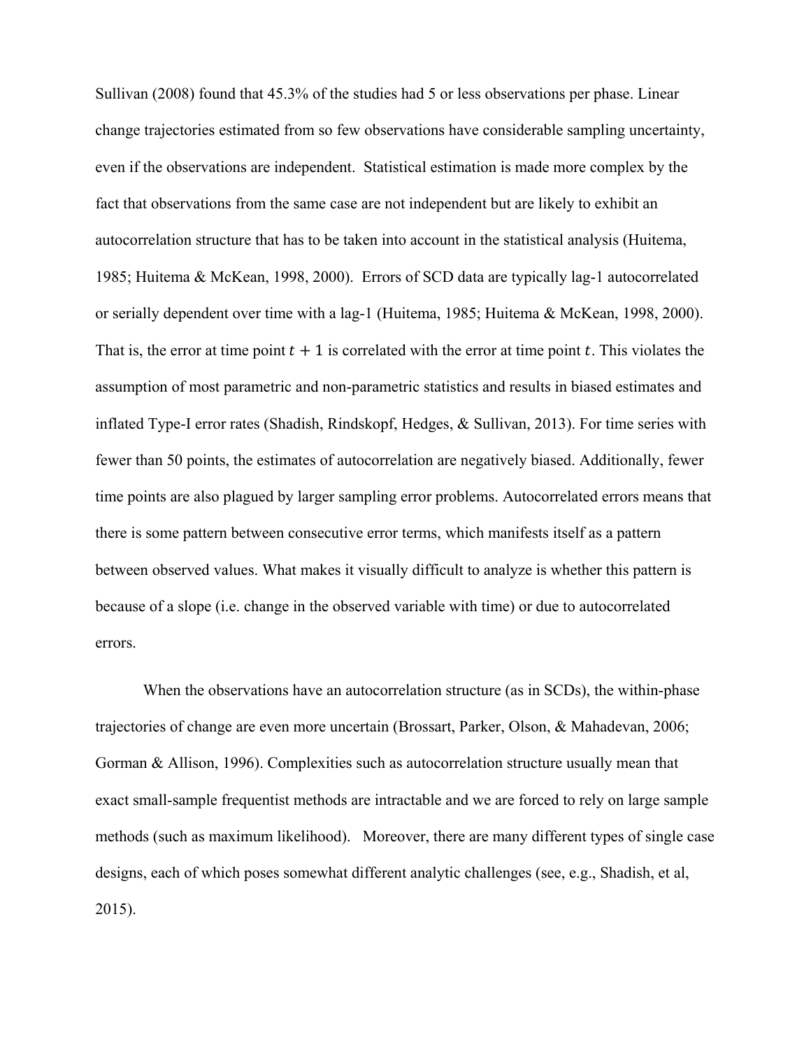Sullivan (2008) found that 45.3% of the studies had 5 or less observations per phase. Linear change trajectories estimated from so few observations have considerable sampling uncertainty, even if the observations are independent. Statistical estimation is made more complex by the fact that observations from the same case are not independent but are likely to exhibit an autocorrelation structure that has to be taken into account in the statistical analysis (Huitema, 1985; Huitema & McKean, 1998, 2000). Errors of SCD data are typically lag-1 autocorrelated or serially dependent over time with a lag-1 (Huitema, 1985; Huitema & McKean, 1998, 2000). That is, the error at time point $t + 1$ is correlated with the error at time point $t$. This violates the assumption of most parametric and non-parametric statistics and results in biased estimates and inflated Type-I error rates (Shadish, Rindskopf, Hedges, & Sullivan, 2013). For time series with fewer than 50 points, the estimates of autocorrelation are negatively biased. Additionally, fewer time points are also plagued by larger sampling error problems. Autocorrelated errors means that there is some pattern between consecutive error terms, which manifests itself as a pattern between observed values. What makes it visually difficult to analyze is whether this pattern is because of a slope (i.e. change in the observed variable with time) or due to autocorrelated errors.

When the observations have an autocorrelation structure (as in SCDs), the within-phase trajectories of change are even more uncertain (Brossart, Parker, Olson, & Mahadevan, 2006; Gorman & Allison, 1996). Complexities such as autocorrelation structure usually mean that exact small-sample frequentist methods are intractable and we are forced to rely on large sample methods (such as maximum likelihood). Moreover, there are many different types of single case designs, each of which poses somewhat different analytic challenges (see, e.g., Shadish, et al, 2015).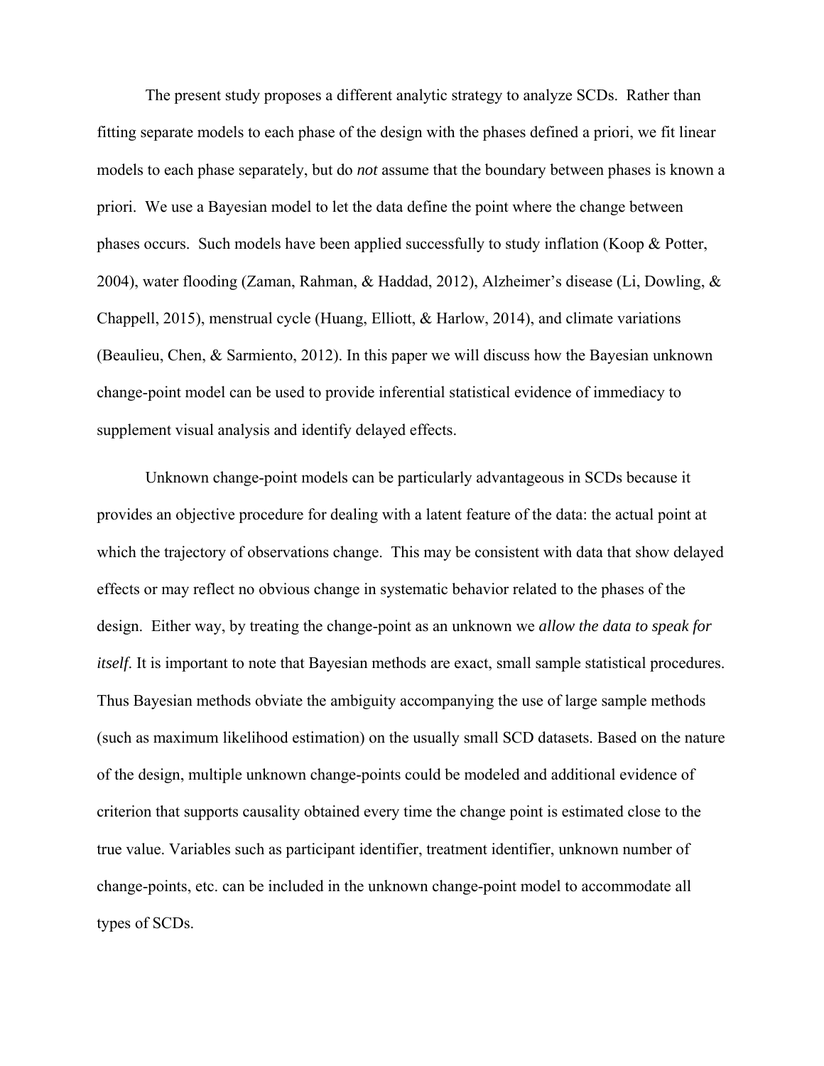The present study proposes a different analytic strategy to analyze SCDs. Rather than fitting separate models to each phase of the design with the phases defined a priori, we fit linear models to each phase separately, but do *not* assume that the boundary between phases is known a priori. We use a Bayesian model to let the data define the point where the change between phases occurs. Such models have been applied successfully to study inflation (Koop & Potter, 2004), water flooding (Zaman, Rahman, & Haddad, 2012), Alzheimer's disease (Li, Dowling, & Chappell, 2015), menstrual cycle (Huang, Elliott, & Harlow, 2014), and climate variations (Beaulieu, Chen, & Sarmiento, 2012). In this paper we will discuss how the Bayesian unknown change-point model can be used to provide inferential statistical evidence of immediacy to supplement visual analysis and identify delayed effects.

Unknown change-point models can be particularly advantageous in SCDs because it provides an objective procedure for dealing with a latent feature of the data: the actual point at which the trajectory of observations change. This may be consistent with data that show delayed effects or may reflect no obvious change in systematic behavior related to the phases of the design. Either way, by treating the change-point as an unknown we *allow the data to speak for itself*. It is important to note that Bayesian methods are exact, small sample statistical procedures. Thus Bayesian methods obviate the ambiguity accompanying the use of large sample methods (such as maximum likelihood estimation) on the usually small SCD datasets. Based on the nature of the design, multiple unknown change-points could be modeled and additional evidence of criterion that supports causality obtained every time the change point is estimated close to the true value. Variables such as participant identifier, treatment identifier, unknown number of change-points, etc. can be included in the unknown change-point model to accommodate all types of SCDs.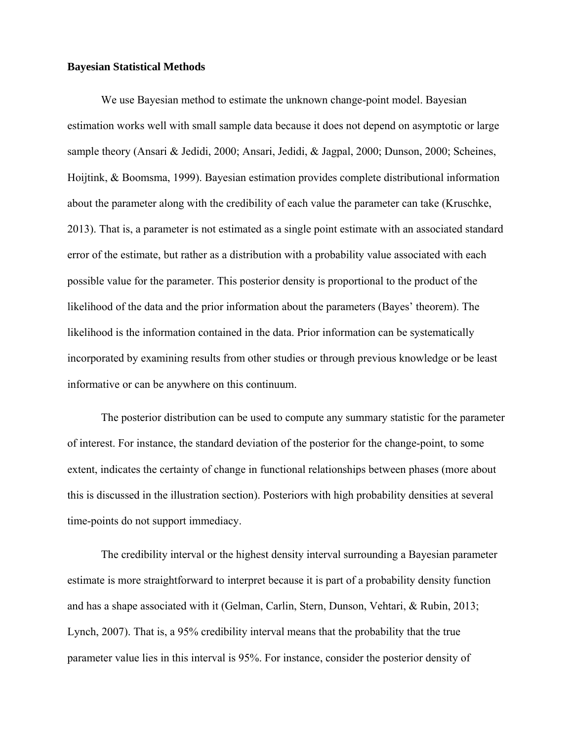**Bayesian Statistical Methods**

We use Bayesian method to estimate the unknown change-point model. Bayesian estimation works well with small sample data because it does not depend on asymptotic or large sample theory (Ansari & Jedidi, 2000; Ansari, Jedidi, & Jagpal, 2000; Dunson, 2000; Scheines, Hoijtink, & Boomsma, 1999). Bayesian estimation provides complete distributional information about the parameter along with the credibility of each value the parameter can take (Kruschke, 2013). That is, a parameter is not estimated as a single point estimate with an associated standard error of the estimate, but rather as a distribution with a probability value associated with each possible value for the parameter. This posterior density is proportional to the product of the likelihood of the data and the prior information about the parameters (Bayes' theorem). The likelihood is the information contained in the data. Prior information can be systematically incorporated by examining results from other studies or through previous knowledge or be least informative or can be anywhere on this continuum.

The posterior distribution can be used to compute any summary statistic for the parameter of interest. For instance, the standard deviation of the posterior for the change-point, to some extent, indicates the certainty of change in functional relationships between phases (more about this is discussed in the illustration section). Posteriors with high probability densities at several time-points do not support immediacy.

The credibility interval or the highest density interval surrounding a Bayesian parameter estimate is more straightforward to interpret because it is part of a probability density function and has a shape associated with it (Gelman, Carlin, Stern, Dunson, Vehtari, & Rubin, 2013; Lynch, 2007). That is, a 95% credibility interval means that the probability that the true parameter value lies in this interval is 95%. For instance, consider the posterior density of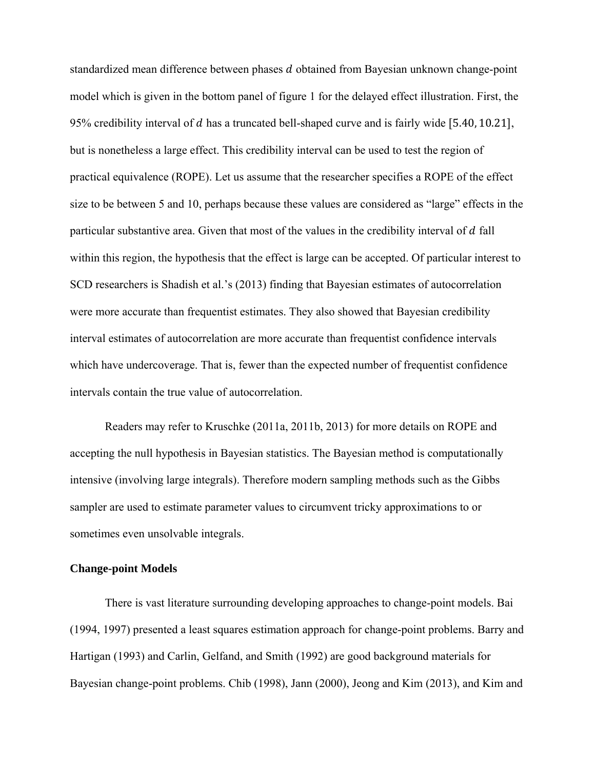standardized mean difference between phases $d$ obtained from Bayesian unknown change-point model which is given in the bottom panel of figure 1 for the delayed effect illustration. First, the 95% credibility interval of $d$ has a truncated bell-shaped curve and is fairly wide $[5.40, 10.21]$, but is nonetheless a large effect. This credibility interval can be used to test the region of practical equivalence (ROPE). Let us assume that the researcher specifies a ROPE of the effect size to be between 5 and 10, perhaps because these values are considered as "large" effects in the particular substantive area. Given that most of the values in the credibility interval of $d$ fall within this region, the hypothesis that the effect is large can be accepted. Of particular interest to SCD researchers is Shadish et al.'s (2013) finding that Bayesian estimates of autocorrelation were more accurate than frequentist estimates. They also showed that Bayesian credibility interval estimates of autocorrelation are more accurate than frequentist confidence intervals which have undercoverage. That is, fewer than the expected number of frequentist confidence intervals contain the true value of autocorrelation.

Readers may refer to Kruschke (2011a, 2011b, 2013) for more details on ROPE and accepting the null hypothesis in Bayesian statistics. The Bayesian method is computationally intensive (involving large integrals). Therefore modern sampling methods such as the Gibbs sampler are used to estimate parameter values to circumvent tricky approximations to or sometimes even unsolvable integrals.

**Change-point Models**

There is vast literature surrounding developing approaches to change-point models. Bai (1994, 1997) presented a least squares estimation approach for change-point problems. Barry and Hartigan (1993) and Carlin, Gelfand, and Smith (1992) are good background materials for Bayesian change-point problems. Chib (1998), Jann (2000), Jeong and Kim (2013), and Kim and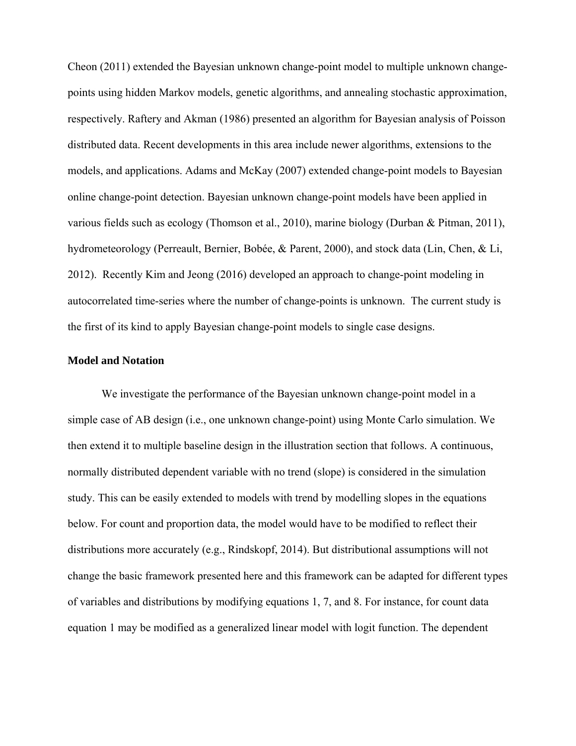Cheon (2011) extended the Bayesian unknown change-point model to multiple unknown change-points using hidden Markov models, genetic algorithms, and annealing stochastic approximation, respectively. Raftery and Akman (1986) presented an algorithm for Bayesian analysis of Poisson distributed data. Recent developments in this area include newer algorithms, extensions to the models, and applications. Adams and McKay (2007) extended change-point models to Bayesian online change-point detection. Bayesian unknown change-point models have been applied in various fields such as ecology (Thomson et al., 2010), marine biology (Durban & Pitman, 2011), hydrometeorology (Perreault, Bernier, Bobée, & Parent, 2000), and stock data (Lin, Chen, & Li, 2012). Recently Kim and Jeong (2016) developed an approach to change-point modeling in autocorrelated time-series where the number of change-points is unknown. The current study is the first of its kind to apply Bayesian change-point models to single case designs.

**Model and Notation**

We investigate the performance of the Bayesian unknown change-point model in a simple case of AB design (i.e., one unknown change-point) using Monte Carlo simulation. We then extend it to multiple baseline design in the illustration section that follows. A continuous, normally distributed dependent variable with no trend (slope) is considered in the simulation study. This can be easily extended to models with trend by modelling slopes in the equations below. For count and proportion data, the model would have to be modified to reflect their distributions more accurately (e.g., Rindskopf, 2014). But distributional assumptions will not change the basic framework presented here and this framework can be adapted for different types of variables and distributions by modifying equations 1, 7, and 8. For instance, for count data equation 1 may be modified as a generalized linear model with logit function. The dependent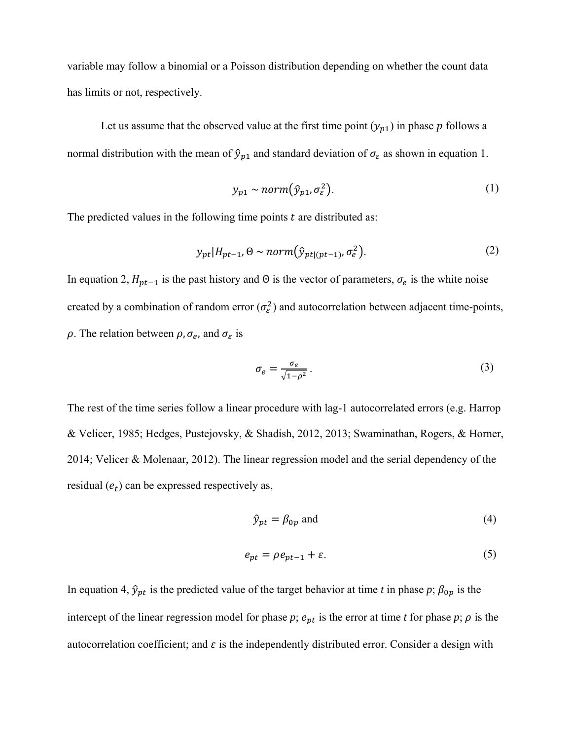variable may follow a binomial or a Poisson distribution depending on whether the count data has limits or not, respectively.

Let us assume that the observed value at the first time point ($y_{p1}$) in phase $p$ follows a normal distribution with the mean of $\hat{y}_{p1}$ and standard deviation of $\sigma_\varepsilon$ as shown in equation 1.

$$y_{p1} \sim norm(\hat{y}_{p1}, \sigma_\varepsilon^2). \tag{1}$$

The predicted values in the following time points $t$ are distributed as:

$$y_{pt} | H_{pt-1}, \Theta \sim norm(\hat{y}_{pt|(pt-1)}, \sigma_e^2). \tag{2}$$

In equation 2, $H_{pt-1}$ is the past history and $\Theta$ is the vector of parameters, $\sigma_e$ is the white noise created by a combination of random error ($\sigma_\varepsilon^2$) and autocorrelation between adjacent time-points, $\rho$. The relation between $\rho, \sigma_e$, and $\sigma_\varepsilon$ is

$$\sigma_e = \frac{\sigma_\varepsilon}{\sqrt{1-\rho^2}} . \tag{3}$$

The rest of the time series follow a linear procedure with lag-1 autocorrelated errors (e.g. Harrop & Velicer, 1985; Hedges, Pustejovsky, & Shadish, 2012, 2013; Swaminathan, Rogers, & Horner, 2014; Velicer & Molenaar, 2012). The linear regression model and the serial dependency of the residual ($e_t$) can be expressed respectively as,

$$\hat{y}_{pt} = \beta_{0p} \text{ and} \tag{4}$$

$$e_{pt} = \rho e_{pt-1} + \varepsilon. \tag{5}$$

In equation 4, $\hat{y}_{pt}$ is the predicted value of the target behavior at time *t* in phase *p*; $\beta_{0p}$ is the intercept of the linear regression model for phase *p*; $e_{pt}$ is the error at time *t* for phase *p*; $\rho$ is the autocorrelation coefficient; and $\varepsilon$ is the independently distributed error. Consider a design with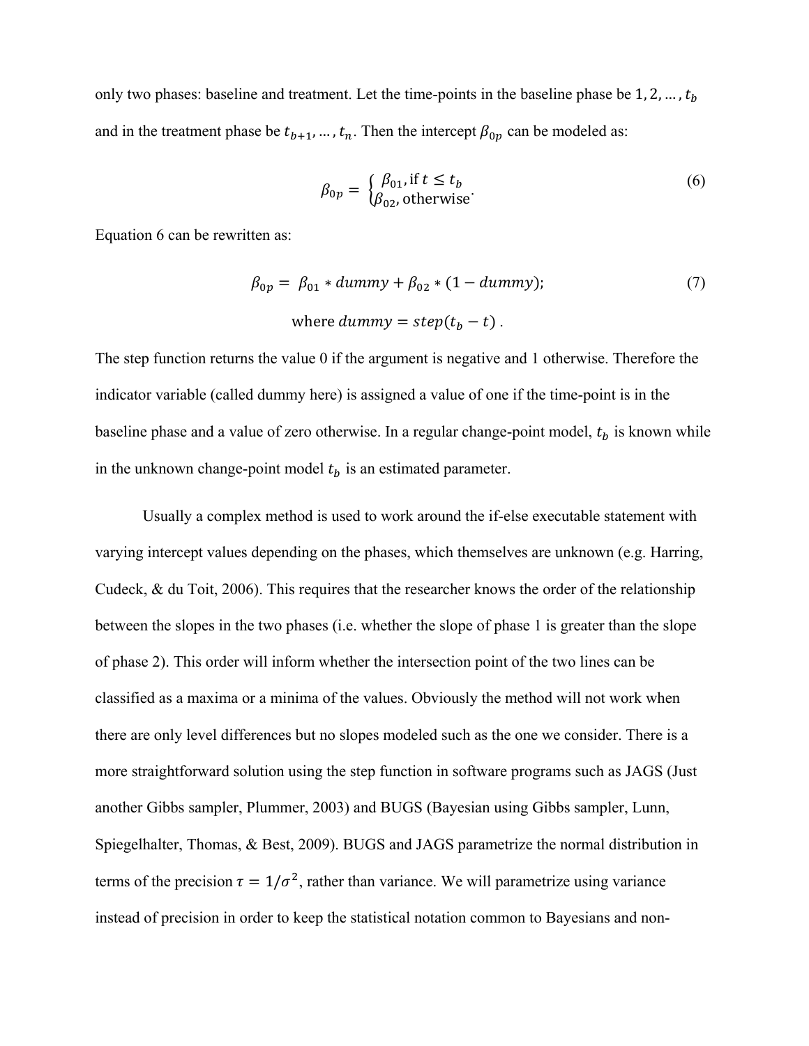only two phases: baseline and treatment. Let the time-points in the baseline phase be $1, 2, \dots, t_b$ and in the treatment phase be $t_{b+1}, \dots, t_n$. Then the intercept $\beta_{0p}$ can be modeled as:

$$\beta_{0p} = \begin{cases} \beta_{01}, \text{if } t \leq t_b \\ \beta_{02}, \text{otherwise} \end{cases}. \tag{6}$$

Equation 6 can be rewritten as:

$$\beta_{0p} = \beta_{01} * dummy + \beta_{02} * (1 - dummy); \tag{7}$$

$$\text{where } dummy = step(t_b - t) .$$

The step function returns the value 0 if the argument is negative and 1 otherwise. Therefore the indicator variable (called dummy here) is assigned a value of one if the time-point is in the baseline phase and a value of zero otherwise. In a regular change-point model, $t_b$ is known while in the unknown change-point model $t_b$ is an estimated parameter.

Usually a complex method is used to work around the if-else executable statement with varying intercept values depending on the phases, which themselves are unknown (e.g. Harring, Cudeck, & du Toit, 2006). This requires that the researcher knows the order of the relationship between the slopes in the two phases (i.e. whether the slope of phase 1 is greater than the slope of phase 2). This order will inform whether the intersection point of the two lines can be classified as a maxima or a minima of the values. Obviously the method will not work when there are only level differences but no slopes modeled such as the one we consider. There is a more straightforward solution using the step function in software programs such as JAGS (Just another Gibbs sampler, Plummer, 2003) and BUGS (Bayesian using Gibbs sampler, Lunn, Spiegelhalter, Thomas, & Best, 2009). BUGS and JAGS parametrize the normal distribution in terms of the precision $\tau = 1/\sigma^2$, rather than variance. We will parametrize using variance instead of precision in order to keep the statistical notation common to Bayesians and non-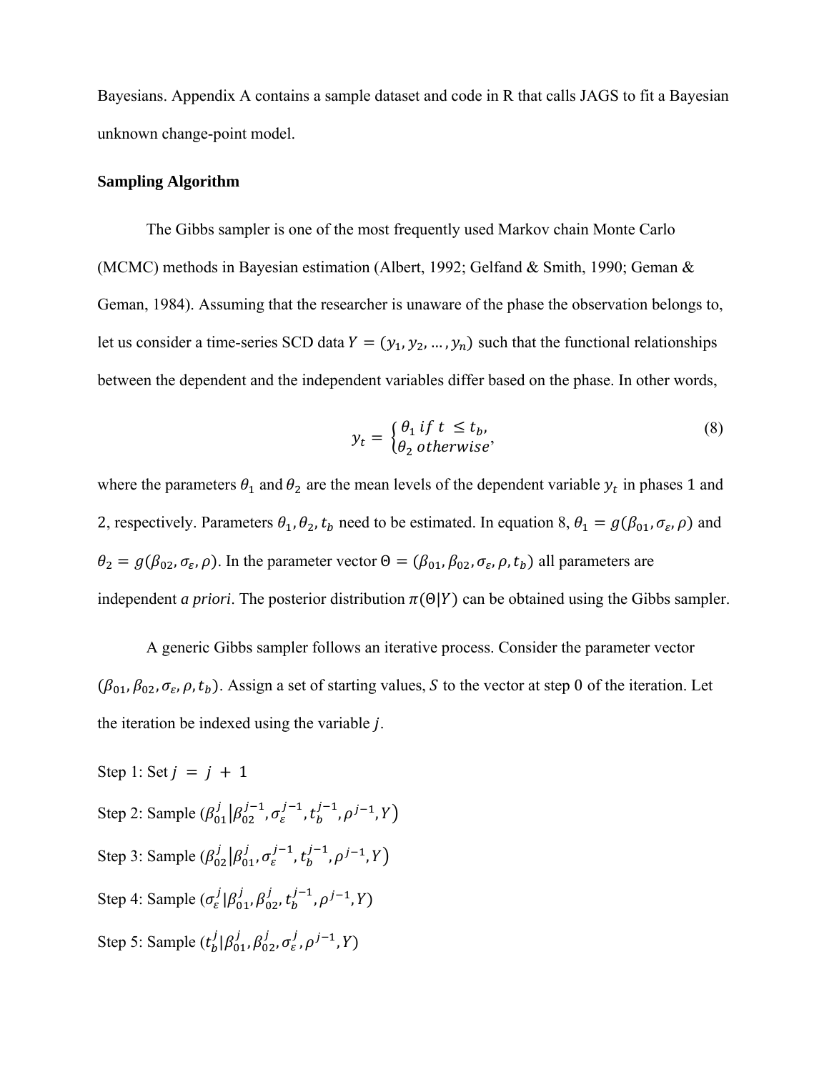Bayesians. Appendix A contains a sample dataset and code in R that calls JAGS to fit a Bayesian unknown change-point model.

**Sampling Algorithm**

The Gibbs sampler is one of the most frequently used Markov chain Monte Carlo (MCMC) methods in Bayesian estimation (Albert, 1992; Gelfand & Smith, 1990; Geman & Geman, 1984). Assuming that the researcher is unaware of the phase the observation belongs to, let us consider a time-series SCD data $Y = (y_1, y_2, \ldots, y_n)$ such that the functional relationships between the dependent and the independent variables differ based on the phase. In other words,

$$y_t = \begin{cases} \theta_1 \; if \; t \leq t_b, \\ \theta_2 \; otherwise' \end{cases} \tag{8}$$

where the parameters $\theta_1$ and $\theta_2$ are the mean levels of the dependent variable $y_t$ in phases 1 and 2, respectively. Parameters $\theta_1, \theta_2, t_b$ need to be estimated. In equation 8, $\theta_1 = g(\beta_{01}, \sigma_\varepsilon, \rho)$ and $\theta_2 = g(\beta_{02}, \sigma_\varepsilon, \rho)$. In the parameter vector $\Theta = (\beta_{01}, \beta_{02}, \sigma_\varepsilon, \rho, t_b)$ all parameters are independent *a priori*. The posterior distribution $\pi(\Theta|Y)$ can be obtained using the Gibbs sampler.

A generic Gibbs sampler follows an iterative process. Consider the parameter vector $(\beta_{01}, \beta_{02}, \sigma_\varepsilon, \rho, t_b)$. Assign a set of starting values, $S$ to the vector at step $0$ of the iteration. Let the iteration be indexed using the variable $j$.

Step 1: Set $j = j + 1$

Step 2: Sample $(\beta_{01}^{j}|\beta_{02}^{j-1}, \sigma_\varepsilon^{j-1}, t_b^{j-1}, \rho^{j-1}, Y)$

Step 3: Sample $(\beta_{02}^{j}|\beta_{01}^{j}, \sigma_\varepsilon^{j-1}, t_b^{j-1}, \rho^{j-1}, Y)$

Step 4: Sample $(\sigma_\varepsilon^{j}|\beta_{01}^{j}, \beta_{02}^{j}, t_b^{j-1}, \rho^{j-1}, Y)$

Step 5: Sample $(t_b^{j}|\beta_{01}^{j}, \beta_{02}^{j}, \sigma_\varepsilon^{j}, \rho^{j-1}, Y)$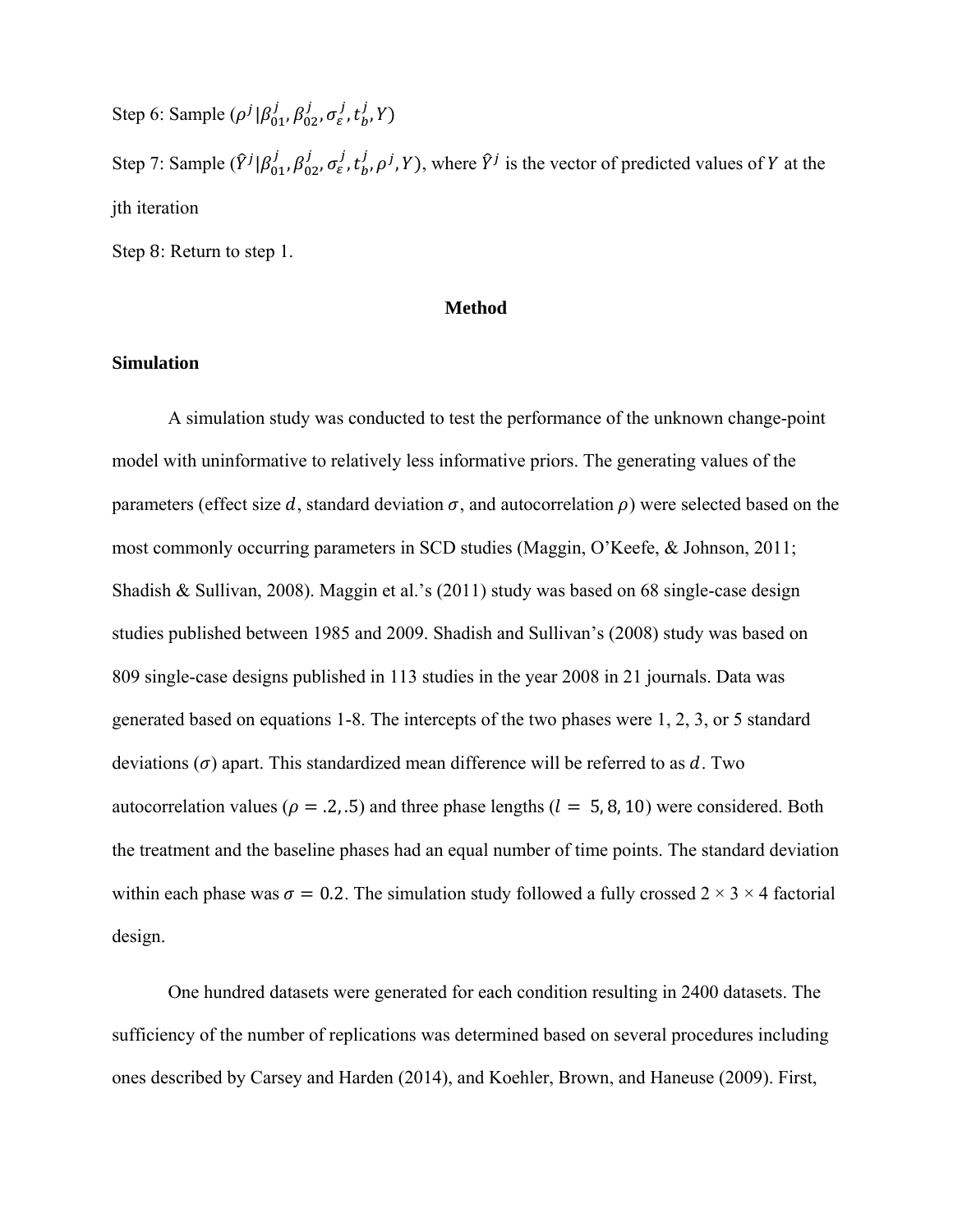Step 6: Sample $(\rho^j | \beta_{01}^j, \beta_{02}^j, \sigma_\varepsilon^j, t_b^j, Y)$

Step 7: Sample $(\hat{Y}^j | \beta_{01}^j, \beta_{02}^j, \sigma_\varepsilon^j, t_b^j, \rho^j, Y)$, where $\hat{Y}^j$ is the vector of predicted values of $Y$ at the jth iteration

Step 8: Return to step 1.

## Method

### Simulation

A simulation study was conducted to test the performance of the unknown change-point model with uninformative to relatively less informative priors. The generating values of the parameters (effect size $d$, standard deviation $\sigma$, and autocorrelation $\rho$) were selected based on the most commonly occurring parameters in SCD studies (Maggin, O'Keefe, & Johnson, 2011; Shadish & Sullivan, 2008). Maggin et al.'s (2011) study was based on 68 single-case design studies published between 1985 and 2009. Shadish and Sullivan's (2008) study was based on 809 single-case designs published in 113 studies in the year 2008 in 21 journals. Data was generated based on equations 1-8. The intercepts of the two phases were 1, 2, 3, or 5 standard deviations ($\sigma$) apart. This standardized mean difference will be referred to as $d$. Two autocorrelation values ($\rho = .2, .5$) and three phase lengths ($l = 5, 8, 10$) were considered. Both the treatment and the baseline phases had an equal number of time points. The standard deviation within each phase was $\sigma = 0.2$. The simulation study followed a fully crossed 2 × 3 × 4 factorial design.

One hundred datasets were generated for each condition resulting in 2400 datasets. The sufficiency of the number of replications was determined based on several procedures including ones described by Carsey and Harden (2014), and Koehler, Brown, and Haneuse (2009). First,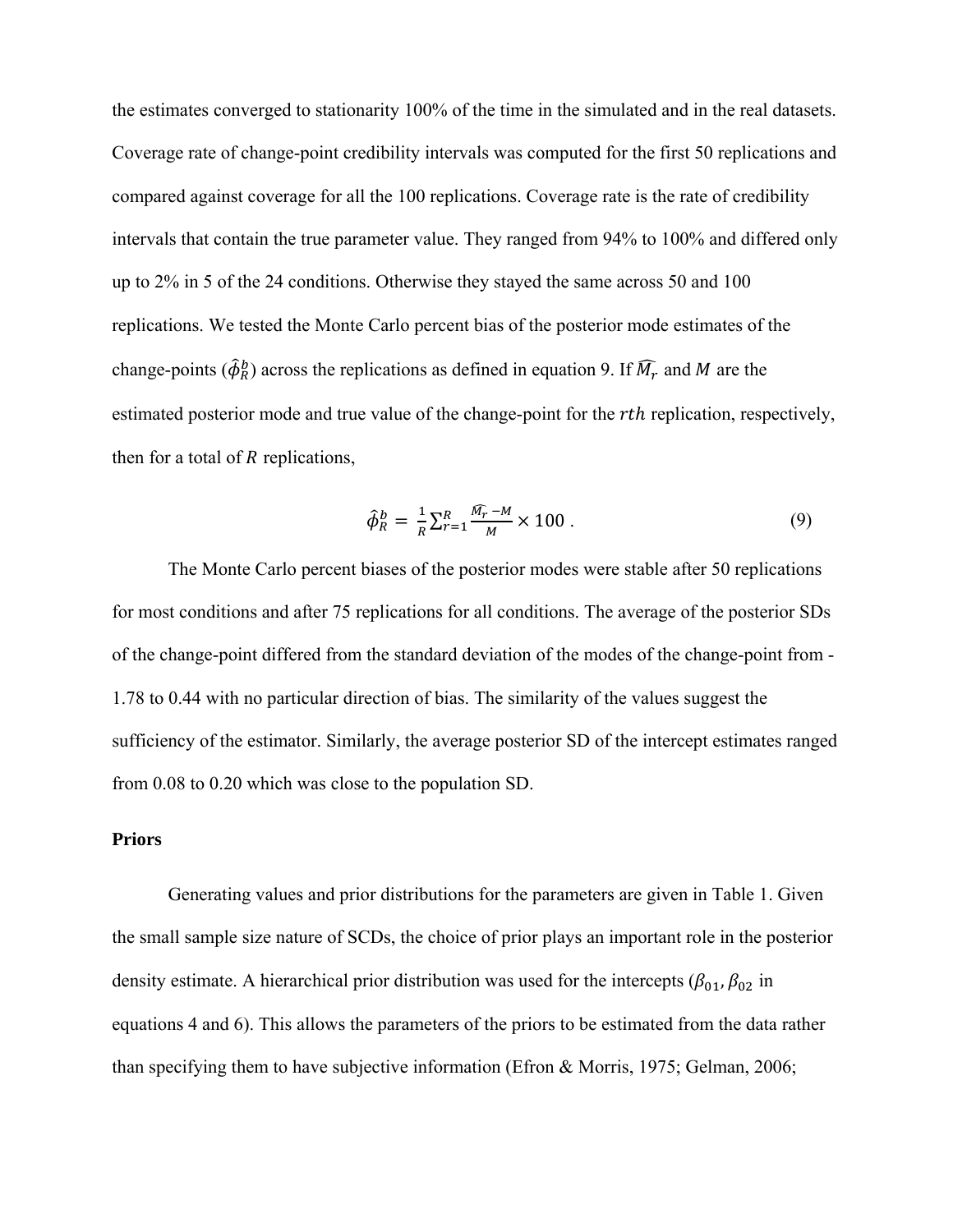the estimates converged to stationarity 100% of the time in the simulated and in the real datasets. Coverage rate of change-point credibility intervals was computed for the first 50 replications and compared against coverage for all the 100 replications. Coverage rate is the rate of credibility intervals that contain the true parameter value. They ranged from 94% to 100% and differed only up to 2% in 5 of the 24 conditions. Otherwise they stayed the same across 50 and 100 replications. We tested the Monte Carlo percent bias of the posterior mode estimates of the change-points ($\hat{\phi}_R^b$) across the replications as defined in equation 9. If $\widehat{M_r}$ and $M$ are the estimated posterior mode and true value of the change-point for the $rth$ replication, respectively, then for a total of $R$ replications,

$$\hat{\phi}_R^b = \frac{1}{R}\sum_{r=1}^{R}\frac{\widehat{M_r} - M}{M} \times 100 \ . \tag{9}$$

The Monte Carlo percent biases of the posterior modes were stable after 50 replications for most conditions and after 75 replications for all conditions. The average of the posterior SDs of the change-point differed from the standard deviation of the modes of the change-point from -1.78 to 0.44 with no particular direction of bias. The similarity of the values suggest the sufficiency of the estimator. Similarly, the average posterior SD of the intercept estimates ranged from 0.08 to 0.20 which was close to the population SD.

### Priors

Generating values and prior distributions for the parameters are given in Table 1. Given the small sample size nature of SCDs, the choice of prior plays an important role in the posterior density estimate. A hierarchical prior distribution was used for the intercepts ($\beta_{01}, \beta_{02}$ in equations 4 and 6). This allows the parameters of the priors to be estimated from the data rather than specifying them to have subjective information (Efron & Morris, 1975; Gelman, 2006;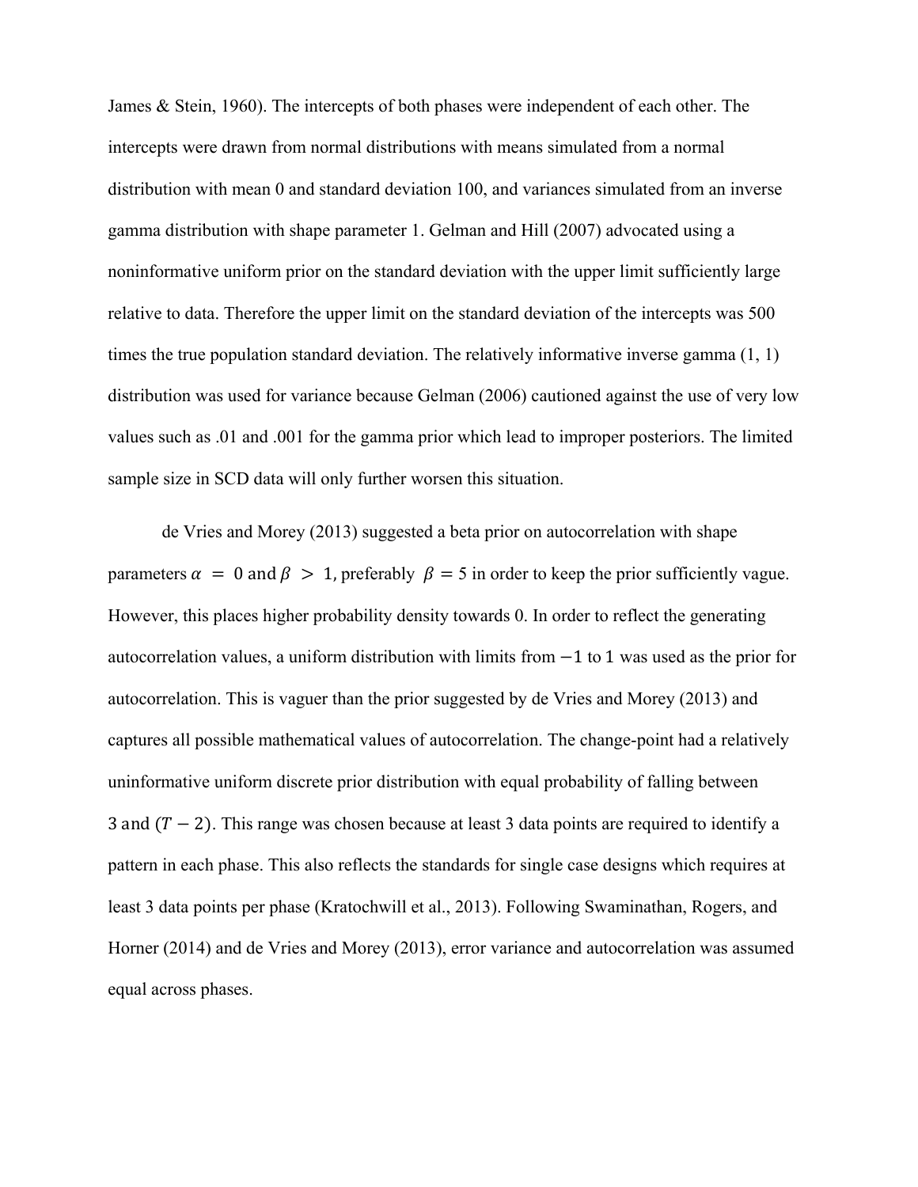James & Stein, 1960). The intercepts of both phases were independent of each other. The intercepts were drawn from normal distributions with means simulated from a normal distribution with mean 0 and standard deviation 100, and variances simulated from an inverse gamma distribution with shape parameter 1. Gelman and Hill (2007) advocated using a noninformative uniform prior on the standard deviation with the upper limit sufficiently large relative to data. Therefore the upper limit on the standard deviation of the intercepts was 500 times the true population standard deviation. The relatively informative inverse gamma (1, 1) distribution was used for variance because Gelman (2006) cautioned against the use of very low values such as .01 and .001 for the gamma prior which lead to improper posteriors. The limited sample size in SCD data will only further worsen this situation.

de Vries and Morey (2013) suggested a beta prior on autocorrelation with shape parameters $\alpha = 0$ and $\beta > 1$, preferably $\beta = 5$ in order to keep the prior sufficiently vague. However, this places higher probability density towards 0. In order to reflect the generating autocorrelation values, a uniform distribution with limits from $-1$ to $1$ was used as the prior for autocorrelation. This is vaguer than the prior suggested by de Vries and Morey (2013) and captures all possible mathematical values of autocorrelation. The change-point had a relatively uninformative uniform discrete prior distribution with equal probability of falling between $3$ and $(T - 2)$. This range was chosen because at least 3 data points are required to identify a pattern in each phase. This also reflects the standards for single case designs which requires at least 3 data points per phase (Kratochwill et al., 2013). Following Swaminathan, Rogers, and Horner (2014) and de Vries and Morey (2013), error variance and autocorrelation was assumed equal across phases.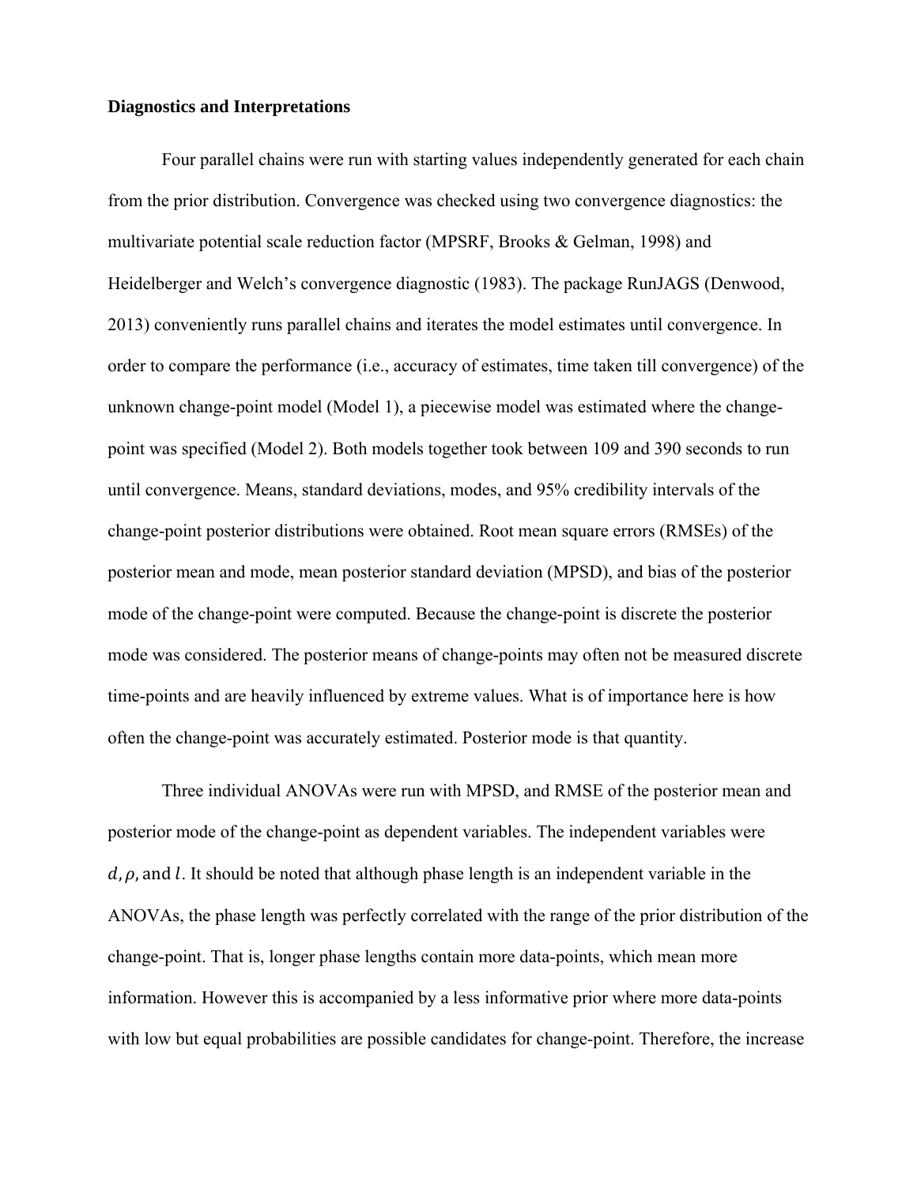**Diagnostics and Interpretations**

Four parallel chains were run with starting values independently generated for each chain from the prior distribution. Convergence was checked using two convergence diagnostics: the multivariate potential scale reduction factor (MPSRF, Brooks & Gelman, 1998) and Heidelberger and Welch's convergence diagnostic (1983). The package RunJAGS (Denwood, 2013) conveniently runs parallel chains and iterates the model estimates until convergence. In order to compare the performance (i.e., accuracy of estimates, time taken till convergence) of the unknown change-point model (Model 1), a piecewise model was estimated where the change-point was specified (Model 2). Both models together took between 109 and 390 seconds to run until convergence. Means, standard deviations, modes, and 95% credibility intervals of the change-point posterior distributions were obtained. Root mean square errors (RMSEs) of the posterior mean and mode, mean posterior standard deviation (MPSD), and bias of the posterior mode of the change-point were computed. Because the change-point is discrete the posterior mode was considered. The posterior means of change-points may often not be measured discrete time-points and are heavily influenced by extreme values. What is of importance here is how often the change-point was accurately estimated. Posterior mode is that quantity.

Three individual ANOVAs were run with MPSD, and RMSE of the posterior mean and posterior mode of the change-point as dependent variables. The independent variables were $d, \rho,$ and $l$. It should be noted that although phase length is an independent variable in the ANOVAs, the phase length was perfectly correlated with the range of the prior distribution of the change-point. That is, longer phase lengths contain more data-points, which mean more information. However this is accompanied by a less informative prior where more data-points with low but equal probabilities are possible candidates for change-point. Therefore, the increase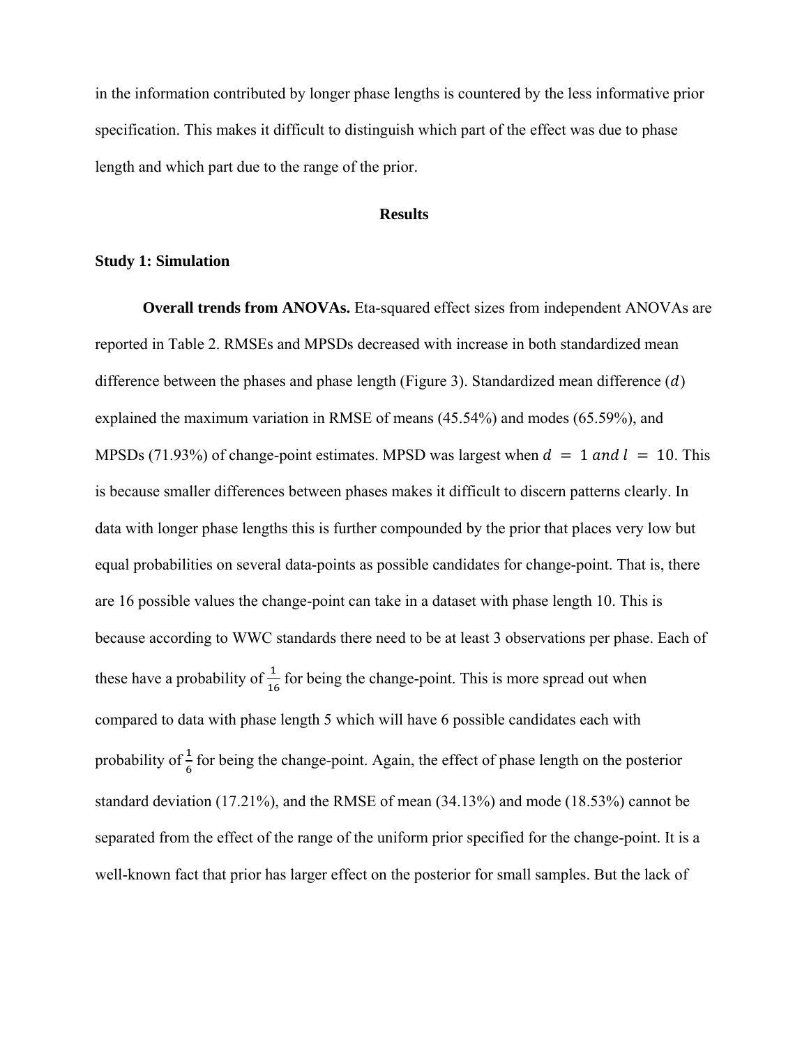in the information contributed by longer phase lengths is countered by the less informative prior specification. This makes it difficult to distinguish which part of the effect was due to phase length and which part due to the range of the prior.

## Results

### Study 1: Simulation

**Overall trends from ANOVAs.** Eta-squared effect sizes from independent ANOVAs are reported in Table 2. RMSEs and MPSDs decreased with increase in both standardized mean difference between the phases and phase length (Figure 3). Standardized mean difference ($d$) explained the maximum variation in RMSE of means (45.54%) and modes (65.59%), and MPSDs (71.93%) of change-point estimates. MPSD was largest when $d = 1 \; and \; l = 10$. This is because smaller differences between phases makes it difficult to discern patterns clearly. In data with longer phase lengths this is further compounded by the prior that places very low but equal probabilities on several data-points as possible candidates for change-point. That is, there are 16 possible values the change-point can take in a dataset with phase length 10. This is because according to WWC standards there need to be at least 3 observations per phase. Each of these have a probability of $\frac{1}{16}$ for being the change-point. This is more spread out when compared to data with phase length 5 which will have 6 possible candidates each with probability of $\frac{1}{6}$ for being the change-point. Again, the effect of phase length on the posterior standard deviation (17.21%), and the RMSE of mean (34.13%) and mode (18.53%) cannot be separated from the effect of the range of the uniform prior specified for the change-point. It is a well-known fact that prior has larger effect on the posterior for small samples. But the lack of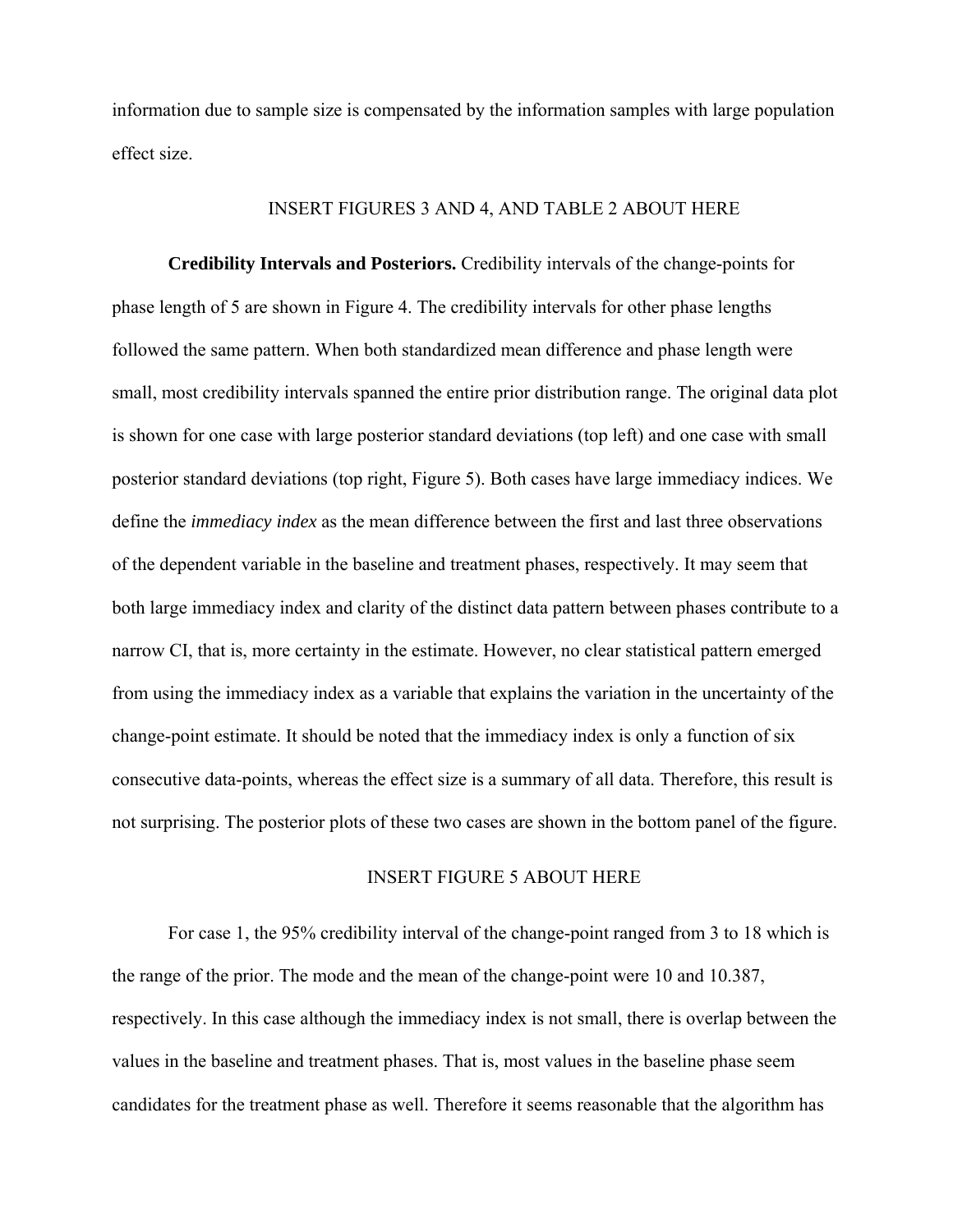information due to sample size is compensated by the information samples with large population effect size.

INSERT FIGURES 3 AND 4, AND TABLE 2 ABOUT HERE

**Credibility Intervals and Posteriors.** Credibility intervals of the change-points for phase length of 5 are shown in Figure 4. The credibility intervals for other phase lengths followed the same pattern. When both standardized mean difference and phase length were small, most credibility intervals spanned the entire prior distribution range. The original data plot is shown for one case with large posterior standard deviations (top left) and one case with small posterior standard deviations (top right, Figure 5). Both cases have large immediacy indices. We define the *immediacy index* as the mean difference between the first and last three observations of the dependent variable in the baseline and treatment phases, respectively. It may seem that both large immediacy index and clarity of the distinct data pattern between phases contribute to a narrow CI, that is, more certainty in the estimate. However, no clear statistical pattern emerged from using the immediacy index as a variable that explains the variation in the uncertainty of the change-point estimate. It should be noted that the immediacy index is only a function of six consecutive data-points, whereas the effect size is a summary of all data. Therefore, this result is not surprising. The posterior plots of these two cases are shown in the bottom panel of the figure.

INSERT FIGURE 5 ABOUT HERE

For case 1, the 95% credibility interval of the change-point ranged from 3 to 18 which is the range of the prior. The mode and the mean of the change-point were 10 and 10.387, respectively. In this case although the immediacy index is not small, there is overlap between the values in the baseline and treatment phases. That is, most values in the baseline phase seem candidates for the treatment phase as well. Therefore it seems reasonable that the algorithm has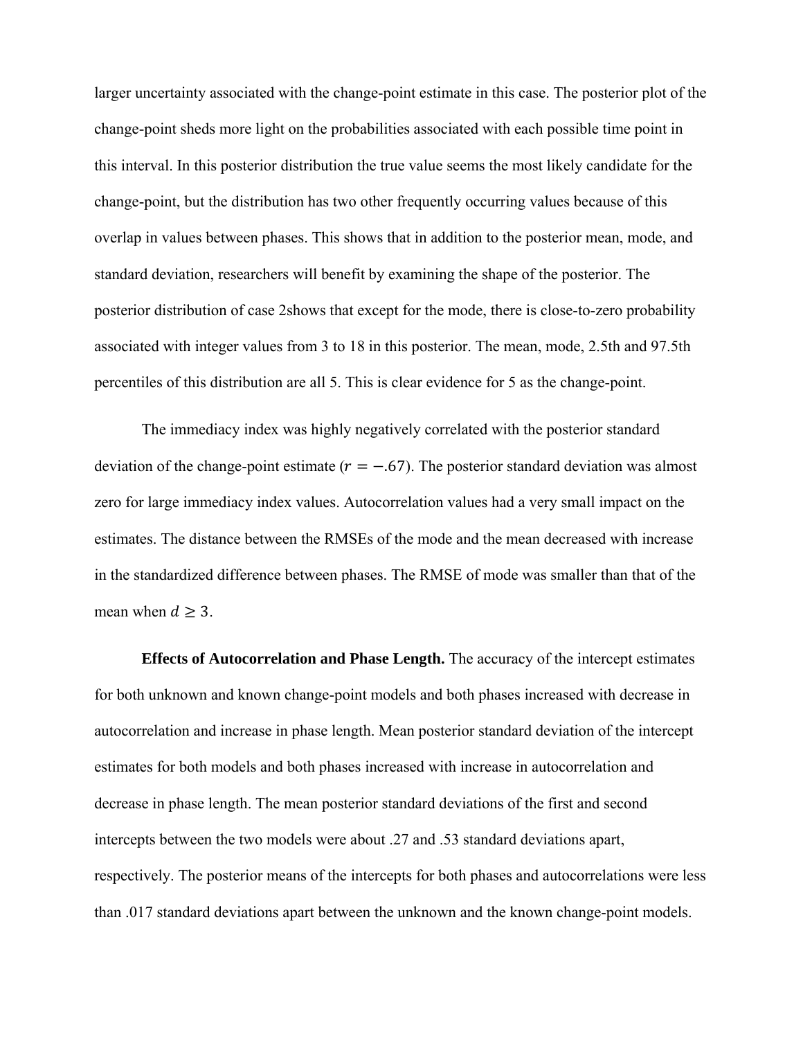larger uncertainty associated with the change-point estimate in this case. The posterior plot of the change-point sheds more light on the probabilities associated with each possible time point in this interval. In this posterior distribution the true value seems the most likely candidate for the change-point, but the distribution has two other frequently occurring values because of this overlap in values between phases. This shows that in addition to the posterior mean, mode, and standard deviation, researchers will benefit by examining the shape of the posterior. The posterior distribution of case 2shows that except for the mode, there is close-to-zero probability associated with integer values from 3 to 18 in this posterior. The mean, mode, 2.5th and 97.5th percentiles of this distribution are all 5. This is clear evidence for 5 as the change-point.

The immediacy index was highly negatively correlated with the posterior standard deviation of the change-point estimate ($r = -.67$). The posterior standard deviation was almost zero for large immediacy index values. Autocorrelation values had a very small impact on the estimates. The distance between the RMSEs of the mode and the mean decreased with increase in the standardized difference between phases. The RMSE of mode was smaller than that of the mean when $d \geq 3$.

**Effects of Autocorrelation and Phase Length.** The accuracy of the intercept estimates for both unknown and known change-point models and both phases increased with decrease in autocorrelation and increase in phase length. Mean posterior standard deviation of the intercept estimates for both models and both phases increased with increase in autocorrelation and decrease in phase length. The mean posterior standard deviations of the first and second intercepts between the two models were about .27 and .53 standard deviations apart, respectively. The posterior means of the intercepts for both phases and autocorrelations were less than .017 standard deviations apart between the unknown and the known change-point models.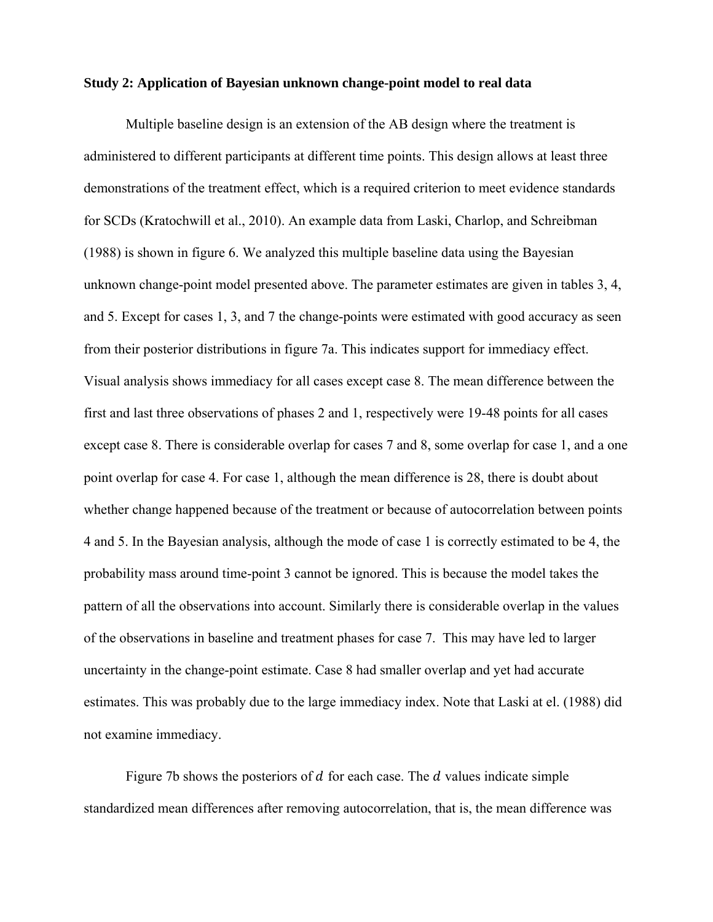**Study 2: Application of Bayesian unknown change-point model to real data**

Multiple baseline design is an extension of the AB design where the treatment is administered to different participants at different time points. This design allows at least three demonstrations of the treatment effect, which is a required criterion to meet evidence standards for SCDs (Kratochwill et al., 2010). An example data from Laski, Charlop, and Schreibman (1988) is shown in figure 6. We analyzed this multiple baseline data using the Bayesian unknown change-point model presented above. The parameter estimates are given in tables 3, 4, and 5. Except for cases 1, 3, and 7 the change-points were estimated with good accuracy as seen from their posterior distributions in figure 7a. This indicates support for immediacy effect. Visual analysis shows immediacy for all cases except case 8. The mean difference between the first and last three observations of phases 2 and 1, respectively were 19-48 points for all cases except case 8. There is considerable overlap for cases 7 and 8, some overlap for case 1, and a one point overlap for case 4. For case 1, although the mean difference is 28, there is doubt about whether change happened because of the treatment or because of autocorrelation between points 4 and 5. In the Bayesian analysis, although the mode of case 1 is correctly estimated to be 4, the probability mass around time-point 3 cannot be ignored. This is because the model takes the pattern of all the observations into account. Similarly there is considerable overlap in the values of the observations in baseline and treatment phases for case 7. This may have led to larger uncertainty in the change-point estimate. Case 8 had smaller overlap and yet had accurate estimates. This was probably due to the large immediacy index. Note that Laski at el. (1988) did not examine immediacy.

Figure 7b shows the posteriors of $d$ for each case. The $d$ values indicate simple standardized mean differences after removing autocorrelation, that is, the mean difference was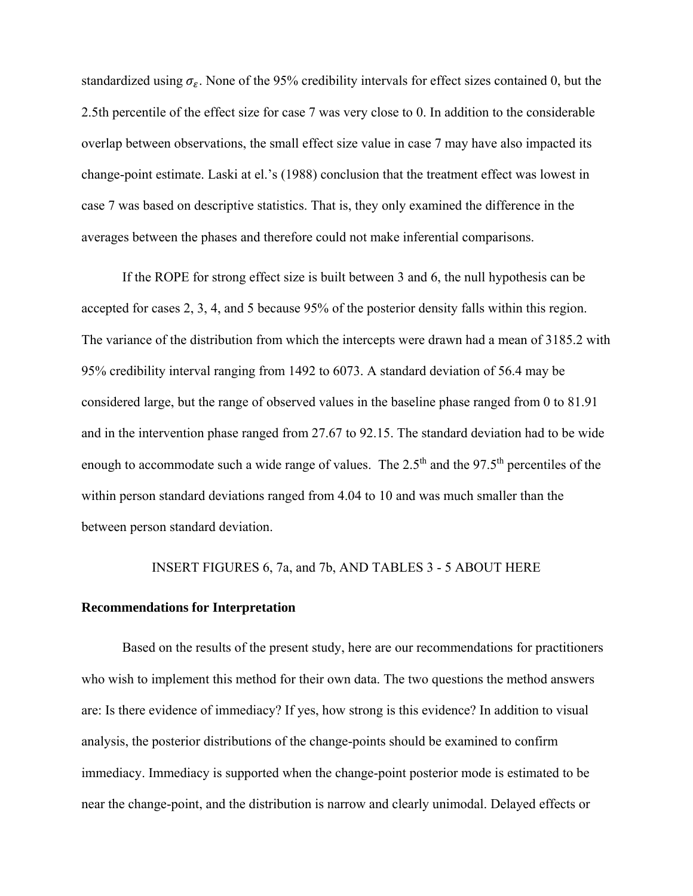standardized using $\sigma_\varepsilon$. None of the 95% credibility intervals for effect sizes contained 0, but the 2.5th percentile of the effect size for case 7 was very close to 0. In addition to the considerable overlap between observations, the small effect size value in case 7 may have also impacted its change-point estimate. Laski at el.'s (1988) conclusion that the treatment effect was lowest in case 7 was based on descriptive statistics. That is, they only examined the difference in the averages between the phases and therefore could not make inferential comparisons.

If the ROPE for strong effect size is built between 3 and 6, the null hypothesis can be accepted for cases 2, 3, 4, and 5 because 95% of the posterior density falls within this region. The variance of the distribution from which the intercepts were drawn had a mean of 3185.2 with 95% credibility interval ranging from 1492 to 6073. A standard deviation of 56.4 may be considered large, but the range of observed values in the baseline phase ranged from 0 to 81.91 and in the intervention phase ranged from 27.67 to 92.15. The standard deviation had to be wide enough to accommodate such a wide range of values. The 2.5$^{th}$ and the 97.5$^{th}$ percentiles of the within person standard deviations ranged from 4.04 to 10 and was much smaller than the between person standard deviation.

INSERT FIGURES 6, 7a, and 7b, AND TABLES 3 - 5 ABOUT HERE

**Recommendations for Interpretation**

Based on the results of the present study, here are our recommendations for practitioners who wish to implement this method for their own data. The two questions the method answers are: Is there evidence of immediacy? If yes, how strong is this evidence? In addition to visual analysis, the posterior distributions of the change-points should be examined to confirm immediacy. Immediacy is supported when the change-point posterior mode is estimated to be near the change-point, and the distribution is narrow and clearly unimodal. Delayed effects or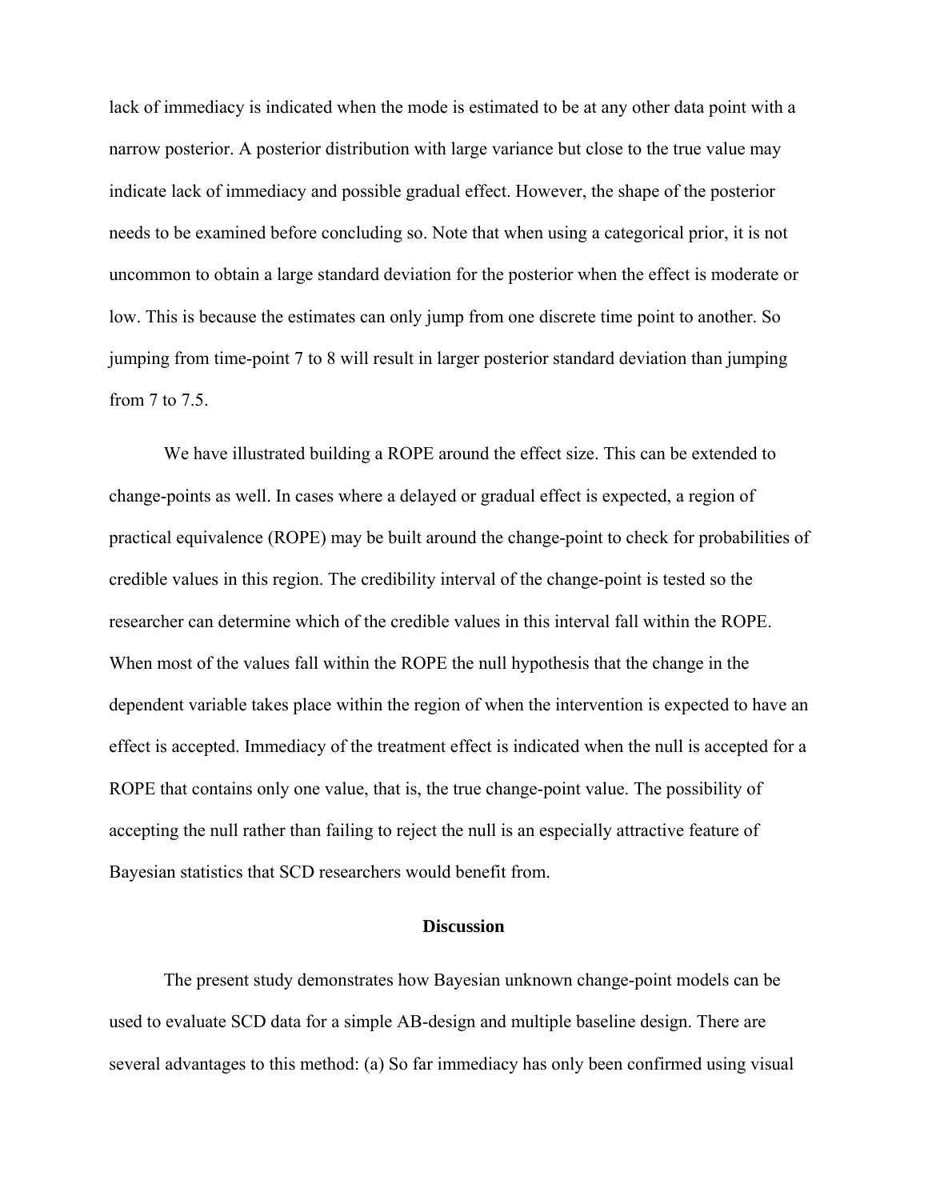lack of immediacy is indicated when the mode is estimated to be at any other data point with a narrow posterior. A posterior distribution with large variance but close to the true value may indicate lack of immediacy and possible gradual effect. However, the shape of the posterior needs to be examined before concluding so. Note that when using a categorical prior, it is not uncommon to obtain a large standard deviation for the posterior when the effect is moderate or low. This is because the estimates can only jump from one discrete time point to another. So jumping from time-point 7 to 8 will result in larger posterior standard deviation than jumping from 7 to 7.5.

We have illustrated building a ROPE around the effect size. This can be extended to change-points as well. In cases where a delayed or gradual effect is expected, a region of practical equivalence (ROPE) may be built around the change-point to check for probabilities of credible values in this region. The credibility interval of the change-point is tested so the researcher can determine which of the credible values in this interval fall within the ROPE. When most of the values fall within the ROPE the null hypothesis that the change in the dependent variable takes place within the region of when the intervention is expected to have an effect is accepted. Immediacy of the treatment effect is indicated when the null is accepted for a ROPE that contains only one value, that is, the true change-point value. The possibility of accepting the null rather than failing to reject the null is an especially attractive feature of Bayesian statistics that SCD researchers would benefit from.

## Discussion

The present study demonstrates how Bayesian unknown change-point models can be used to evaluate SCD data for a simple AB-design and multiple baseline design. There are several advantages to this method: (a) So far immediacy has only been confirmed using visual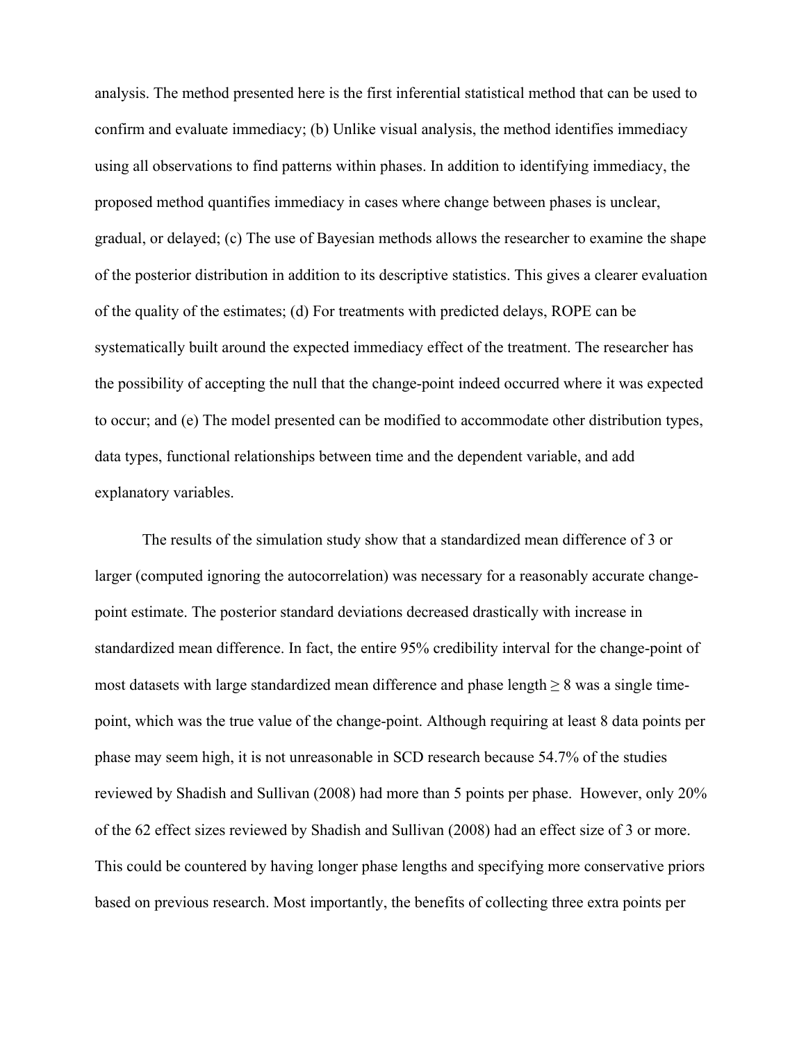analysis. The method presented here is the first inferential statistical method that can be used to confirm and evaluate immediacy; (b) Unlike visual analysis, the method identifies immediacy using all observations to find patterns within phases. In addition to identifying immediacy, the proposed method quantifies immediacy in cases where change between phases is unclear, gradual, or delayed; (c) The use of Bayesian methods allows the researcher to examine the shape of the posterior distribution in addition to its descriptive statistics. This gives a clearer evaluation of the quality of the estimates; (d) For treatments with predicted delays, ROPE can be systematically built around the expected immediacy effect of the treatment. The researcher has the possibility of accepting the null that the change-point indeed occurred where it was expected to occur; and (e) The model presented can be modified to accommodate other distribution types, data types, functional relationships between time and the dependent variable, and add explanatory variables.

The results of the simulation study show that a standardized mean difference of 3 or larger (computed ignoring the autocorrelation) was necessary for a reasonably accurate change-point estimate. The posterior standard deviations decreased drastically with increase in standardized mean difference. In fact, the entire 95% credibility interval for the change-point of most datasets with large standardized mean difference and phase length $\geq 8$ was a single time-point, which was the true value of the change-point. Although requiring at least 8 data points per phase may seem high, it is not unreasonable in SCD research because 54.7% of the studies reviewed by Shadish and Sullivan (2008) had more than 5 points per phase. However, only 20% of the 62 effect sizes reviewed by Shadish and Sullivan (2008) had an effect size of 3 or more. This could be countered by having longer phase lengths and specifying more conservative priors based on previous research. Most importantly, the benefits of collecting three extra points per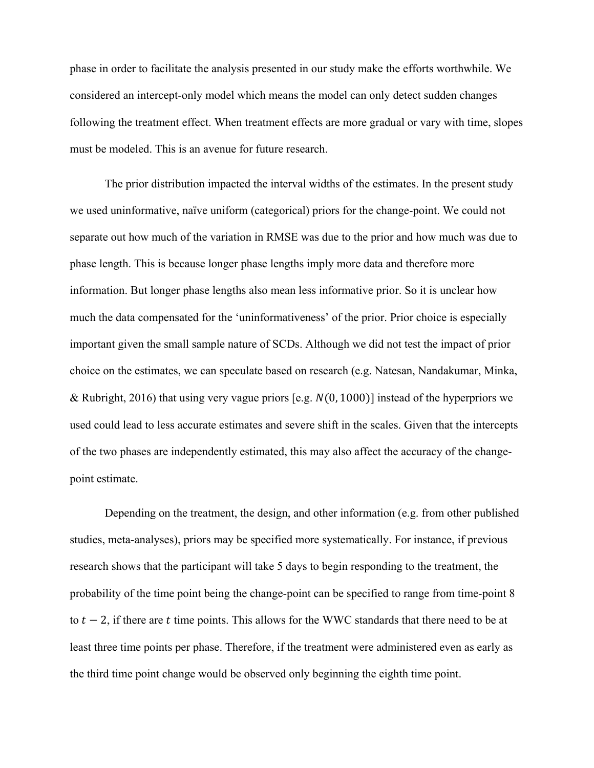phase in order to facilitate the analysis presented in our study make the efforts worthwhile. We considered an intercept-only model which means the model can only detect sudden changes following the treatment effect. When treatment effects are more gradual or vary with time, slopes must be modeled. This is an avenue for future research.

The prior distribution impacted the interval widths of the estimates. In the present study we used uninformative, naïve uniform (categorical) priors for the change-point. We could not separate out how much of the variation in RMSE was due to the prior and how much was due to phase length. This is because longer phase lengths imply more data and therefore more information. But longer phase lengths also mean less informative prior. So it is unclear how much the data compensated for the 'uninformativeness' of the prior. Prior choice is especially important given the small sample nature of SCDs. Although we did not test the impact of prior choice on the estimates, we can speculate based on research (e.g. Natesan, Nandakumar, Minka, & Rubright, 2016) that using very vague priors [e.g. $N(0, 1000)$] instead of the hyperpriors we used could lead to less accurate estimates and severe shift in the scales. Given that the intercepts of the two phases are independently estimated, this may also affect the accuracy of the change-point estimate.

Depending on the treatment, the design, and other information (e.g. from other published studies, meta-analyses), priors may be specified more systematically. For instance, if previous research shows that the participant will take 5 days to begin responding to the treatment, the probability of the time point being the change-point can be specified to range from time-point 8 to $t - 2$, if there are $t$ time points. This allows for the WWC standards that there need to be at least three time points per phase. Therefore, if the treatment were administered even as early as the third time point change would be observed only beginning the eighth time point.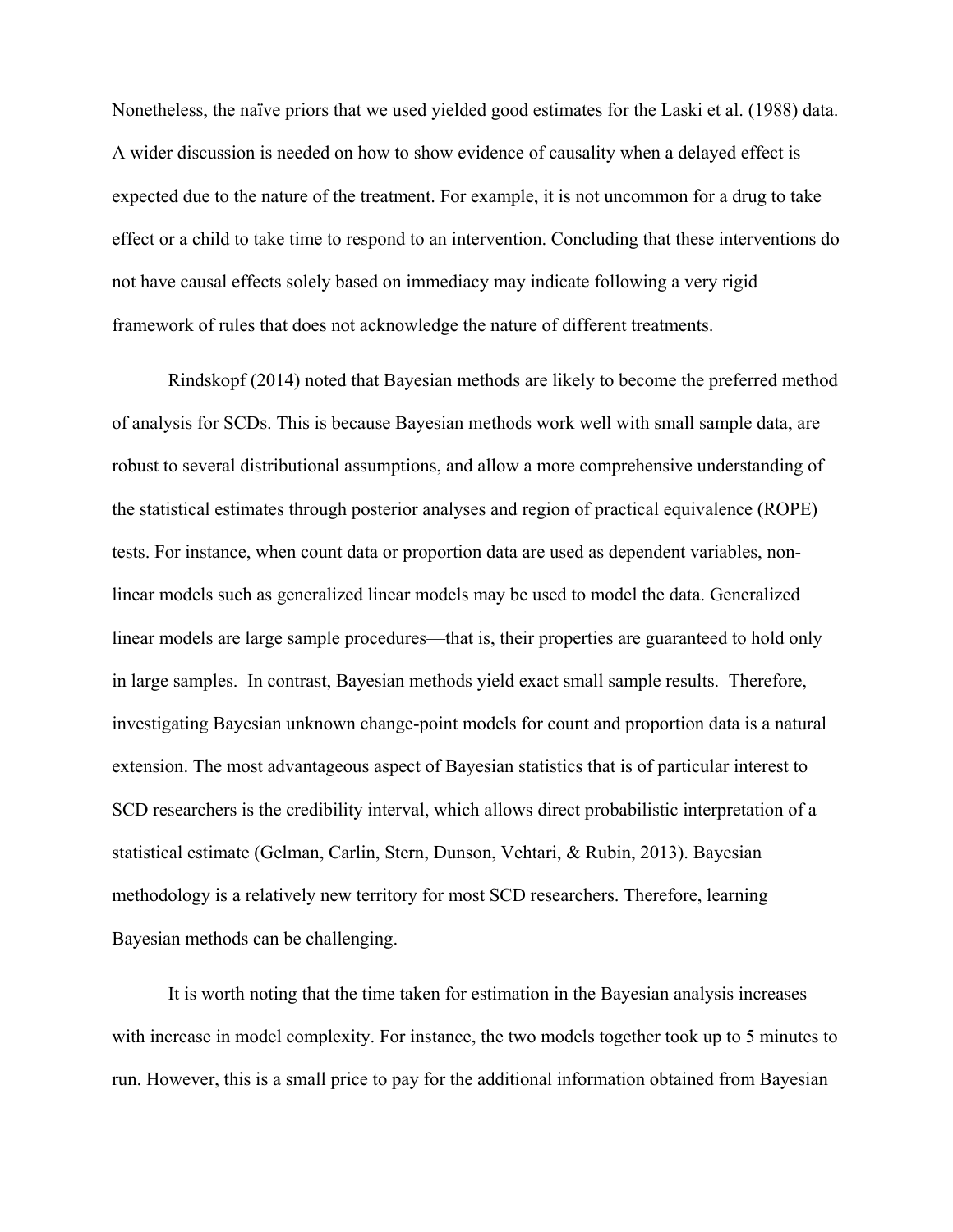Nonetheless, the naïve priors that we used yielded good estimates for the Laski et al. (1988) data. A wider discussion is needed on how to show evidence of causality when a delayed effect is expected due to the nature of the treatment. For example, it is not uncommon for a drug to take effect or a child to take time to respond to an intervention. Concluding that these interventions do not have causal effects solely based on immediacy may indicate following a very rigid framework of rules that does not acknowledge the nature of different treatments.

Rindskopf (2014) noted that Bayesian methods are likely to become the preferred method of analysis for SCDs. This is because Bayesian methods work well with small sample data, are robust to several distributional assumptions, and allow a more comprehensive understanding of the statistical estimates through posterior analyses and region of practical equivalence (ROPE) tests. For instance, when count data or proportion data are used as dependent variables, non-linear models such as generalized linear models may be used to model the data. Generalized linear models are large sample procedures—that is, their properties are guaranteed to hold only in large samples. In contrast, Bayesian methods yield exact small sample results. Therefore, investigating Bayesian unknown change-point models for count and proportion data is a natural extension. The most advantageous aspect of Bayesian statistics that is of particular interest to SCD researchers is the credibility interval, which allows direct probabilistic interpretation of a statistical estimate (Gelman, Carlin, Stern, Dunson, Vehtari, & Rubin, 2013). Bayesian methodology is a relatively new territory for most SCD researchers. Therefore, learning Bayesian methods can be challenging.

It is worth noting that the time taken for estimation in the Bayesian analysis increases with increase in model complexity. For instance, the two models together took up to 5 minutes to run. However, this is a small price to pay for the additional information obtained from Bayesian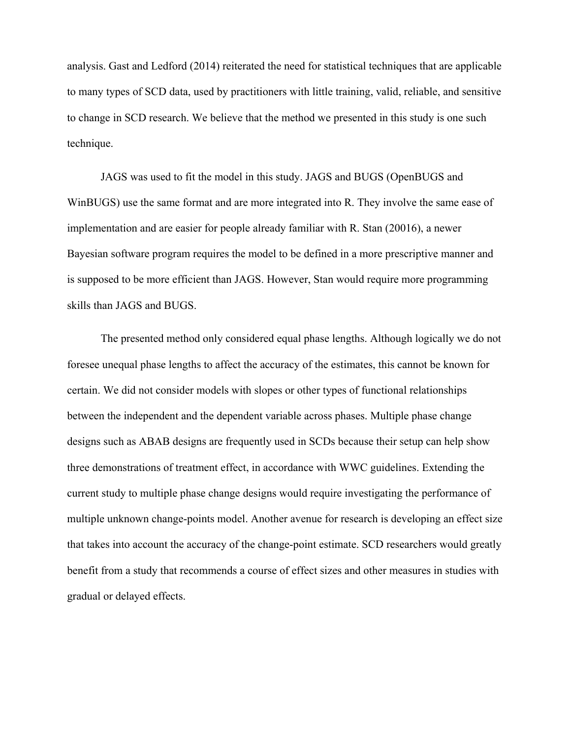analysis. Gast and Ledford (2014) reiterated the need for statistical techniques that are applicable to many types of SCD data, used by practitioners with little training, valid, reliable, and sensitive to change in SCD research. We believe that the method we presented in this study is one such technique.

JAGS was used to fit the model in this study. JAGS and BUGS (OpenBUGS and WinBUGS) use the same format and are more integrated into R. They involve the same ease of implementation and are easier for people already familiar with R. Stan (20016), a newer Bayesian software program requires the model to be defined in a more prescriptive manner and is supposed to be more efficient than JAGS. However, Stan would require more programming skills than JAGS and BUGS.

The presented method only considered equal phase lengths. Although logically we do not foresee unequal phase lengths to affect the accuracy of the estimates, this cannot be known for certain. We did not consider models with slopes or other types of functional relationships between the independent and the dependent variable across phases. Multiple phase change designs such as ABAB designs are frequently used in SCDs because their setup can help show three demonstrations of treatment effect, in accordance with WWC guidelines. Extending the current study to multiple phase change designs would require investigating the performance of multiple unknown change-points model. Another avenue for research is developing an effect size that takes into account the accuracy of the change-point estimate. SCD researchers would greatly benefit from a study that recommends a course of effect sizes and other measures in studies with gradual or delayed effects.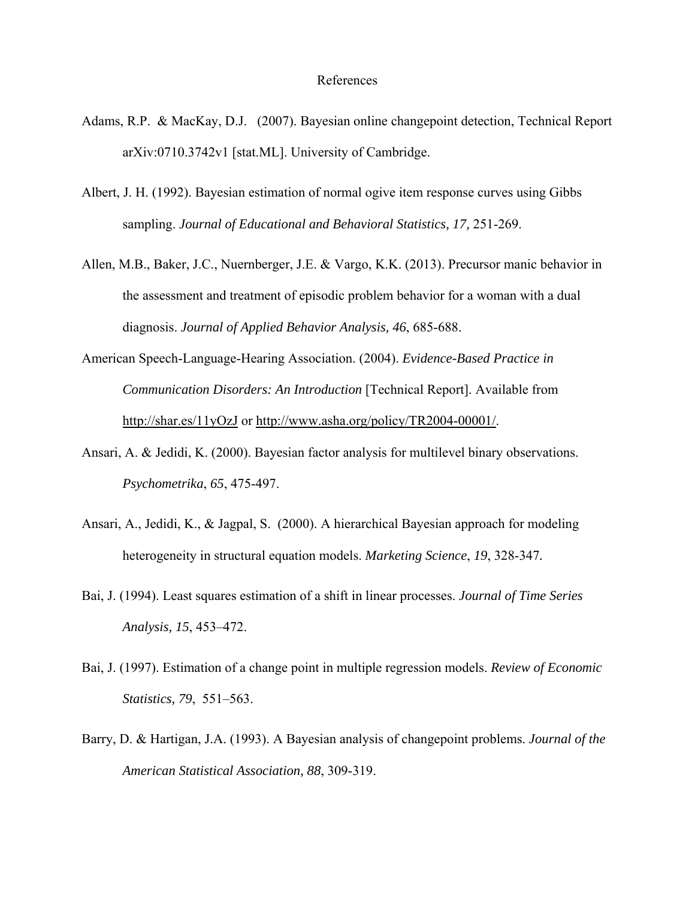# References

Adams, R.P. & MacKay, D.J. (2007). Bayesian online changepoint detection, Technical Report arXiv:0710.3742v1 [stat.ML]. University of Cambridge.

Albert, J. H. (1992). Bayesian estimation of normal ogive item response curves using Gibbs sampling. *Journal of Educational and Behavioral Statistics, 17,* 251-269.

Allen, M.B., Baker, J.C., Nuernberger, J.E. & Vargo, K.K. (2013). Precursor manic behavior in the assessment and treatment of episodic problem behavior for a woman with a dual diagnosis. *Journal of Applied Behavior Analysis, 46*, 685-688.

American Speech-Language-Hearing Association. (2004). *Evidence-Based Practice in Communication Disorders: An Introduction* [Technical Report]. Available from http://shar.es/11yOzJ or http://www.asha.org/policy/TR2004-00001/.

Ansari, A. & Jedidi, K. (2000). Bayesian factor analysis for multilevel binary observations. *Psychometrika*, *65*, 475-497.

Ansari, A., Jedidi, K., & Jagpal, S. (2000). A hierarchical Bayesian approach for modeling heterogeneity in structural equation models. *Marketing Science*, *19*, 328-347.

Bai, J. (1994). Least squares estimation of a shift in linear processes. *Journal of Time Series Analysis, 15*, 453–472.

Bai, J. (1997). Estimation of a change point in multiple regression models. *Review of Economic Statistics, 79*, 551–563.

Barry, D. & Hartigan, J.A. (1993). A Bayesian analysis of changepoint problems. *Journal of the American Statistical Association, 88*, 309-319.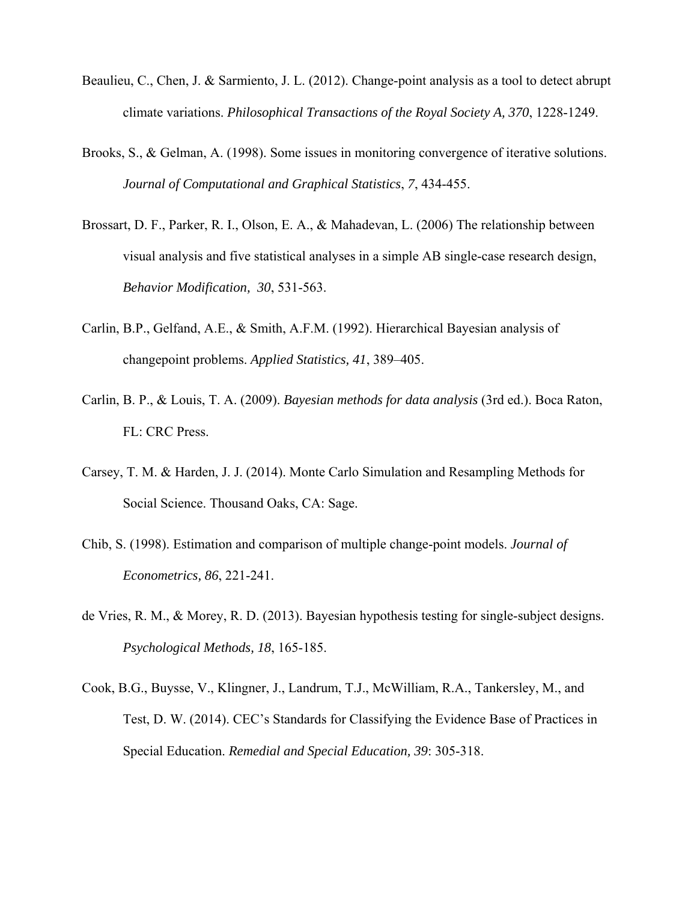Beaulieu, C., Chen, J. & Sarmiento, J. L. (2012). Change-point analysis as a tool to detect abrupt climate variations. *Philosophical Transactions of the Royal Society A, 370*, 1228-1249.

Brooks, S., & Gelman, A. (1998). Some issues in monitoring convergence of iterative solutions. *Journal of Computational and Graphical Statistics*, *7*, 434-455.

Brossart, D. F., Parker, R. I., Olson, E. A., & Mahadevan, L. (2006) The relationship between visual analysis and five statistical analyses in a simple AB single-case research design, *Behavior Modification, 30*, 531-563.

Carlin, B.P., Gelfand, A.E., & Smith, A.F.M. (1992). Hierarchical Bayesian analysis of changepoint problems. *Applied Statistics, 41*, 389–405.

Carlin, B. P., & Louis, T. A. (2009). *Bayesian methods for data analysis* (3rd ed.). Boca Raton, FL: CRC Press.

Carsey, T. M. & Harden, J. J. (2014). Monte Carlo Simulation and Resampling Methods for Social Science. Thousand Oaks, CA: Sage.

Chib, S. (1998). Estimation and comparison of multiple change-point models. *Journal of Econometrics, 86*, 221-241.

de Vries, R. M., & Morey, R. D. (2013). Bayesian hypothesis testing for single-subject designs. *Psychological Methods, 18*, 165-185.

Cook, B.G., Buysse, V., Klingner, J., Landrum, T.J., McWilliam, R.A., Tankersley, M., and Test, D. W. (2014). CEC's Standards for Classifying the Evidence Base of Practices in Special Education. *Remedial and Special Education, 39*: 305-318.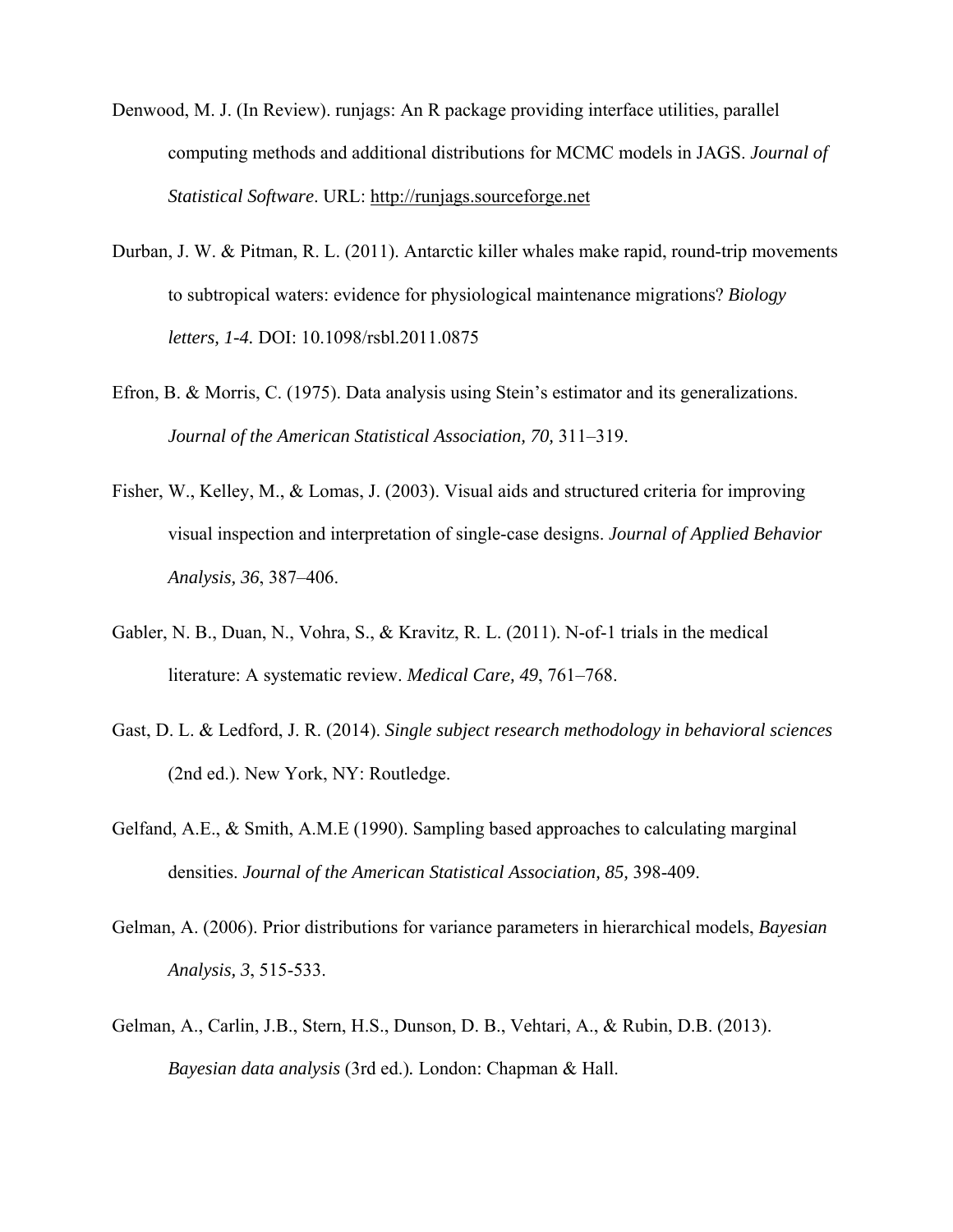Denwood, M. J. (In Review). runjags: An R package providing interface utilities, parallel computing methods and additional distributions for MCMC models in JAGS. *Journal of Statistical Software*. URL: http://runjags.sourceforge.net

Durban, J. W. & Pitman, R. L. (2011). Antarctic killer whales make rapid, round-trip movements to subtropical waters: evidence for physiological maintenance migrations? *Biology letters, 1-4.* DOI: 10.1098/rsbl.2011.0875

Efron, B. & Morris, C. (1975). Data analysis using Stein's estimator and its generalizations. *Journal of the American Statistical Association, 70,* 311–319.

Fisher, W., Kelley, M., & Lomas, J. (2003). Visual aids and structured criteria for improving visual inspection and interpretation of single-case designs. *Journal of Applied Behavior Analysis, 36*, 387–406.

Gabler, N. B., Duan, N., Vohra, S., & Kravitz, R. L. (2011). N-of-1 trials in the medical literature: A systematic review. *Medical Care, 49*, 761–768.

Gast, D. L. & Ledford, J. R. (2014). *Single subject research methodology in behavioral sciences* (2nd ed.). New York, NY: Routledge.

Gelfand, A.E., & Smith, A.M.E (1990). Sampling based approaches to calculating marginal densities. *Journal of the American Statistical Association, 85,* 398-409.

Gelman, A. (2006). Prior distributions for variance parameters in hierarchical models, *Bayesian Analysis, 3*, 515-533.

Gelman, A., Carlin, J.B., Stern, H.S., Dunson, D. B., Vehtari, A., & Rubin, D.B. (2013). *Bayesian data analysis* (3rd ed.)*.* London: Chapman & Hall.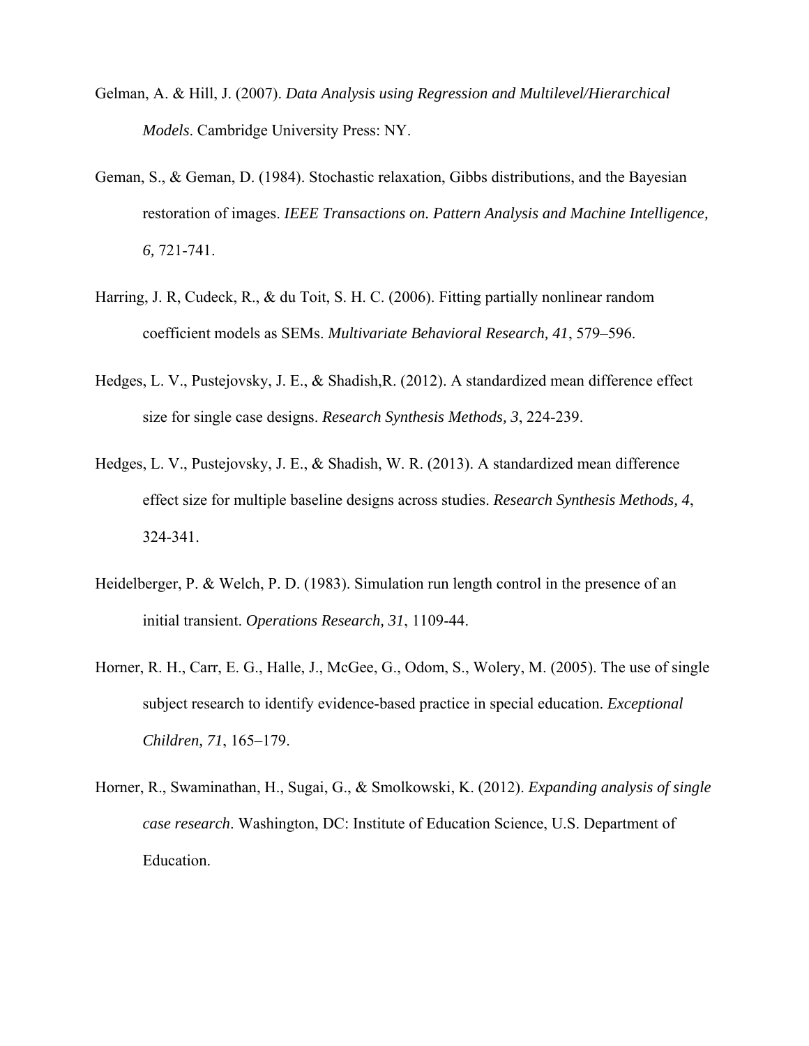Gelman, A. & Hill, J. (2007). *Data Analysis using Regression and Multilevel/Hierarchical Models*. Cambridge University Press: NY.

Geman, S., & Geman, D. (1984). Stochastic relaxation, Gibbs distributions, and the Bayesian restoration of images. *IEEE Transactions on. Pattern Analysis and Machine Intelligence, 6*, 721-741.

Harring, J. R, Cudeck, R., & du Toit, S. H. C. (2006). Fitting partially nonlinear random coefficient models as SEMs. *Multivariate Behavioral Research, 41*, 579–596.

Hedges, L. V., Pustejovsky, J. E., & Shadish,R. (2012). A standardized mean difference effect size for single case designs. *Research Synthesis Methods, 3*, 224-239.

Hedges, L. V., Pustejovsky, J. E., & Shadish, W. R. (2013). A standardized mean difference effect size for multiple baseline designs across studies. *Research Synthesis Methods, 4*, 324-341.

Heidelberger, P. & Welch, P. D. (1983). Simulation run length control in the presence of an initial transient. *Operations Research, 31*, 1109-44.

Horner, R. H., Carr, E. G., Halle, J., McGee, G., Odom, S., Wolery, M. (2005). The use of single subject research to identify evidence-based practice in special education. *Exceptional Children, 71*, 165–179.

Horner, R., Swaminathan, H., Sugai, G., & Smolkowski, K. (2012). *Expanding analysis of single case research*. Washington, DC: Institute of Education Science, U.S. Department of Education.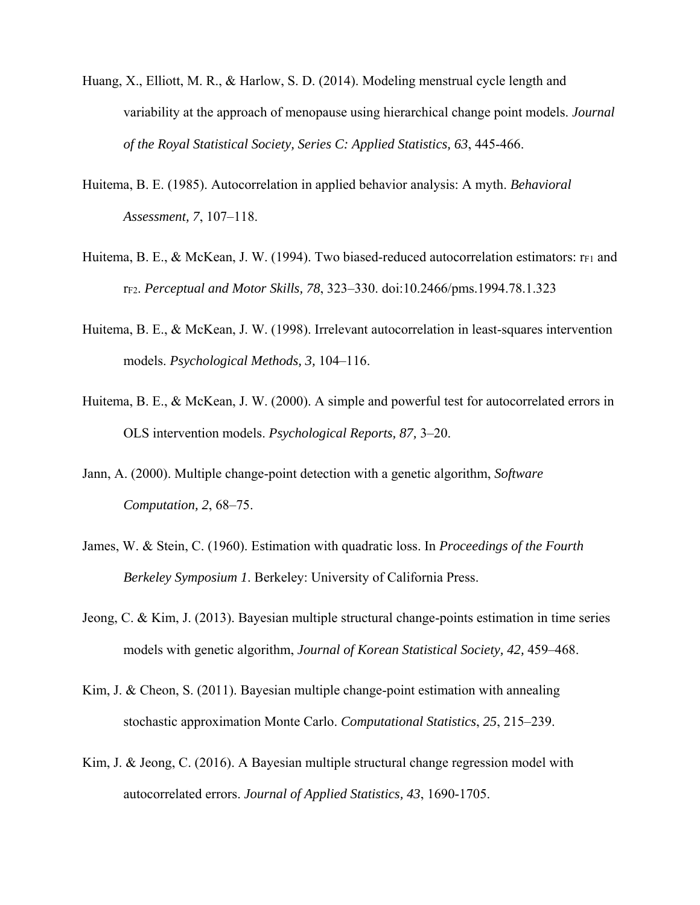Huang, X., Elliott, M. R., & Harlow, S. D. (2014). Modeling menstrual cycle length and variability at the approach of menopause using hierarchical change point models. *Journal of the Royal Statistical Society, Series C: Applied Statistics, 63*, 445-466.

Huitema, B. E. (1985). Autocorrelation in applied behavior analysis: A myth. *Behavioral Assessment, 7*, 107–118.

Huitema, B. E., & McKean, J. W. (1994). Two biased-reduced autocorrelation estimators: $r_{F1}$ and $r_{F2}$. *Perceptual and Motor Skills, 78*, 323–330. doi:10.2466/pms.1994.78.1.323

Huitema, B. E., & McKean, J. W. (1998). Irrelevant autocorrelation in least-squares intervention models. *Psychological Methods, 3,* 104–116.

Huitema, B. E., & McKean, J. W. (2000). A simple and powerful test for autocorrelated errors in OLS intervention models. *Psychological Reports, 87,* 3–20.

Jann, A. (2000). Multiple change-point detection with a genetic algorithm, *Software Computation, 2*, 68–75.

James, W. & Stein, C. (1960). Estimation with quadratic loss. In *Proceedings of the Fourth Berkeley Symposium 1*. Berkeley: University of California Press.

Jeong, C. & Kim, J. (2013). Bayesian multiple structural change-points estimation in time series models with genetic algorithm, *Journal of Korean Statistical Society, 42,* 459–468.

Kim, J. & Cheon, S. (2011). Bayesian multiple change-point estimation with annealing stochastic approximation Monte Carlo. *Computational Statistics*, *25*, 215–239.

Kim, J. & Jeong, C. (2016). A Bayesian multiple structural change regression model with autocorrelated errors. *Journal of Applied Statistics, 43*, 1690-1705.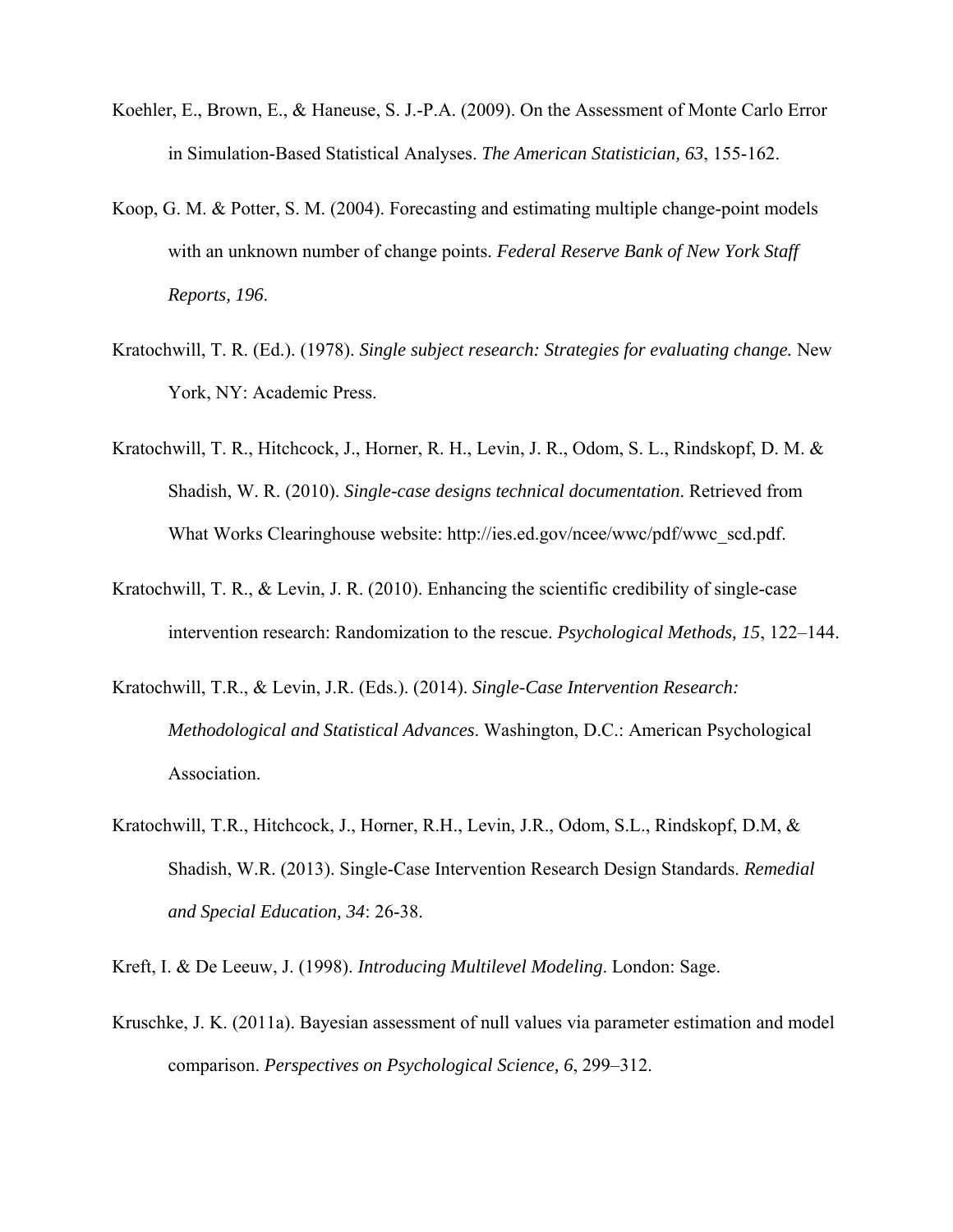Koehler, E., Brown, E., & Haneuse, S. J.-P.A. (2009). On the Assessment of Monte Carlo Error in Simulation-Based Statistical Analyses. *The American Statistician, 63*, 155-162.

Koop, G. M. & Potter, S. M. (2004). Forecasting and estimating multiple change-point models with an unknown number of change points. *Federal Reserve Bank of New York Staff Reports, 196*.

Kratochwill, T. R. (Ed.). (1978). *Single subject research: Strategies for evaluating change.* New York, NY: Academic Press.

Kratochwill, T. R., Hitchcock, J., Horner, R. H., Levin, J. R., Odom, S. L., Rindskopf, D. M. & Shadish, W. R. (2010). *Single-case designs technical documentation*. Retrieved from What Works Clearinghouse website: http://ies.ed.gov/ncee/wwc/pdf/wwc_scd.pdf.

Kratochwill, T. R., & Levin, J. R. (2010). Enhancing the scientific credibility of single-case intervention research: Randomization to the rescue. *Psychological Methods, 15*, 122–144.

Kratochwill, T.R., & Levin, J.R. (Eds.). (2014). *Single-Case Intervention Research: Methodological and Statistical Advances*. Washington, D.C.: American Psychological Association.

Kratochwill, T.R., Hitchcock, J., Horner, R.H., Levin, J.R., Odom, S.L., Rindskopf, D.M, & Shadish, W.R. (2013). Single-Case Intervention Research Design Standards. *Remedial and Special Education, 34*: 26-38.

Kreft, I. & De Leeuw, J. (1998). *Introducing Multilevel Modeling*. London: Sage.

Kruschke, J. K. (2011a). Bayesian assessment of null values via parameter estimation and model comparison. *Perspectives on Psychological Science, 6*, 299–312.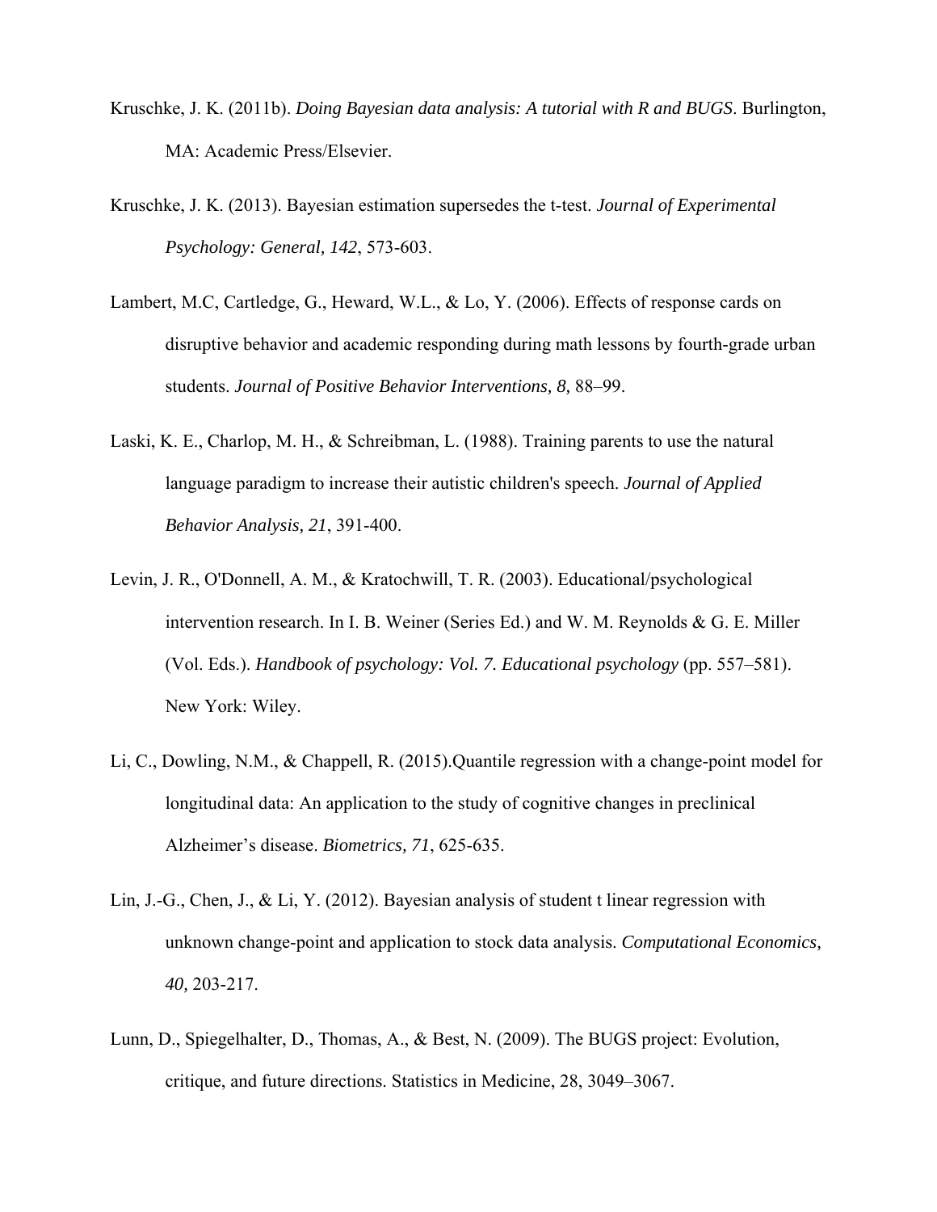Kruschke, J. K. (2011b). *Doing Bayesian data analysis: A tutorial with R and BUGS*. Burlington, MA: Academic Press/Elsevier.

Kruschke, J. K. (2013). Bayesian estimation supersedes the t-test. *Journal of Experimental Psychology: General, 142*, 573-603.

Lambert, M.C, Cartledge, G., Heward, W.L., & Lo, Y. (2006). Effects of response cards on disruptive behavior and academic responding during math lessons by fourth-grade urban students. *Journal of Positive Behavior Interventions, 8,* 88–99.

Laski, K. E., Charlop, M. H., & Schreibman, L. (1988). Training parents to use the natural language paradigm to increase their autistic children's speech. *Journal of Applied Behavior Analysis, 21*, 391-400.

Levin, J. R., O'Donnell, A. M., & Kratochwill, T. R. (2003). Educational/psychological intervention research. In I. B. Weiner (Series Ed.) and W. M. Reynolds & G. E. Miller (Vol. Eds.). *Handbook of psychology: Vol. 7. Educational psychology* (pp. 557–581). New York: Wiley.

Li, C., Dowling, N.M., & Chappell, R. (2015).Quantile regression with a change-point model for longitudinal data: An application to the study of cognitive changes in preclinical Alzheimer's disease. *Biometrics, 71*, 625-635.

Lin, J.-G., Chen, J., & Li, Y. (2012). Bayesian analysis of student t linear regression with unknown change-point and application to stock data analysis. *Computational Economics, 40,* 203-217.

Lunn, D., Spiegelhalter, D., Thomas, A., & Best, N. (2009). The BUGS project: Evolution, critique, and future directions. Statistics in Medicine, 28, 3049–3067.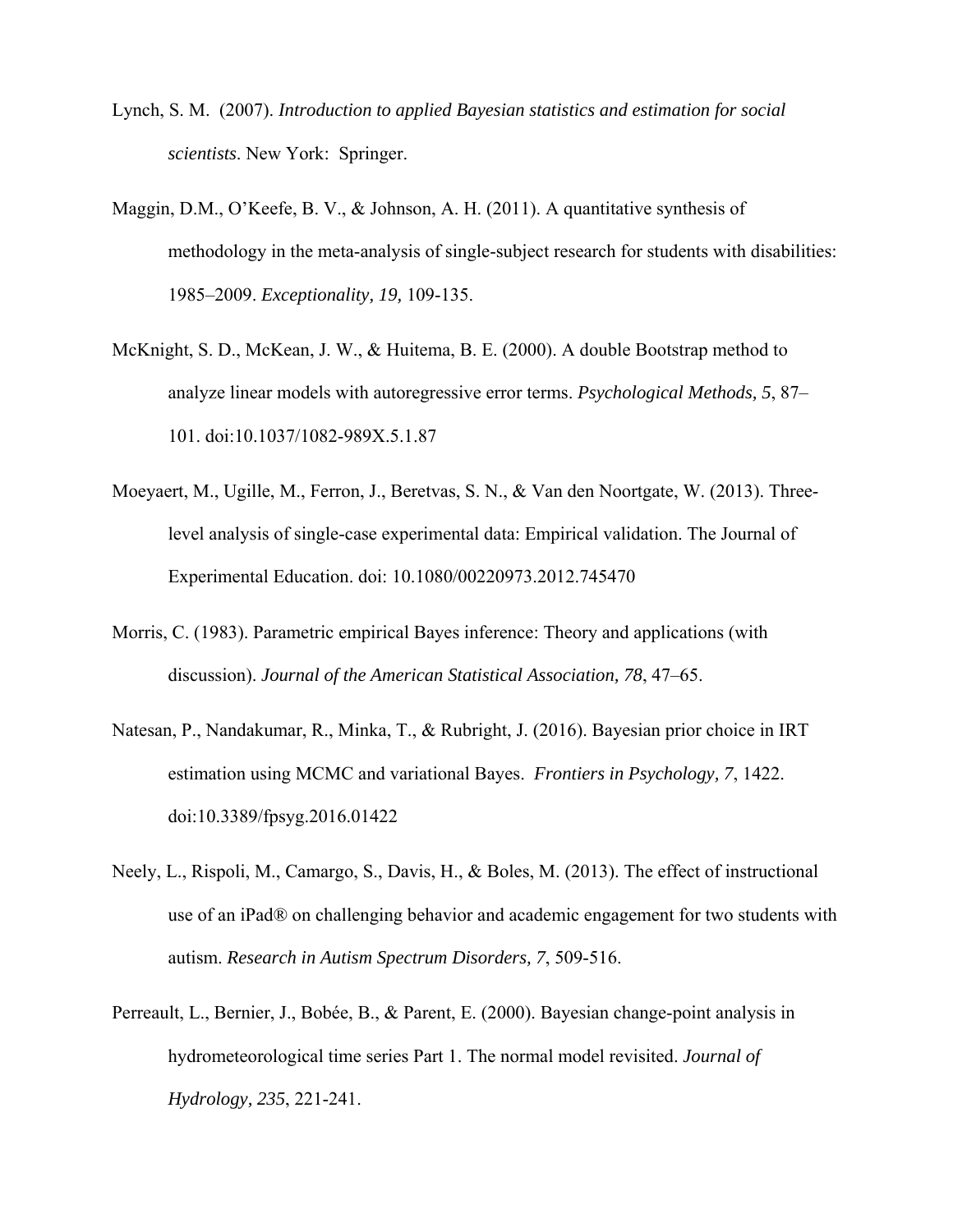Lynch, S. M. (2007). *Introduction to applied Bayesian statistics and estimation for social scientists*. New York: Springer.

Maggin, D.M., O'Keefe, B. V., & Johnson, A. H. (2011). A quantitative synthesis of methodology in the meta-analysis of single-subject research for students with disabilities: 1985–2009. *Exceptionality, 19,* 109-135.

McKnight, S. D., McKean, J. W., & Huitema, B. E. (2000). A double Bootstrap method to analyze linear models with autoregressive error terms. *Psychological Methods, 5*, 87–101. doi:10.1037/1082-989X.5.1.87

Moeyaert, M., Ugille, M., Ferron, J., Beretvas, S. N., & Van den Noortgate, W. (2013). Three-level analysis of single-case experimental data: Empirical validation. The Journal of Experimental Education. doi: 10.1080/00220973.2012.745470

Morris, C. (1983). Parametric empirical Bayes inference: Theory and applications (with discussion). *Journal of the American Statistical Association, 78*, 47–65.

Natesan, P., Nandakumar, R., Minka, T., & Rubright, J. (2016). Bayesian prior choice in IRT estimation using MCMC and variational Bayes. *Frontiers in Psychology, 7*, 1422. doi:10.3389/fpsyg.2016.01422

Neely, L., Rispoli, M., Camargo, S., Davis, H., & Boles, M. (2013). The effect of instructional use of an iPad® on challenging behavior and academic engagement for two students with autism. *Research in Autism Spectrum Disorders, 7*, 509-516.

Perreault, L., Bernier, J., Bobée, B., & Parent, E. (2000). Bayesian change-point analysis in hydrometeorological time series Part 1. The normal model revisited. *Journal of Hydrology, 235*, 221-241.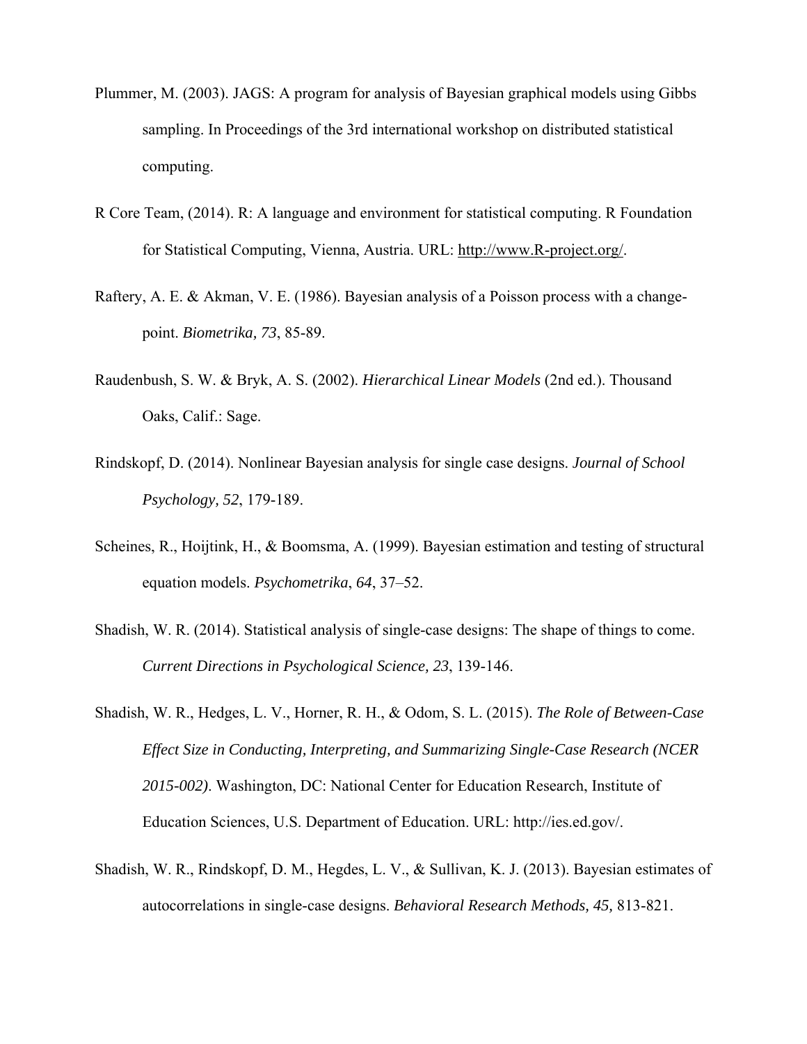Plummer, M. (2003). JAGS: A program for analysis of Bayesian graphical models using Gibbs sampling. In Proceedings of the 3rd international workshop on distributed statistical computing.

R Core Team, (2014). R: A language and environment for statistical computing. R Foundation for Statistical Computing, Vienna, Austria. URL: http://www.R-project.org/.

Raftery, A. E. & Akman, V. E. (1986). Bayesian analysis of a Poisson process with a change-point. *Biometrika, 73*, 85-89.

Raudenbush, S. W. & Bryk, A. S. (2002). *Hierarchical Linear Models* (2nd ed.). Thousand Oaks, Calif.: Sage.

Rindskopf, D. (2014). Nonlinear Bayesian analysis for single case designs. *Journal of School Psychology, 52*, 179-189.

Scheines, R., Hoijtink, H., & Boomsma, A. (1999). Bayesian estimation and testing of structural equation models. *Psychometrika*, *64*, 37–52.

Shadish, W. R. (2014). Statistical analysis of single-case designs: The shape of things to come. *Current Directions in Psychological Science, 23*, 139-146.

Shadish, W. R., Hedges, L. V., Horner, R. H., & Odom, S. L. (2015). *The Role of Between-Case Effect Size in Conducting, Interpreting, and Summarizing Single-Case Research (NCER 2015-002)*. Washington, DC: National Center for Education Research, Institute of Education Sciences, U.S. Department of Education. URL: http://ies.ed.gov/.

Shadish, W. R., Rindskopf, D. M., Hegdes, L. V., & Sullivan, K. J. (2013). Bayesian estimates of autocorrelations in single-case designs. *Behavioral Research Methods, 45,* 813-821.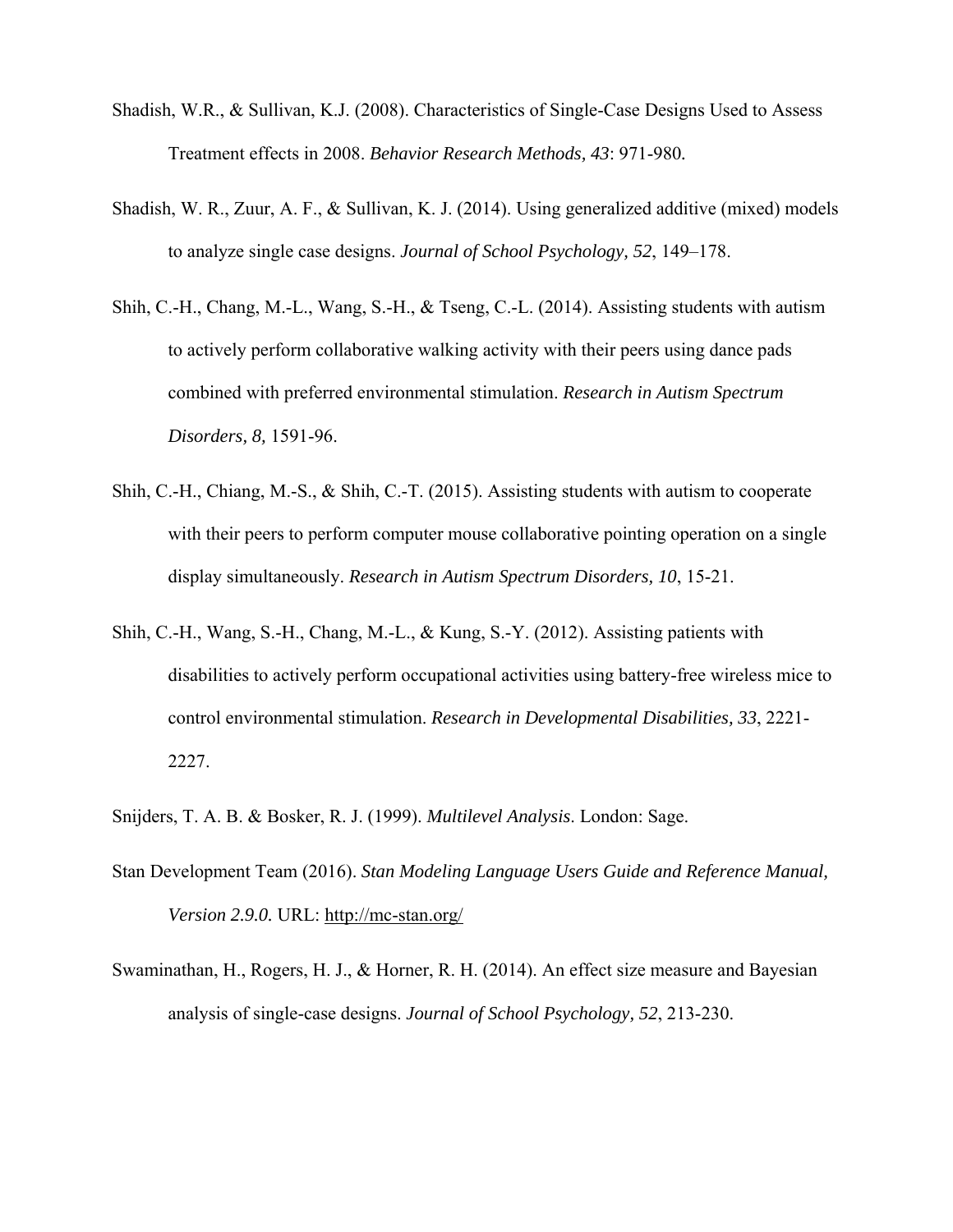Shadish, W.R., & Sullivan, K.J. (2008). Characteristics of Single-Case Designs Used to Assess Treatment effects in 2008. *Behavior Research Methods, 43*: 971-980.

Shadish, W. R., Zuur, A. F., & Sullivan, K. J. (2014). Using generalized additive (mixed) models to analyze single case designs. *Journal of School Psychology, 52*, 149–178.

Shih, C.-H., Chang, M.-L., Wang, S.-H., & Tseng, C.-L. (2014). Assisting students with autism to actively perform collaborative walking activity with their peers using dance pads combined with preferred environmental stimulation. *Research in Autism Spectrum Disorders, 8,* 1591-96.

Shih, C.-H., Chiang, M.-S., & Shih, C.-T. (2015). Assisting students with autism to cooperate with their peers to perform computer mouse collaborative pointing operation on a single display simultaneously. *Research in Autism Spectrum Disorders, 10*, 15-21.

Shih, C.-H., Wang, S.-H., Chang, M.-L., & Kung, S.-Y. (2012). Assisting patients with disabilities to actively perform occupational activities using battery-free wireless mice to control environmental stimulation. *Research in Developmental Disabilities, 33*, 2221-2227.

Snijders, T. A. B. & Bosker, R. J. (1999). *Multilevel Analysis*. London: Sage.

Stan Development Team (2016). *Stan Modeling Language Users Guide and Reference Manual, Version 2.9.0.* URL: http://mc-stan.org/

Swaminathan, H., Rogers, H. J., & Horner, R. H. (2014). An effect size measure and Bayesian analysis of single-case designs. *Journal of School Psychology, 52*, 213-230.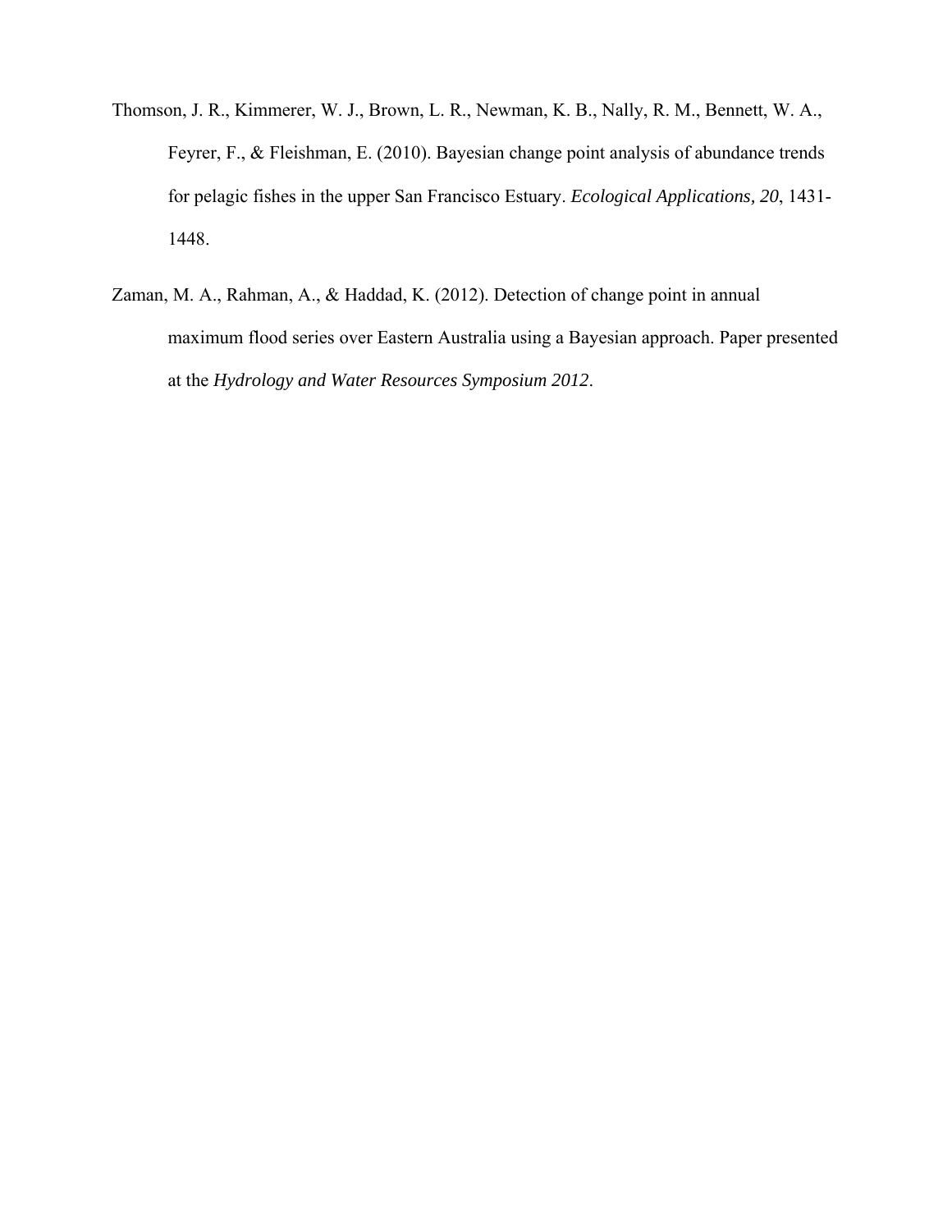Thomson, J. R., Kimmerer, W. J., Brown, L. R., Newman, K. B., Nally, R. M., Bennett, W. A., Feyrer, F., & Fleishman, E. (2010). Bayesian change point analysis of abundance trends for pelagic fishes in the upper San Francisco Estuary. *Ecological Applications, 20*, 1431-1448.

Zaman, M. A., Rahman, A., & Haddad, K. (2012). Detection of change point in annual maximum flood series over Eastern Australia using a Bayesian approach. Paper presented at the *Hydrology and Water Resources Symposium 2012*.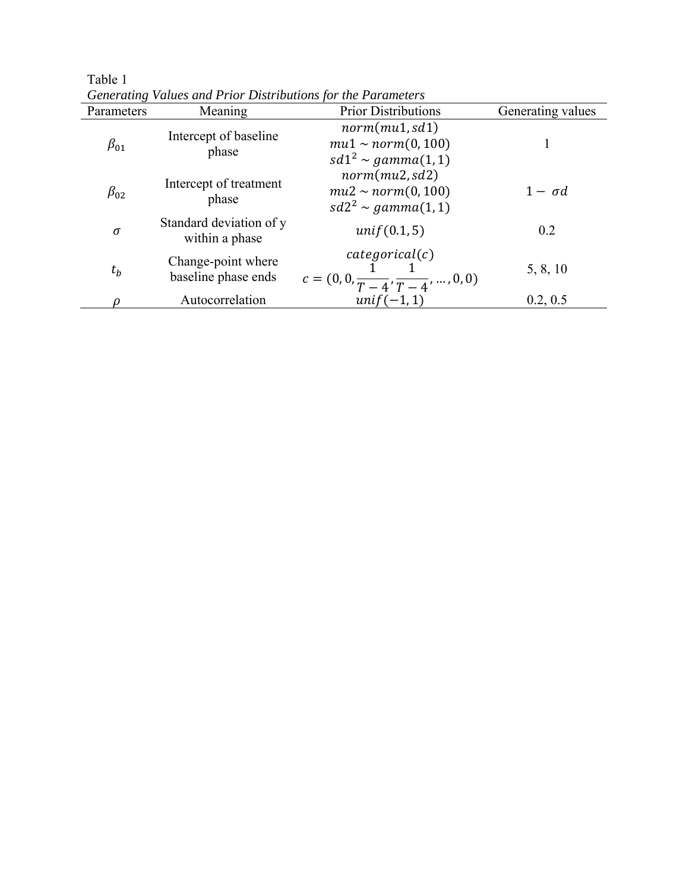Table 1

*Generating Values and Prior Distributions for the Parameters*

| Parameters | Meaning | Prior Distributions | Generating values |
|---|---|---|---|
| $\beta_{01}$ | Intercept of baseline phase | $norm(mu1, sd1)$<br>$mu1 \sim norm(0, 100)$<br>$sd1^2 \sim gamma(1, 1)$ | 1 |
| $\beta_{02}$ | Intercept of treatment phase | $norm(mu2, sd2)$<br>$mu2 \sim norm(0, 100)$<br>$sd2^2 \sim gamma(1, 1)$ | $1 - \sigma d$ |
| $\sigma$ | Standard deviation of y within a phase | $unif(0.1, 5)$ | 0.2 |
| $t_b$ | Change-point where baseline phase ends | $categorical(c)$<br>$c = (0, 0, \frac{1}{T-4}, \frac{1}{T-4}, \ldots, 0, 0)$ | 5, 8, 10 |
| $\rho$ | Autocorrelation | $unif(-1, 1)$ | 0.2, 0.5 |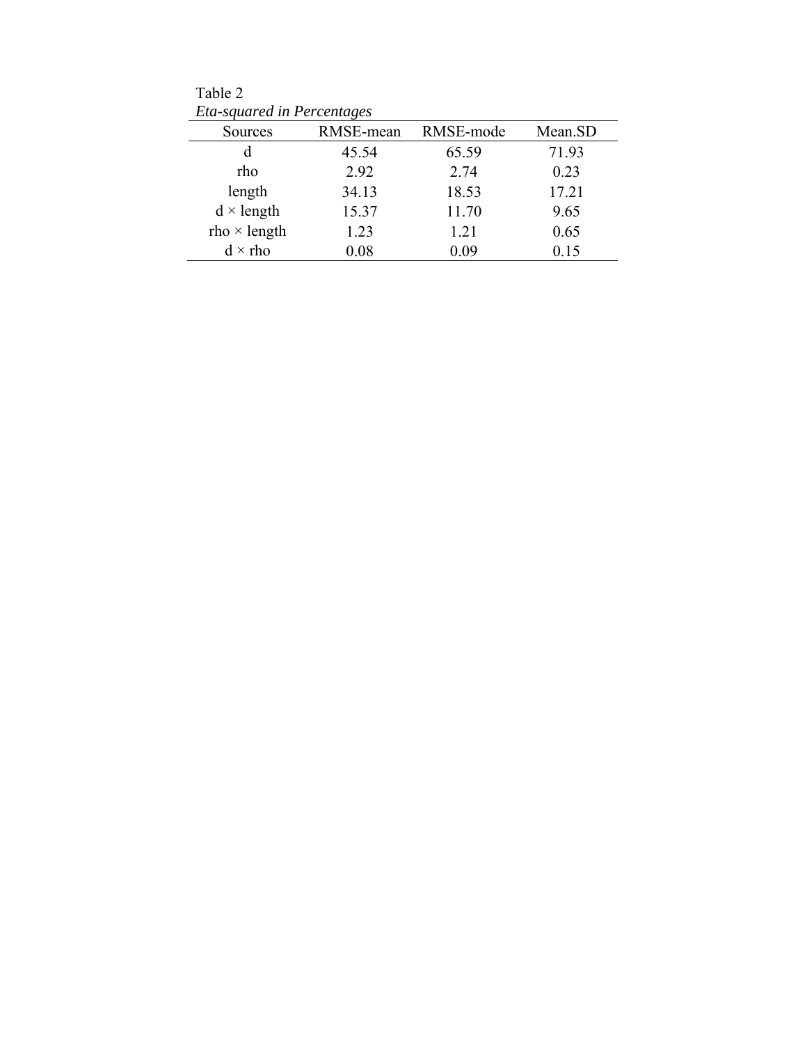Table 2

*Eta-squared in Percentages*

| Sources | RMSE-mean | RMSE-mode | Mean.SD |
|---|---|---|---|
| d | 45.54 | 65.59 | 71.93 |
| rho | 2.92 | 2.74 | 0.23 |
| length | 34.13 | 18.53 | 17.21 |
| d × length | 15.37 | 11.70 | 9.65 |
| rho × length | 1.23 | 1.21 | 0.65 |
| d × rho | 0.08 | 0.09 | 0.15 |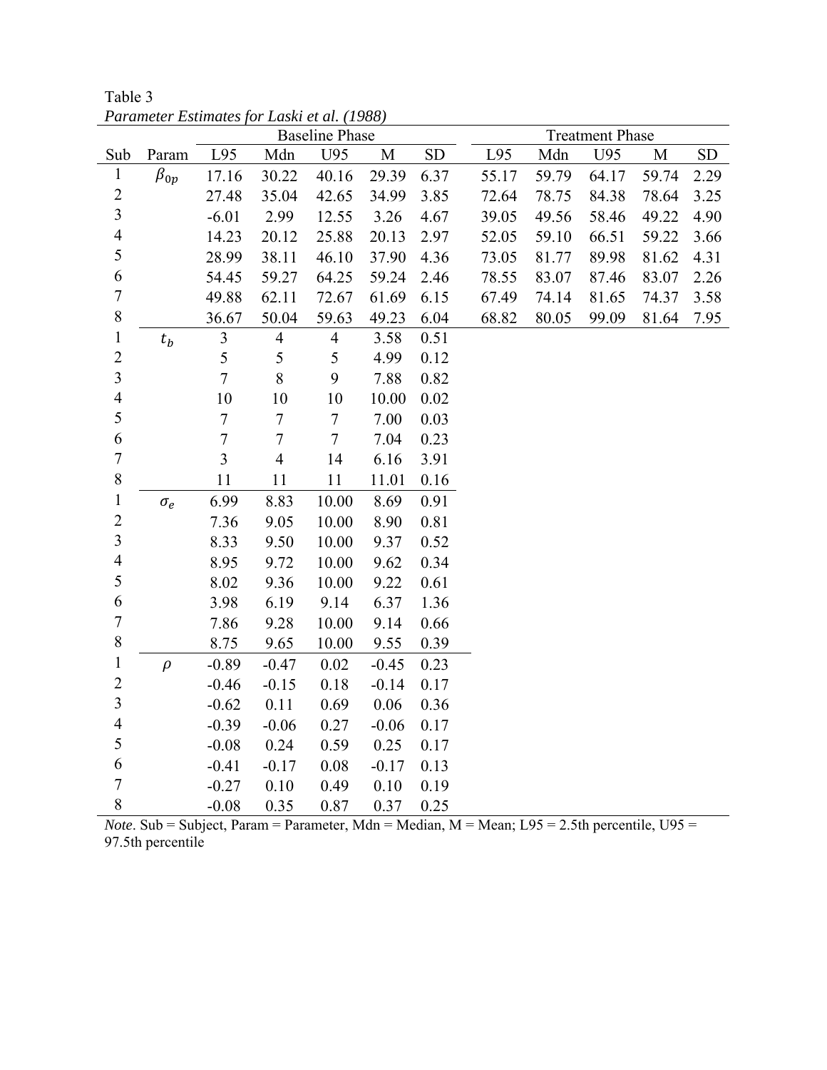Table 3

*Parameter Estimates for Laski et al. (1988)*

| | | Baseline Phase | | | | | Treatment Phase | | | | |
|---|---|---|---|---|---|---|---|---|---|---|---|
| Sub | Param | L95 | Mdn | U95 | M | SD | L95 | Mdn | U95 | M | SD |
| 1 | $\beta_{0p}$ | 17.16 | 30.22 | 40.16 | 29.39 | 6.37 | 55.17 | 59.79 | 64.17 | 59.74 | 2.29 |
| 2 | | 27.48 | 35.04 | 42.65 | 34.99 | 3.85 | 72.64 | 78.75 | 84.38 | 78.64 | 3.25 |
| 3 | | -6.01 | 2.99 | 12.55 | 3.26 | 4.67 | 39.05 | 49.56 | 58.46 | 49.22 | 4.90 |
| 4 | | 14.23 | 20.12 | 25.88 | 20.13 | 2.97 | 52.05 | 59.10 | 66.51 | 59.22 | 3.66 |
| 5 | | 28.99 | 38.11 | 46.10 | 37.90 | 4.36 | 73.05 | 81.77 | 89.98 | 81.62 | 4.31 |
| 6 | | 54.45 | 59.27 | 64.25 | 59.24 | 2.46 | 78.55 | 83.07 | 87.46 | 83.07 | 2.26 |
| 7 | | 49.88 | 62.11 | 72.67 | 61.69 | 6.15 | 67.49 | 74.14 | 81.65 | 74.37 | 3.58 |
| 8 | | 36.67 | 50.04 | 59.63 | 49.23 | 6.04 | 68.82 | 80.05 | 99.09 | 81.64 | 7.95 |
| 1 | $t_b$ | 3 | 4 | 4 | 3.58 | 0.51 | | | | | |
| 2 | | 5 | 5 | 5 | 4.99 | 0.12 | | | | | |
| 3 | | 7 | 8 | 9 | 7.88 | 0.82 | | | | | |
| 4 | | 10 | 10 | 10 | 10.00 | 0.02 | | | | | |
| 5 | | 7 | 7 | 7 | 7.00 | 0.03 | | | | | |
| 6 | | 7 | 7 | 7 | 7.04 | 0.23 | | | | | |
| 7 | | 3 | 4 | 14 | 6.16 | 3.91 | | | | | |
| 8 | | 11 | 11 | 11 | 11.01 | 0.16 | | | | | |
| 1 | $\sigma_e$ | 6.99 | 8.83 | 10.00 | 8.69 | 0.91 | | | | | |
| 2 | | 7.36 | 9.05 | 10.00 | 8.90 | 0.81 | | | | | |
| 3 | | 8.33 | 9.50 | 10.00 | 9.37 | 0.52 | | | | | |
| 4 | | 8.95 | 9.72 | 10.00 | 9.62 | 0.34 | | | | | |
| 5 | | 8.02 | 9.36 | 10.00 | 9.22 | 0.61 | | | | | |
| 6 | | 3.98 | 6.19 | 9.14 | 6.37 | 1.36 | | | | | |
| 7 | | 7.86 | 9.28 | 10.00 | 9.14 | 0.66 | | | | | |
| 8 | | 8.75 | 9.65 | 10.00 | 9.55 | 0.39 | | | | | |
| 1 | $\rho$ | -0.89 | -0.47 | 0.02 | -0.45 | 0.23 | | | | | |
| 2 | | -0.46 | -0.15 | 0.18 | -0.14 | 0.17 | | | | | |
| 3 | | -0.62 | 0.11 | 0.69 | 0.06 | 0.36 | | | | | |
| 4 | | -0.39 | -0.06 | 0.27 | -0.06 | 0.17 | | | | | |
| 5 | | -0.08 | 0.24 | 0.59 | 0.25 | 0.17 | | | | | |
| 6 | | -0.41 | -0.17 | 0.08 | -0.17 | 0.13 | | | | | |
| 7 | | -0.27 | 0.10 | 0.49 | 0.10 | 0.19 | | | | | |
| 8 | | -0.08 | 0.35 | 0.87 | 0.37 | 0.25 | | | | | |

*Note*. Sub = Subject, Param = Parameter, Mdn = Median, M = Mean; L95 = 2.5th percentile, U95 = 97.5th percentile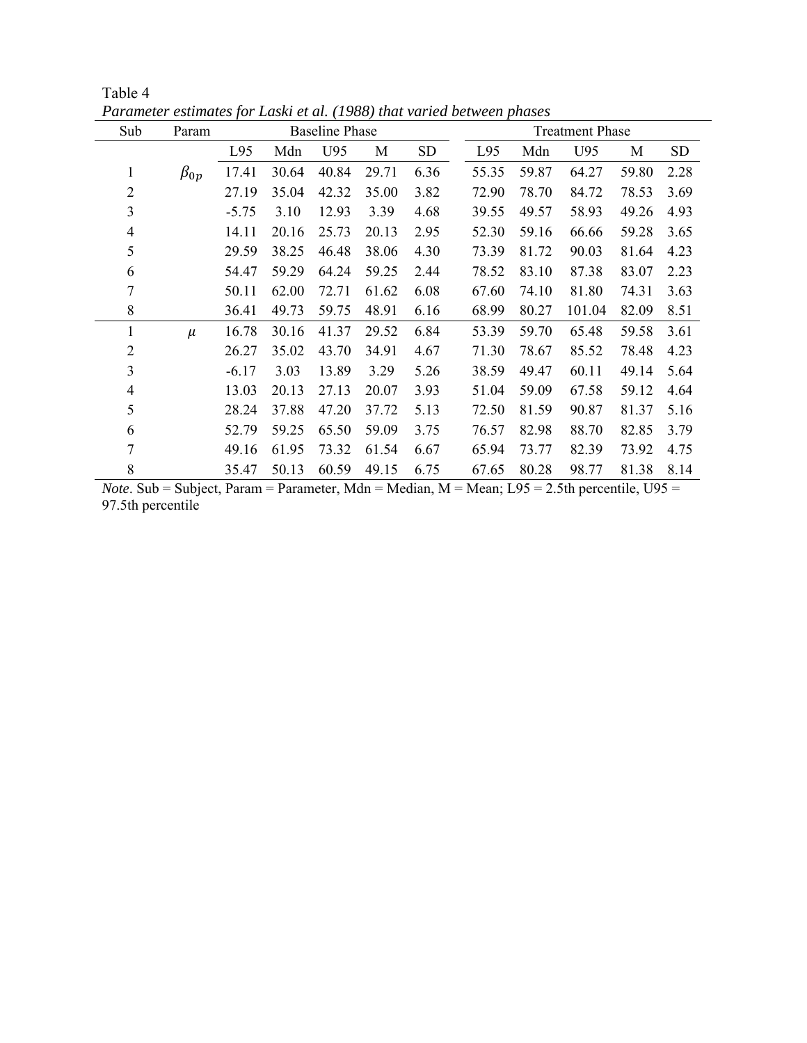Table 4

*Parameter estimates for Laski et al. (1988) that varied between phases*

| Sub | Param | Baseline Phase | | | | | Treatment Phase | | | | |
|---|---|---|---|---|---|---|---|---|---|---|---|
| | | L95 | Mdn | U95 | M | SD | L95 | Mdn | U95 | M | SD |
| 1 | $\beta_{0p}$ | 17.41 | 30.64 | 40.84 | 29.71 | 6.36 | 55.35 | 59.87 | 64.27 | 59.80 | 2.28 |
| 2 | | 27.19 | 35.04 | 42.32 | 35.00 | 3.82 | 72.90 | 78.70 | 84.72 | 78.53 | 3.69 |
| 3 | | -5.75 | 3.10 | 12.93 | 3.39 | 4.68 | 39.55 | 49.57 | 58.93 | 49.26 | 4.93 |
| 4 | | 14.11 | 20.16 | 25.73 | 20.13 | 2.95 | 52.30 | 59.16 | 66.66 | 59.28 | 3.65 |
| 5 | | 29.59 | 38.25 | 46.48 | 38.06 | 4.30 | 73.39 | 81.72 | 90.03 | 81.64 | 4.23 |
| 6 | | 54.47 | 59.29 | 64.24 | 59.25 | 2.44 | 78.52 | 83.10 | 87.38 | 83.07 | 2.23 |
| 7 | | 50.11 | 62.00 | 72.71 | 61.62 | 6.08 | 67.60 | 74.10 | 81.80 | 74.31 | 3.63 |
| 8 | | 36.41 | 49.73 | 59.75 | 48.91 | 6.16 | 68.99 | 80.27 | 101.04 | 82.09 | 8.51 |
| 1 | $\mu$ | 16.78 | 30.16 | 41.37 | 29.52 | 6.84 | 53.39 | 59.70 | 65.48 | 59.58 | 3.61 |
| 2 | | 26.27 | 35.02 | 43.70 | 34.91 | 4.67 | 71.30 | 78.67 | 85.52 | 78.48 | 4.23 |
| 3 | | -6.17 | 3.03 | 13.89 | 3.29 | 5.26 | 38.59 | 49.47 | 60.11 | 49.14 | 5.64 |
| 4 | | 13.03 | 20.13 | 27.13 | 20.07 | 3.93 | 51.04 | 59.09 | 67.58 | 59.12 | 4.64 |
| 5 | | 28.24 | 37.88 | 47.20 | 37.72 | 5.13 | 72.50 | 81.59 | 90.87 | 81.37 | 5.16 |
| 6 | | 52.79 | 59.25 | 65.50 | 59.09 | 3.75 | 76.57 | 82.98 | 88.70 | 82.85 | 3.79 |
| 7 | | 49.16 | 61.95 | 73.32 | 61.54 | 6.67 | 65.94 | 73.77 | 82.39 | 73.92 | 4.75 |
| 8 | | 35.47 | 50.13 | 60.59 | 49.15 | 6.75 | 67.65 | 80.28 | 98.77 | 81.38 | 8.14 |

*Note*. Sub = Subject, Param = Parameter, Mdn = Median, M = Mean; L95 = 2.5th percentile, U95 = 97.5th percentile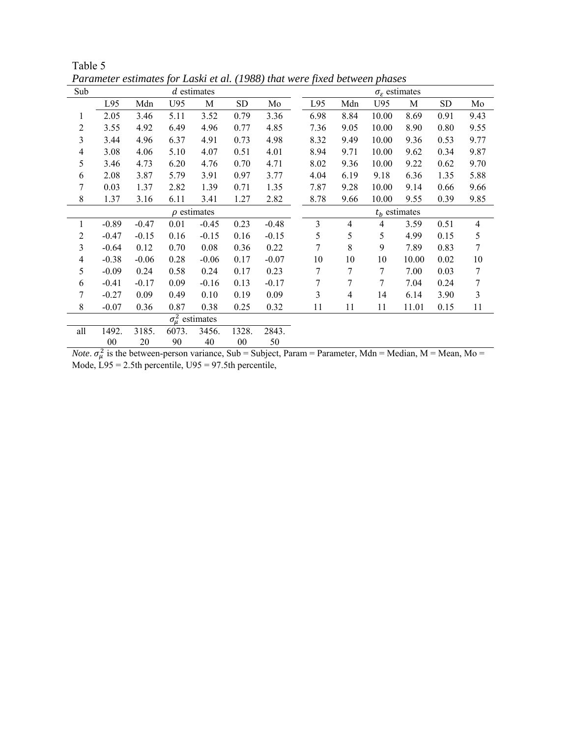Table 5

*Parameter estimates for Laski et al. (1988) that were fixed between phases*

| Sub | $d$ estimates | | | | | | $\sigma_\varepsilon$ estimates | | | | | |
|---|---|---|---|---|---|---|---|---|---|---|---|---|
| | L95 | Mdn | U95 | M | SD | Mo | L95 | Mdn | U95 | M | SD | Mo |
| 1 | 2.05 | 3.46 | 5.11 | 3.52 | 0.79 | 3.36 | 6.98 | 8.84 | 10.00 | 8.69 | 0.91 | 9.43 |
| 2 | 3.55 | 4.92 | 6.49 | 4.96 | 0.77 | 4.85 | 7.36 | 9.05 | 10.00 | 8.90 | 0.80 | 9.55 |
| 3 | 3.44 | 4.96 | 6.37 | 4.91 | 0.73 | 4.98 | 8.32 | 9.49 | 10.00 | 9.36 | 0.53 | 9.77 |
| 4 | 3.08 | 4.06 | 5.10 | 4.07 | 0.51 | 4.01 | 8.94 | 9.71 | 10.00 | 9.62 | 0.34 | 9.87 |
| 5 | 3.46 | 4.73 | 6.20 | 4.76 | 0.70 | 4.71 | 8.02 | 9.36 | 10.00 | 9.22 | 0.62 | 9.70 |
| 6 | 2.08 | 3.87 | 5.79 | 3.91 | 0.97 | 3.77 | 4.04 | 6.19 | 9.18 | 6.36 | 1.35 | 5.88 |
| 7 | 0.03 | 1.37 | 2.82 | 1.39 | 0.71 | 1.35 | 7.87 | 9.28 | 10.00 | 9.14 | 0.66 | 9.66 |
| 8 | 1.37 | 3.16 | 6.11 | 3.41 | 1.27 | 2.82 | 8.78 | 9.66 | 10.00 | 9.55 | 0.39 | 9.85 |
| | $\rho$ estimates | | | | | | $t_b$ estimates | | | | | |
| 1 | -0.89 | -0.47 | 0.01 | -0.45 | 0.23 | -0.48 | 3 | 4 | 4 | 3.59 | 0.51 | 4 |
| 2 | -0.47 | -0.15 | 0.16 | -0.15 | 0.16 | -0.15 | 5 | 5 | 5 | 4.99 | 0.15 | 5 |
| 3 | -0.64 | 0.12 | 0.70 | 0.08 | 0.36 | 0.22 | 7 | 8 | 9 | 7.89 | 0.83 | 7 |
| 4 | -0.38 | -0.06 | 0.28 | -0.06 | 0.17 | -0.07 | 10 | 10 | 10 | 10.00 | 0.02 | 10 |
| 5 | -0.09 | 0.24 | 0.58 | 0.24 | 0.17 | 0.23 | 7 | 7 | 7 | 7.00 | 0.03 | 7 |
| 6 | -0.41 | -0.17 | 0.09 | -0.16 | 0.13 | -0.17 | 7 | 7 | 7 | 7.04 | 0.24 | 7 |
| 7 | -0.27 | 0.09 | 0.49 | 0.10 | 0.19 | 0.09 | 3 | 4 | 14 | 6.14 | 3.90 | 3 |
| 8 | -0.07 | 0.36 | 0.87 | 0.38 | 0.25 | 0.32 | 11 | 11 | 11 | 11.01 | 0.15 | 11 |
| | $\sigma_\mu^2$ estimates | | | | | | | | | | | |
| all | 1492.00 | 3185.20 | 6073.90 | 3456.40 | 1328.00 | 2843.50 | | | | | | |

*Note*. $\sigma_\mu^2$ is the between-person variance, Sub = Subject, Param = Parameter, Mdn = Median, M = Mean, Mo = Mode, L95 = 2.5th percentile, U95 = 97.5th percentile,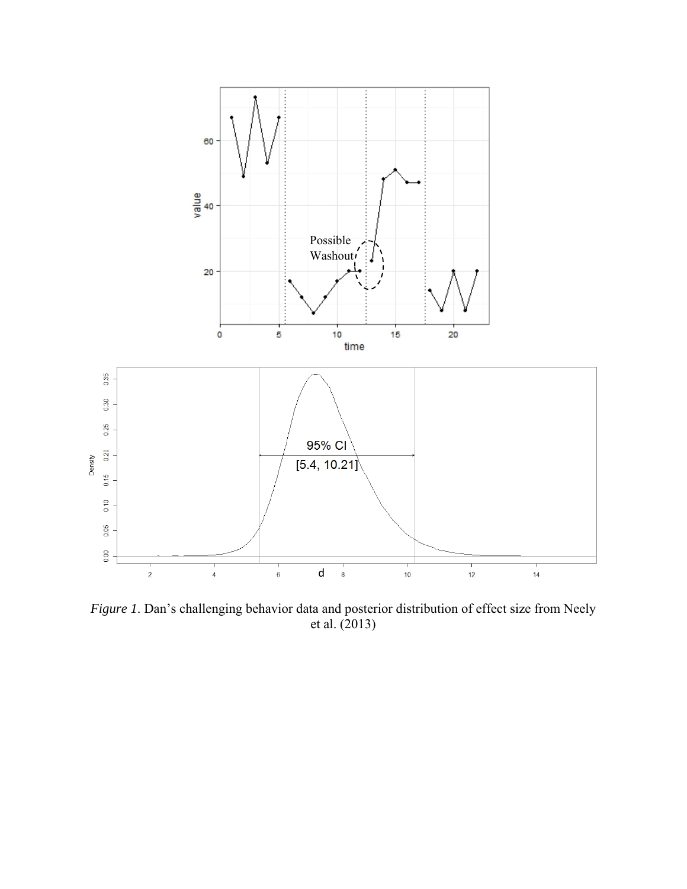*Figure 1*. Dan's challenging behavior data and posterior distribution of effect size from Neely et al. (2013)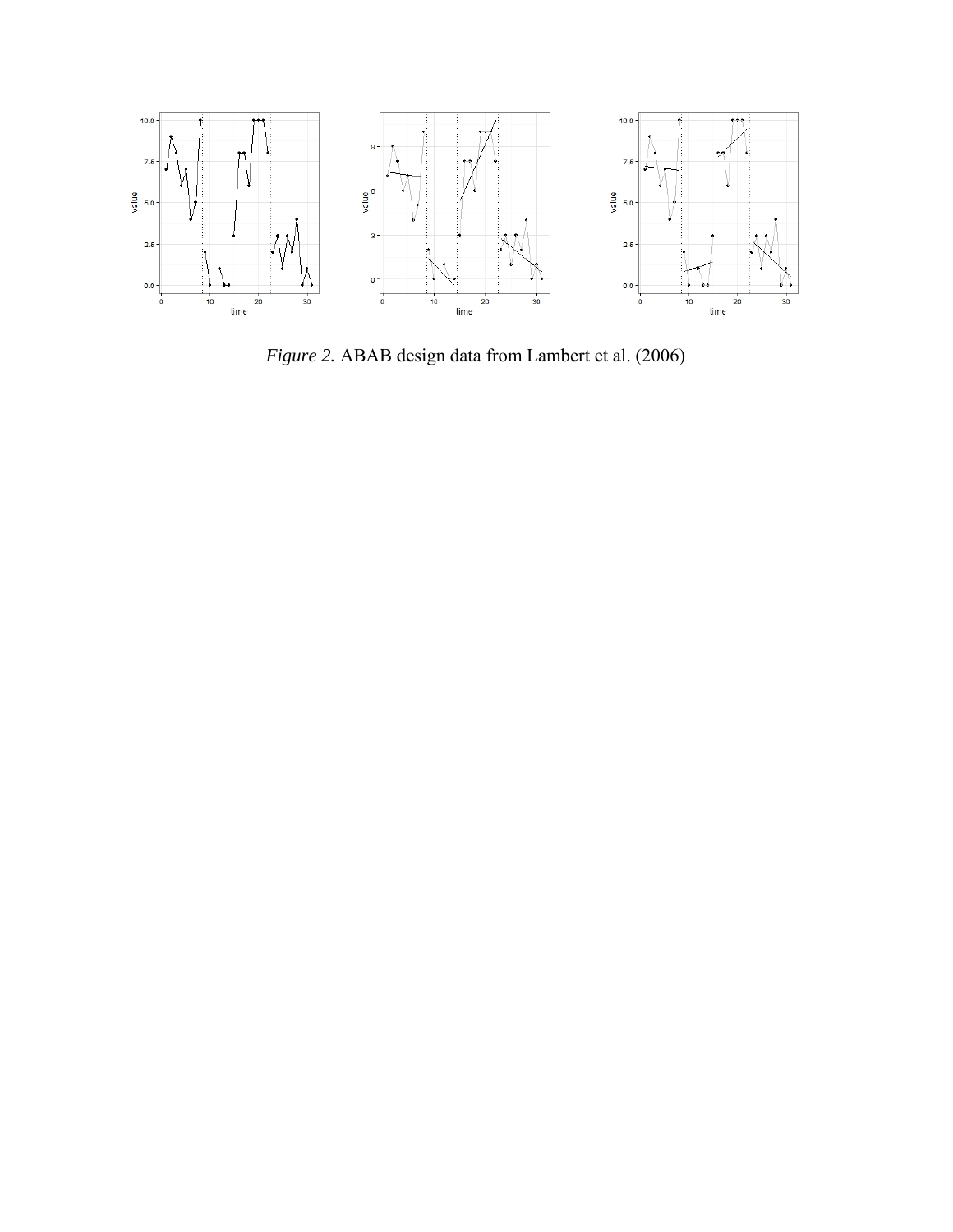*Figure 2.* ABAB design data from Lambert et al. (2006)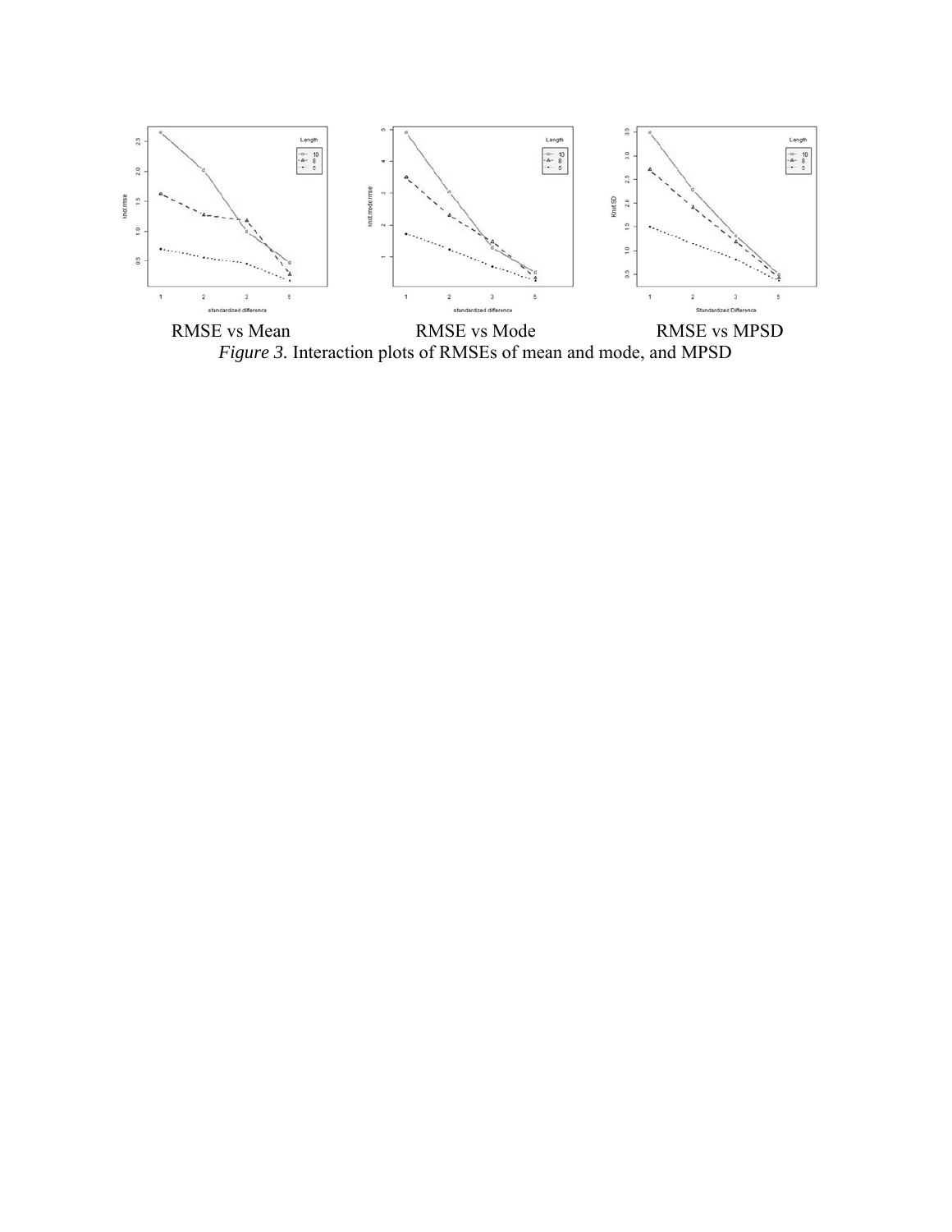RMSE vs Mean RMSE vs Mode RMSE vs MPSD

*Figure 3.* Interaction plots of RMSEs of mean and mode, and MPSD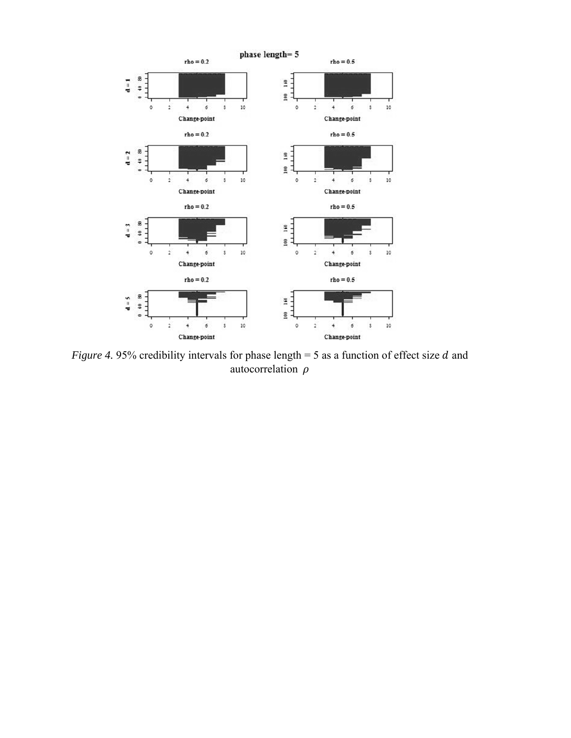*Figure 4.* 95% credibility intervals for phase length = 5 as a function of effect size $d$ and autocorrelation $\rho$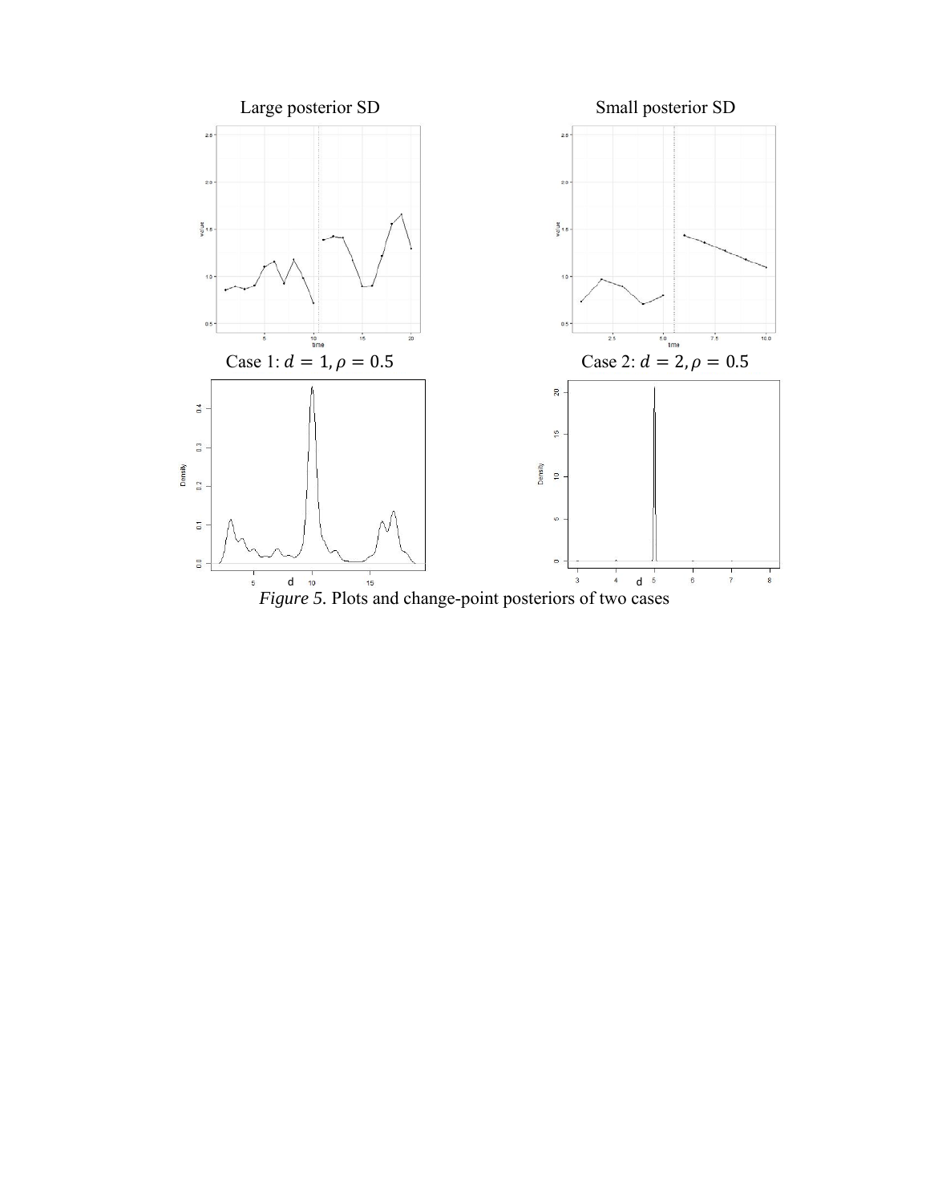Large posterior SD

Small posterior SD

Case 1: $d = 1, \rho = 0.5$

Case 2: $d = 2, \rho = 0.5$

*Figure 5.* Plots and change-point posteriors of two cases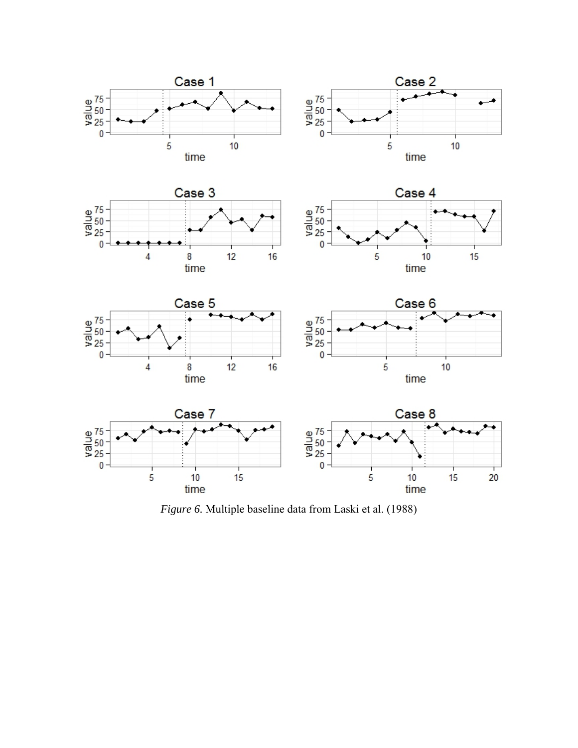*Figure 6.* Multiple baseline data from Laski et al. (1988)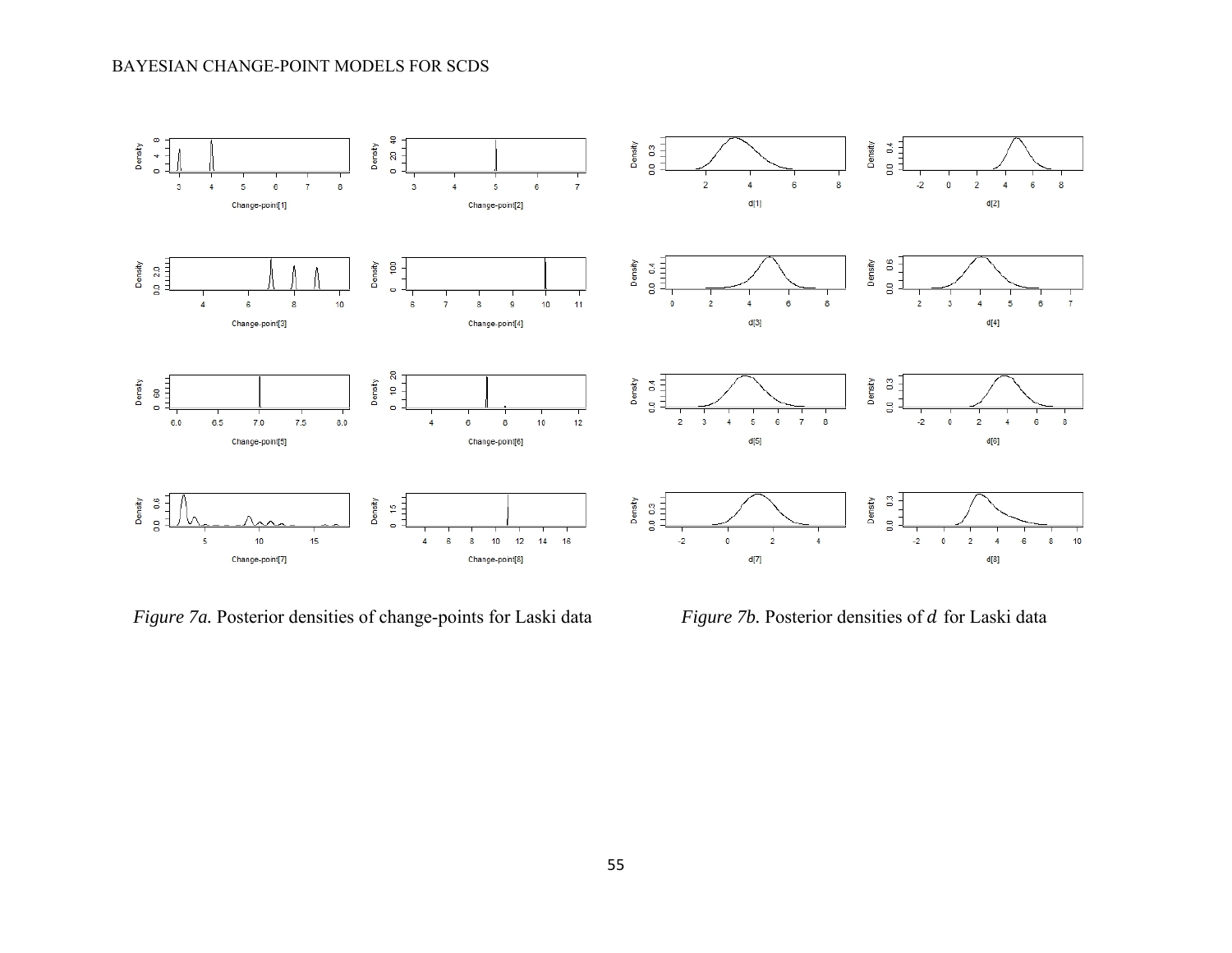*Figure 7a.* Posterior densities of change-points for Laski data

*Figure 7b.* Posterior densities of $d$ for Laski data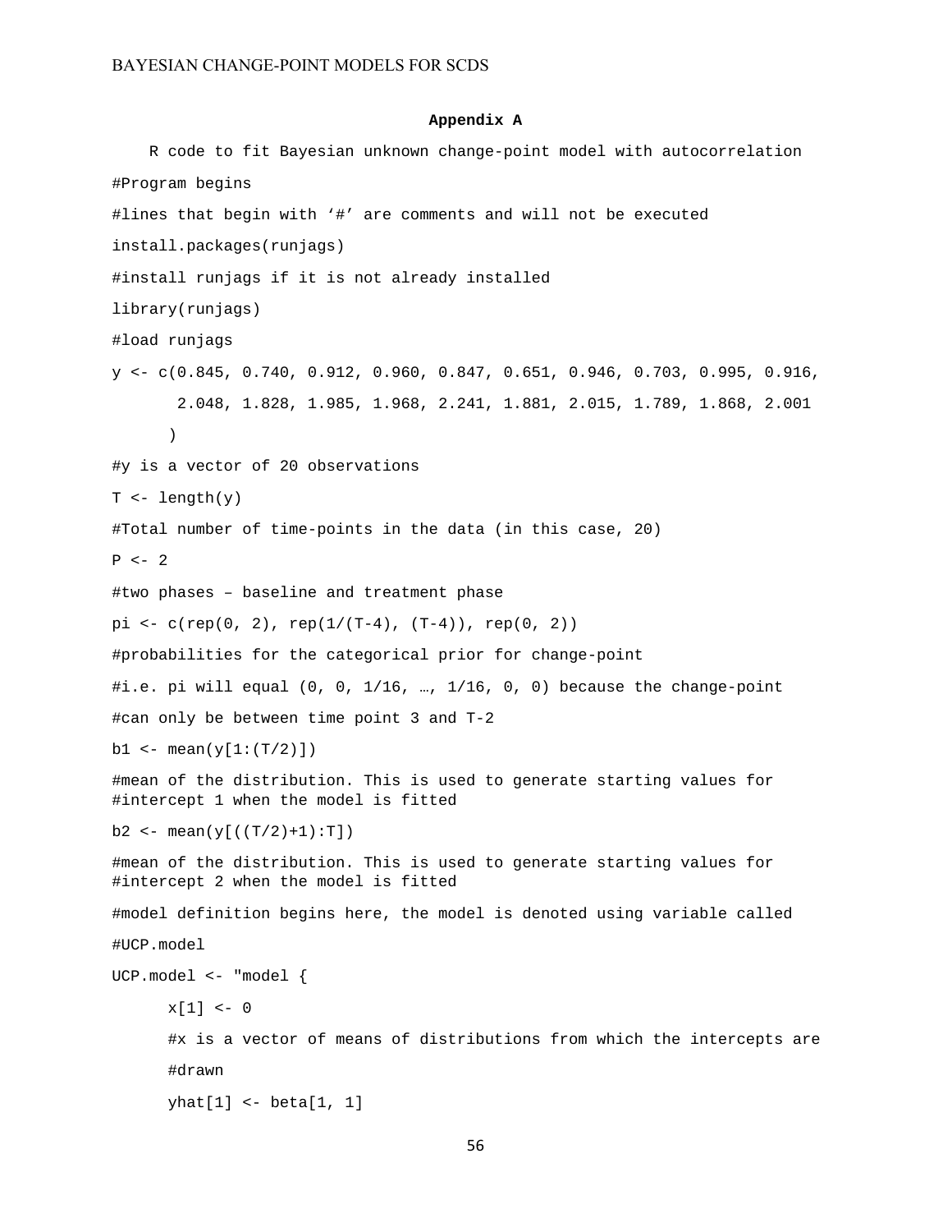## Appendix A

R code to fit Bayesian unknown change-point model with autocorrelation

```
#Program begins
#lines that begin with '#' are comments and will not be executed
install.packages(runjags)
#install runjags if it is not already installed
library(runjags)
#load runjags
y <- c(0.845, 0.740, 0.912, 0.960, 0.847, 0.651, 0.946, 0.703, 0.995, 0.916,
       2.048, 1.828, 1.985, 1.968, 2.241, 1.881, 2.015, 1.789, 1.868, 2.001
      )
#y is a vector of 20 observations
T <- length(y)
#Total number of time-points in the data (in this case, 20)
P <- 2
#two phases – baseline and treatment phase
pi <- c(rep(0, 2), rep(1/(T-4), (T-4)), rep(0, 2))
#probabilities for the categorical prior for change-point
#i.e. pi will equal (0, 0, 1/16, …, 1/16, 0, 0) because the change-point
#can only be between time point 3 and T-2
b1 <- mean(y[1:(T/2)])
#mean of the distribution. This is used to generate starting values for
#intercept 1 when the model is fitted
b2 <- mean(y[((T/2)+1):T])
#mean of the distribution. This is used to generate starting values for
#intercept 2 when the model is fitted
#model definition begins here, the model is denoted using variable called
#UCP.model
UCP.model <- "model {
      x[1] <- 0
      #x is a vector of means of distributions from which the intercepts are
      #drawn
      yhat[1] <- beta[1, 1]
```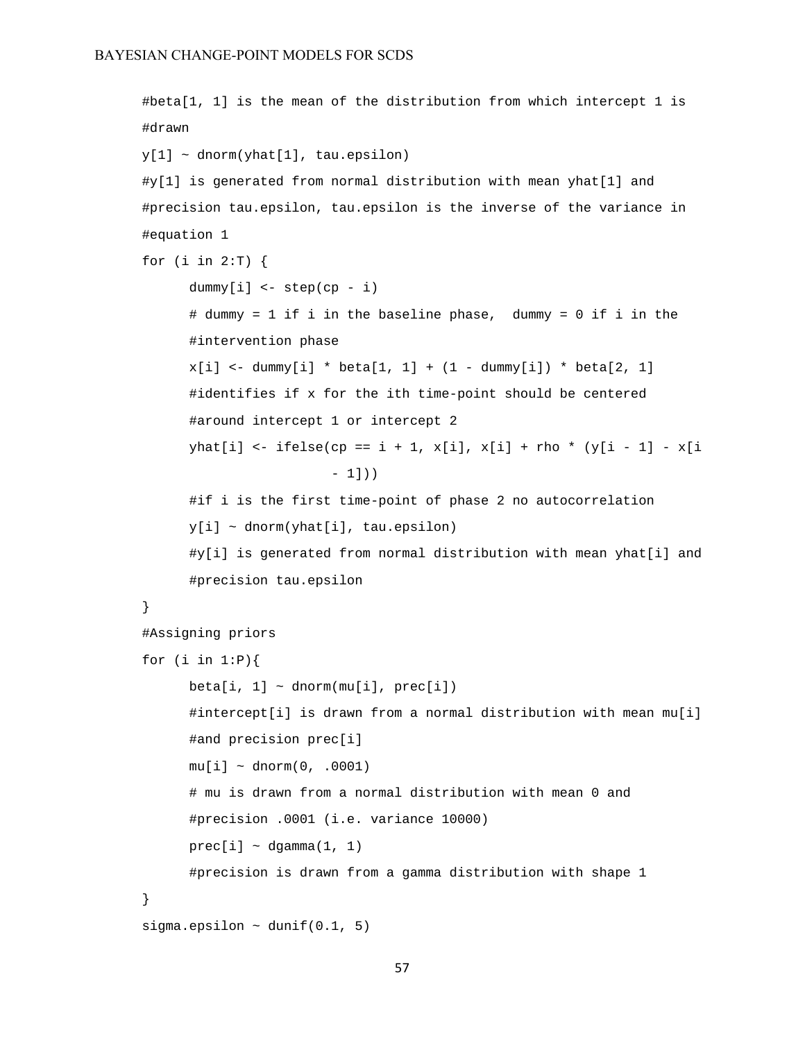```
#beta[1, 1] is the mean of the distribution from which intercept 1 is
#drawn
y[1] ~ dnorm(yhat[1], tau.epsilon)
#y[1] is generated from normal distribution with mean yhat[1] and
#precision tau.epsilon, tau.epsilon is the inverse of the variance in
#equation 1
for (i in 2:T) {
      dummy[i] <- step(cp - i)
      # dummy = 1 if i in the baseline phase,  dummy = 0 if i in the
      #intervention phase
      x[i] <- dummy[i] * beta[1, 1] + (1 - dummy[i]) * beta[2, 1]
      #identifies if x for the ith time-point should be centered
      #around intercept 1 or intercept 2
      yhat[i] <- ifelse(cp == i + 1, x[i], x[i] + rho * (y[i - 1] - x[i
                  - 1]))
      #if i is the first time-point of phase 2 no autocorrelation
      y[i] ~ dnorm(yhat[i], tau.epsilon)
      #y[i] is generated from normal distribution with mean yhat[i] and
      #precision tau.epsilon
}
#Assigning priors
for (i in 1:P){
      beta[i, 1] ~ dnorm(mu[i], prec[i])
      #intercept[i] is drawn from a normal distribution with mean mu[i]
      #and precision prec[i]
      mu[i] ~ dnorm(0, .0001)
      # mu is drawn from a normal distribution with mean 0 and
      #precision .0001 (i.e. variance 10000)
      prec[i] ~ dgamma(1, 1)
      #precision is drawn from a gamma distribution with shape 1
}
sigma.epsilon ~ dunif(0.1, 5)
```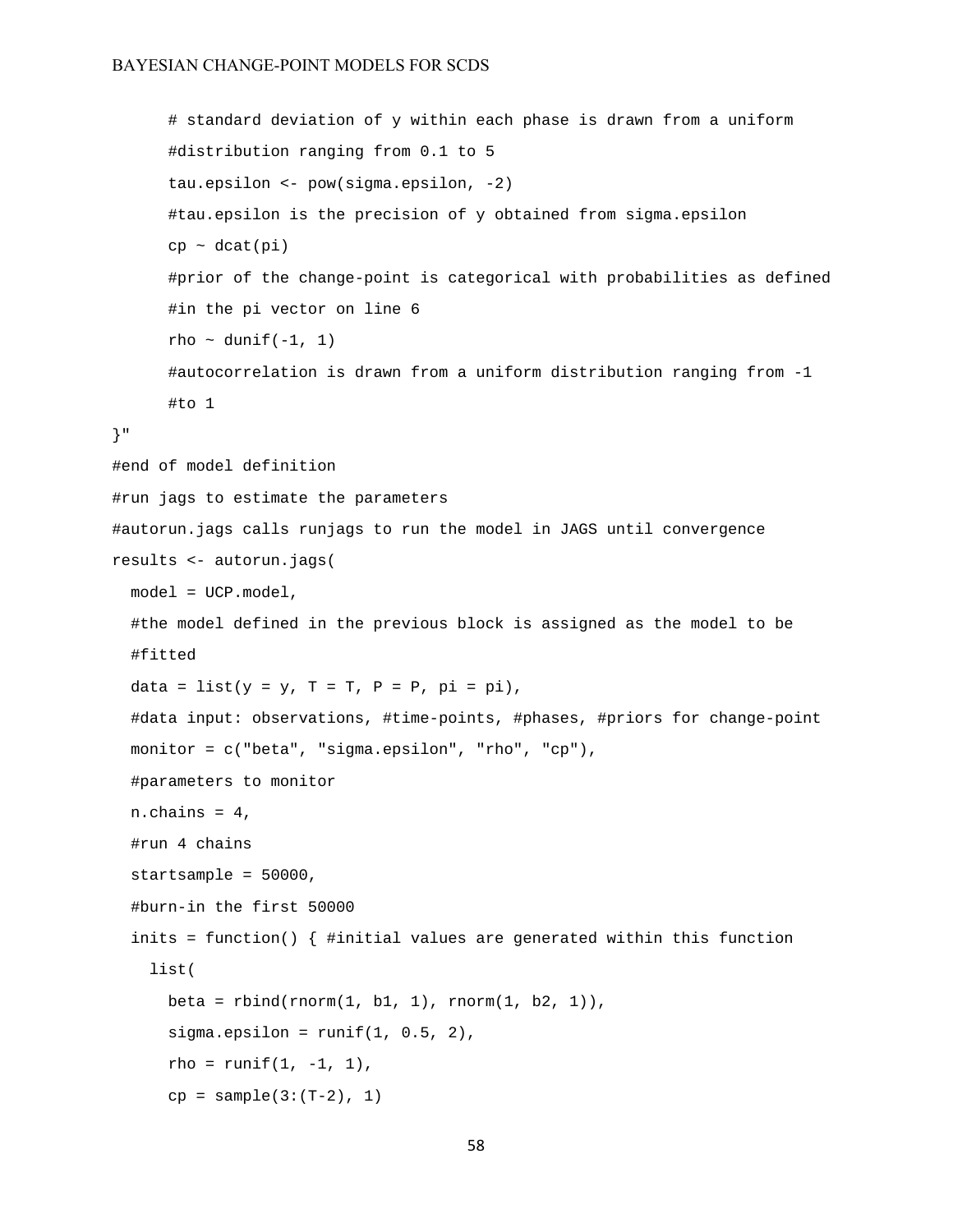```
      # standard deviation of y within each phase is drawn from a uniform
      #distribution ranging from 0.1 to 5
      tau.epsilon <- pow(sigma.epsilon, -2)
      #tau.epsilon is the precision of y obtained from sigma.epsilon
      cp ~ dcat(pi)
      #prior of the change-point is categorical with probabilities as defined
      #in the pi vector on line 6
      rho ~ dunif(-1, 1)
      #autocorrelation is drawn from a uniform distribution ranging from -1
      #to 1
}"
#end of model definition
#run jags to estimate the parameters
#autorun.jags calls runjags to run the model in JAGS until convergence
results <- autorun.jags(
  model = UCP.model,
  #the model defined in the previous block is assigned as the model to be
  #fitted
  data = list(y = y, T = T, P = P, pi = pi),
  #data input: observations, #time-points, #phases, #priors for change-point
  monitor = c("beta", "sigma.epsilon", "rho", "cp"),
  #parameters to monitor
  n.chains = 4,
  #run 4 chains
  startsample = 50000,
  #burn-in the first 50000
  inits = function() { #initial values are generated within this function
    list(
      beta = rbind(rnorm(1, b1, 1), rnorm(1, b2, 1)),
      sigma.epsilon = runif(1, 0.5, 2),
      rho = runif(1, -1, 1),
      cp = sample(3:(T-2), 1)
```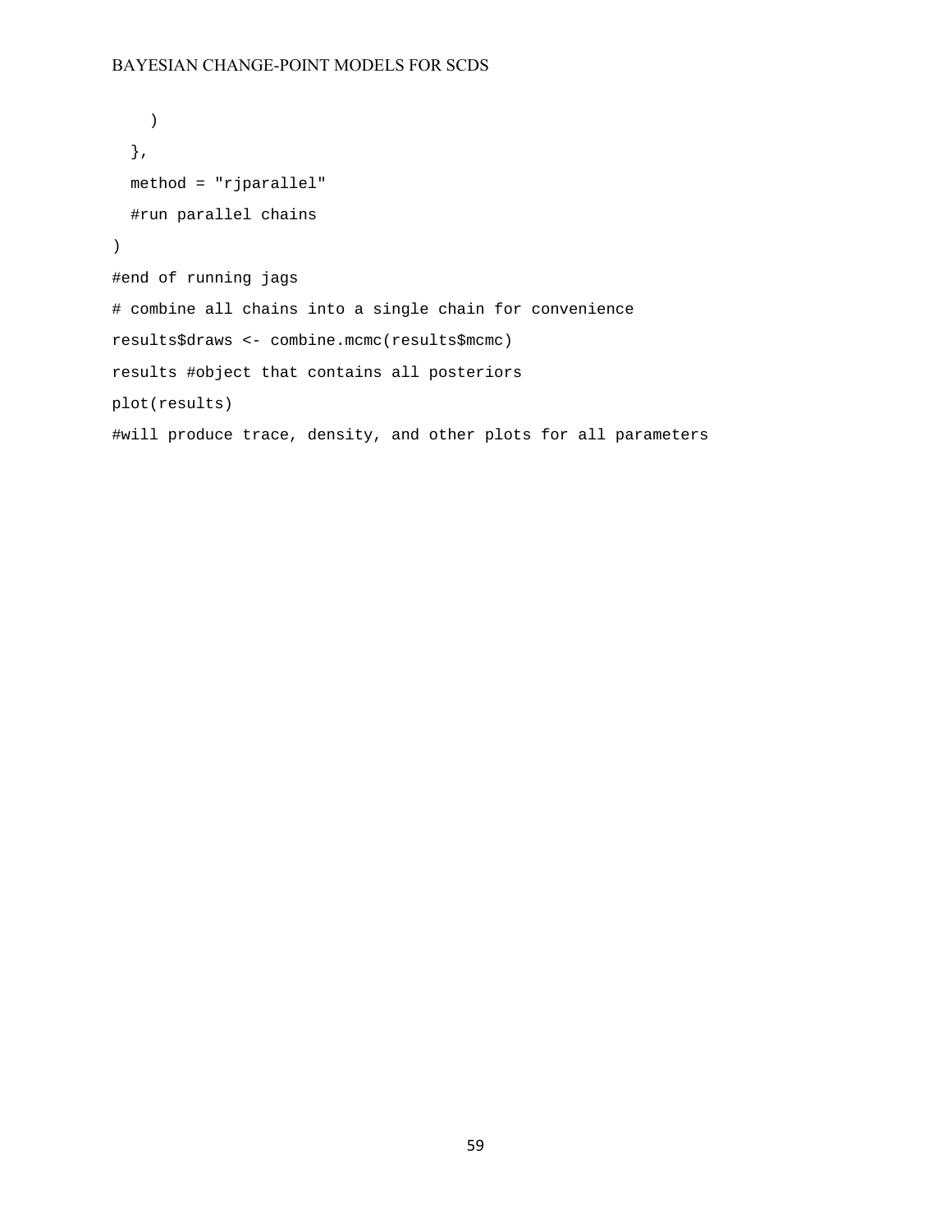```
    )
  },
  method = "rjparallel"
  #run parallel chains
)
#end of running jags
# combine all chains into a single chain for convenience
results$draws <- combine.mcmc(results$mcmc)
results #object that contains all posteriors
plot(results)
#will produce trace, density, and other plots for all parameters
```